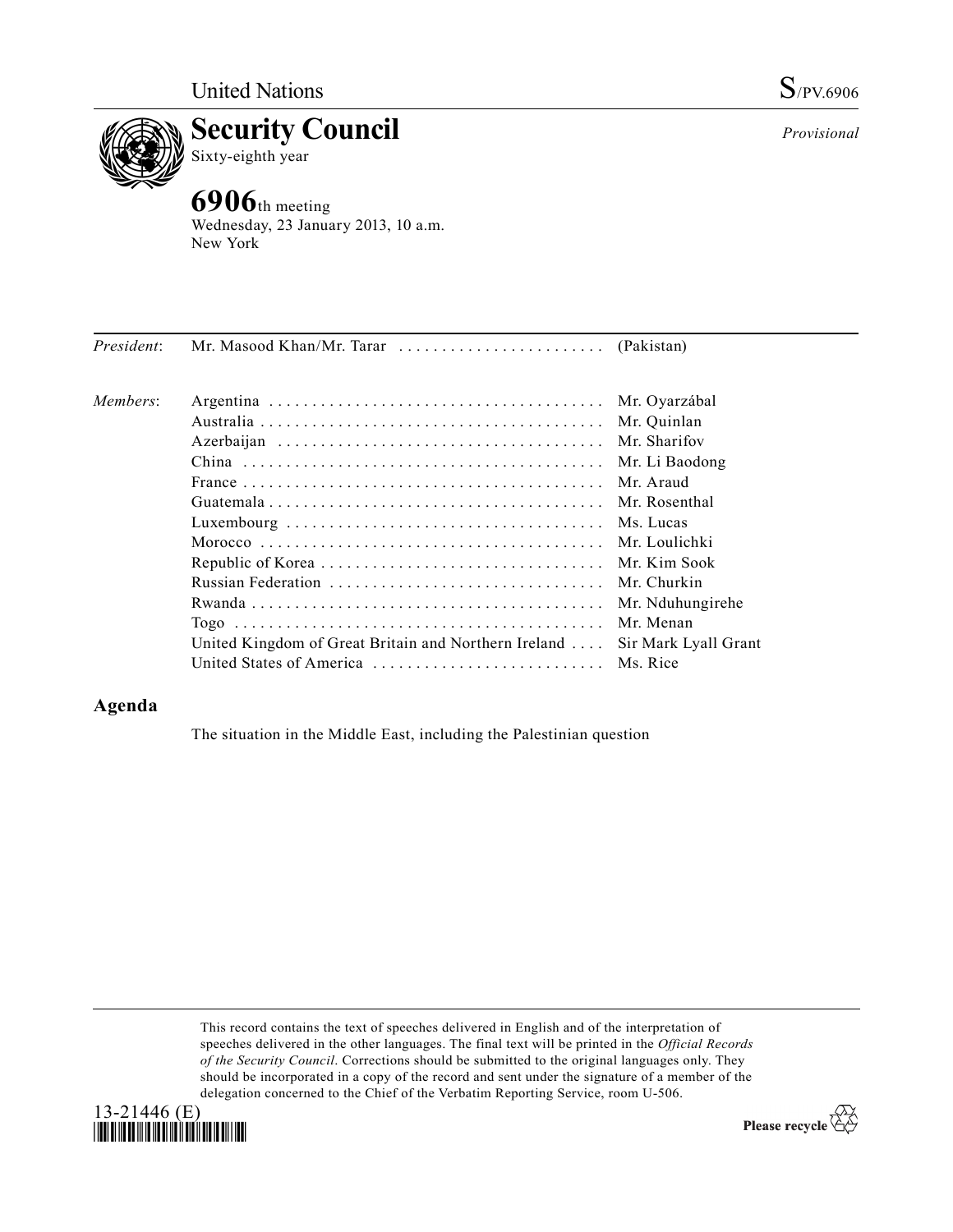United Nations

# S/PV.6906

# Security Council

Sixty-eighth year

*Provisional*

## 6906th meeting

Wednesday, 23 January 2013, 10 a.m.
New York

| | | |
|---|---|---|
| *President*: | Mr. Masood Khan/Mr. Tarar | (Pakistan) |
| *Members*: | Argentina | Mr. Oyarzábal |
| | Australia | Mr. Quinlan |
| | Azerbaijan | Mr. Sharifov |
| | China | Mr. Li Baodong |
| | France | Mr. Araud |
| | Guatemala | Mr. Rosenthal |
| | Luxembourg | Ms. Lucas |
| | Morocco | Mr. Loulichki |
| | Republic of Korea | Mr. Kim Sook |
| | Russian Federation | Mr. Churkin |
| | Rwanda | Mr. Nduhungirehe |
| | Togo | Mr. Menan |
| | United Kingdom of Great Britain and Northern Ireland | Sir Mark Lyall Grant |
| | United States of America | Ms. Rice |

## Agenda

The situation in the Middle East, including the Palestinian question

This record contains the text of speeches delivered in English and of the interpretation of speeches delivered in the other languages. The final text will be printed in the *Official Records of the Security Council*. Corrections should be submitted to the original languages only. They should be incorporated in a copy of the record and sent under the signature of a member of the delegation concerned to the Chief of the Verbatim Reporting Service, room U-506.

13-21446 (E)

Please recycle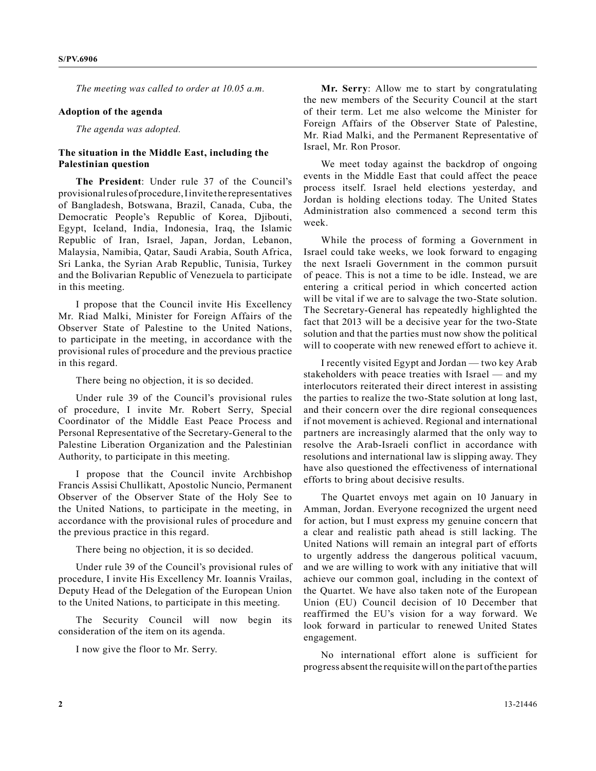*The meeting was called to order at 10.05 a.m.*

**Adoption of the agenda**

*The agenda was adopted.*

**The situation in the Middle East, including the Palestinian question**

**The President**: Under rule 37 of the Council's provisional rules of procedure, I invite the representatives of Bangladesh, Botswana, Brazil, Canada, Cuba, the Democratic People's Republic of Korea, Djibouti, Egypt, Iceland, India, Indonesia, Iraq, the Islamic Republic of Iran, Israel, Japan, Jordan, Lebanon, Malaysia, Namibia, Qatar, Saudi Arabia, South Africa, Sri Lanka, the Syrian Arab Republic, Tunisia, Turkey and the Bolivarian Republic of Venezuela to participate in this meeting.

I propose that the Council invite His Excellency Mr. Riad Malki, Minister for Foreign Affairs of the Observer State of Palestine to the United Nations, to participate in the meeting, in accordance with the provisional rules of procedure and the previous practice in this regard.

There being no objection, it is so decided.

Under rule 39 of the Council's provisional rules of procedure, I invite Mr. Robert Serry, Special Coordinator of the Middle East Peace Process and Personal Representative of the Secretary-General to the Palestine Liberation Organization and the Palestinian Authority, to participate in this meeting.

I propose that the Council invite Archbishop Francis Assisi Chullikatt, Apostolic Nuncio, Permanent Observer of the Observer State of the Holy See to the United Nations, to participate in the meeting, in accordance with the provisional rules of procedure and the previous practice in this regard.

There being no objection, it is so decided.

Under rule 39 of the Council's provisional rules of procedure, I invite His Excellency Mr. Ioannis Vrailas, Deputy Head of the Delegation of the European Union to the United Nations, to participate in this meeting.

The Security Council will now begin its consideration of the item on its agenda.

I now give the floor to Mr. Serry.

**Mr. Serry**: Allow me to start by congratulating the new members of the Security Council at the start of their term. Let me also welcome the Minister for Foreign Affairs of the Observer State of Palestine, Mr. Riad Malki, and the Permanent Representative of Israel, Mr. Ron Prosor.

We meet today against the backdrop of ongoing events in the Middle East that could affect the peace process itself. Israel held elections yesterday, and Jordan is holding elections today. The United States Administration also commenced a second term this week.

While the process of forming a Government in Israel could take weeks, we look forward to engaging the next Israeli Government in the common pursuit of peace. This is not a time to be idle. Instead, we are entering a critical period in which concerted action will be vital if we are to salvage the two-State solution. The Secretary-General has repeatedly highlighted the fact that 2013 will be a decisive year for the two-State solution and that the parties must now show the political will to cooperate with new renewed effort to achieve it.

I recently visited Egypt and Jordan — two key Arab stakeholders with peace treaties with Israel — and my interlocutors reiterated their direct interest in assisting the parties to realize the two-State solution at long last, and their concern over the dire regional consequences if not movement is achieved. Regional and international partners are increasingly alarmed that the only way to resolve the Arab-Israeli conflict in accordance with resolutions and international law is slipping away. They have also questioned the effectiveness of international efforts to bring about decisive results.

The Quartet envoys met again on 10 January in Amman, Jordan. Everyone recognized the urgent need for action, but I must express my genuine concern that a clear and realistic path ahead is still lacking. The United Nations will remain an integral part of efforts to urgently address the dangerous political vacuum, and we are willing to work with any initiative that will achieve our common goal, including in the context of the Quartet. We have also taken note of the European Union (EU) Council decision of 10 December that reaffirmed the EU's vision for a way forward. We look forward in particular to renewed United States engagement.

No international effort alone is sufficient for progress absent the requisite will on the part of the parties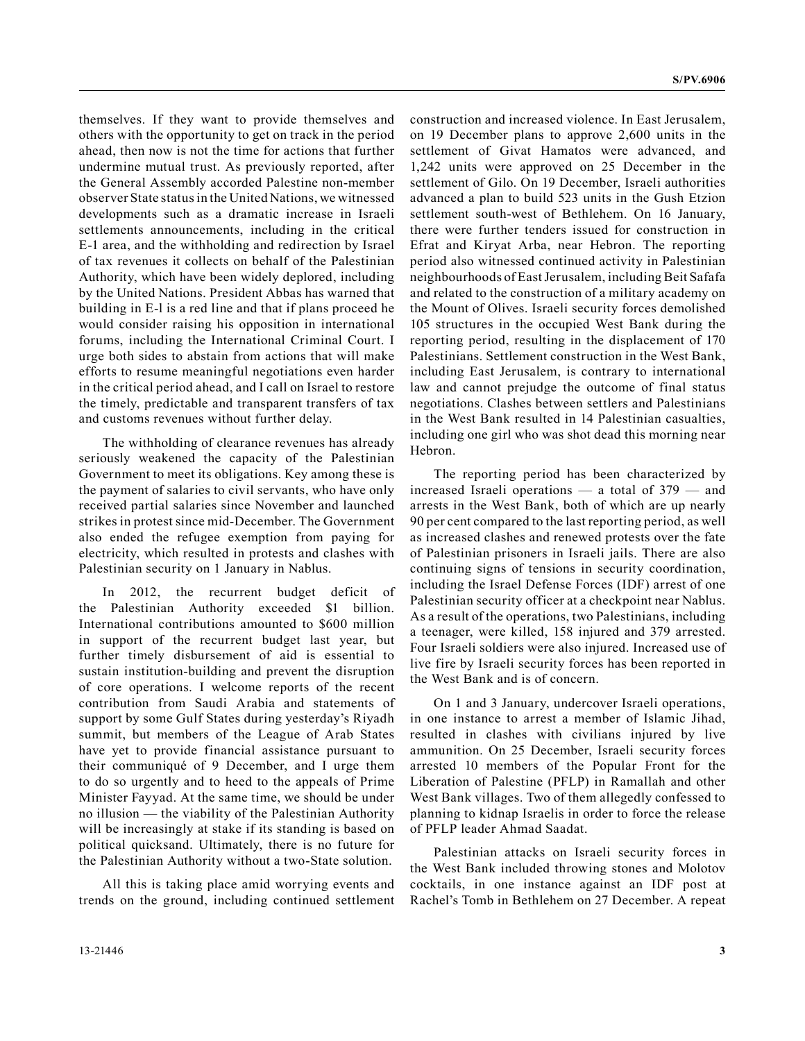themselves. If they want to provide themselves and others with the opportunity to get on track in the period ahead, then now is not the time for actions that further undermine mutual trust. As previously reported, after the General Assembly accorded Palestine non-member observer State status in the United Nations, we witnessed developments such as a dramatic increase in Israeli settlements announcements, including in the critical E-1 area, and the withholding and redirection by Israel of tax revenues it collects on behalf of the Palestinian Authority, which have been widely deplored, including by the United Nations. President Abbas has warned that building in E-l is a red line and that if plans proceed he would consider raising his opposition in international forums, including the International Criminal Court. I urge both sides to abstain from actions that will make efforts to resume meaningful negotiations even harder in the critical period ahead, and I call on Israel to restore the timely, predictable and transparent transfers of tax and customs revenues without further delay.

The withholding of clearance revenues has already seriously weakened the capacity of the Palestinian Government to meet its obligations. Key among these is the payment of salaries to civil servants, who have only received partial salaries since November and launched strikes in protest since mid-December. The Government also ended the refugee exemption from paying for electricity, which resulted in protests and clashes with Palestinian security on 1 January in Nablus.

In 2012, the recurrent budget deficit of the Palestinian Authority exceeded $1 billion. International contributions amounted to $600 million in support of the recurrent budget last year, but further timely disbursement of aid is essential to sustain institution-building and prevent the disruption of core operations. I welcome reports of the recent contribution from Saudi Arabia and statements of support by some Gulf States during yesterday's Riyadh summit, but members of the League of Arab States have yet to provide financial assistance pursuant to their communiqué of 9 December, and I urge them to do so urgently and to heed to the appeals of Prime Minister Fayyad. At the same time, we should be under no illusion — the viability of the Palestinian Authority will be increasingly at stake if its standing is based on political quicksand. Ultimately, there is no future for the Palestinian Authority without a two-State solution.

All this is taking place amid worrying events and trends on the ground, including continued settlement construction and increased violence. In East Jerusalem, on 19 December plans to approve 2,600 units in the settlement of Givat Hamatos were advanced, and 1,242 units were approved on 25 December in the settlement of Gilo. On 19 December, Israeli authorities advanced a plan to build 523 units in the Gush Etzion settlement south-west of Bethlehem. On 16 January, there were further tenders issued for construction in Efrat and Kiryat Arba, near Hebron. The reporting period also witnessed continued activity in Palestinian neighbourhoods of East Jerusalem, including Beit Safafa and related to the construction of a military academy on the Mount of Olives. Israeli security forces demolished 105 structures in the occupied West Bank during the reporting period, resulting in the displacement of 170 Palestinians. Settlement construction in the West Bank, including East Jerusalem, is contrary to international law and cannot prejudge the outcome of final status negotiations. Clashes between settlers and Palestinians in the West Bank resulted in 14 Palestinian casualties, including one girl who was shot dead this morning near Hebron.

The reporting period has been characterized by increased Israeli operations — a total of 379 — and arrests in the West Bank, both of which are up nearly 90 per cent compared to the last reporting period, as well as increased clashes and renewed protests over the fate of Palestinian prisoners in Israeli jails. There are also continuing signs of tensions in security coordination, including the Israel Defense Forces (IDF) arrest of one Palestinian security officer at a checkpoint near Nablus. As a result of the operations, two Palestinians, including a teenager, were killed, 158 injured and 379 arrested. Four Israeli soldiers were also injured. Increased use of live fire by Israeli security forces has been reported in the West Bank and is of concern.

On 1 and 3 January, undercover Israeli operations, in one instance to arrest a member of Islamic Jihad, resulted in clashes with civilians injured by live ammunition. On 25 December, Israeli security forces arrested 10 members of the Popular Front for the Liberation of Palestine (PFLP) in Ramallah and other West Bank villages. Two of them allegedly confessed to planning to kidnap Israelis in order to force the release of PFLP leader Ahmad Saadat.

Palestinian attacks on Israeli security forces in the West Bank included throwing stones and Molotov cocktails, in one instance against an IDF post at Rachel's Tomb in Bethlehem on 27 December. A repeat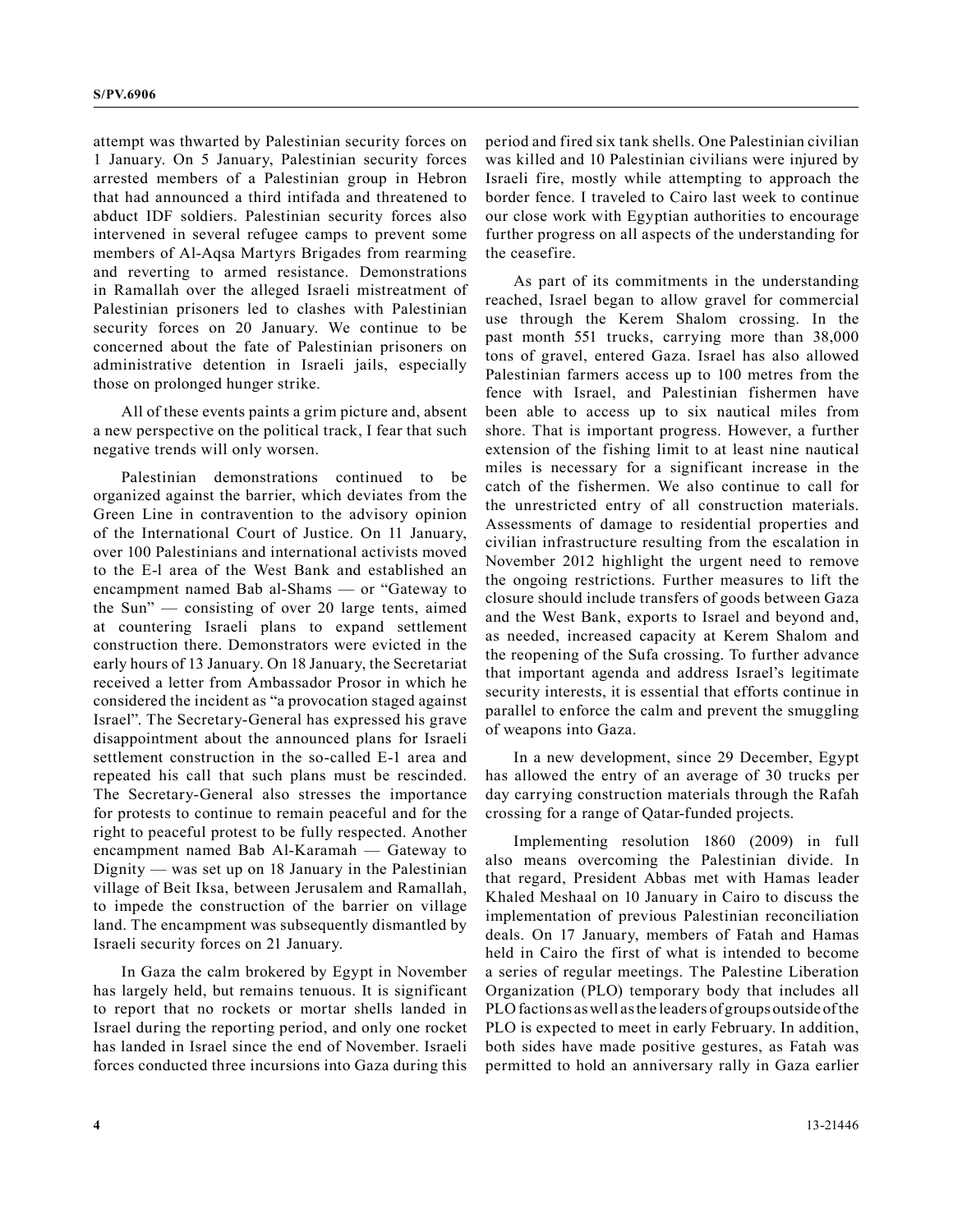attempt was thwarted by Palestinian security forces on 1 January. On 5 January, Palestinian security forces arrested members of a Palestinian group in Hebron that had announced a third intifada and threatened to abduct IDF soldiers. Palestinian security forces also intervened in several refugee camps to prevent some members of Al-Aqsa Martyrs Brigades from rearming and reverting to armed resistance. Demonstrations in Ramallah over the alleged Israeli mistreatment of Palestinian prisoners led to clashes with Palestinian security forces on 20 January. We continue to be concerned about the fate of Palestinian prisoners on administrative detention in Israeli jails, especially those on prolonged hunger strike.

All of these events paints a grim picture and, absent a new perspective on the political track, I fear that such negative trends will only worsen.

Palestinian demonstrations continued to be organized against the barrier, which deviates from the Green Line in contravention to the advisory opinion of the International Court of Justice. On 11 January, over 100 Palestinians and international activists moved to the E-l area of the West Bank and established an encampment named Bab al-Shams — or "Gateway to the Sun" — consisting of over 20 large tents, aimed at countering Israeli plans to expand settlement construction there. Demonstrators were evicted in the early hours of 13 January. On 18 January, the Secretariat received a letter from Ambassador Prosor in which he considered the incident as "a provocation staged against Israel". The Secretary-General has expressed his grave disappointment about the announced plans for Israeli settlement construction in the so-called E-1 area and repeated his call that such plans must be rescinded. The Secretary-General also stresses the importance for protests to continue to remain peaceful and for the right to peaceful protest to be fully respected. Another encampment named Bab Al-Karamah — Gateway to Dignity — was set up on 18 January in the Palestinian village of Beit Iksa, between Jerusalem and Ramallah, to impede the construction of the barrier on village land. The encampment was subsequently dismantled by Israeli security forces on 21 January.

In Gaza the calm brokered by Egypt in November has largely held, but remains tenuous. It is significant to report that no rockets or mortar shells landed in Israel during the reporting period, and only one rocket has landed in Israel since the end of November. Israeli forces conducted three incursions into Gaza during this period and fired six tank shells. One Palestinian civilian was killed and 10 Palestinian civilians were injured by Israeli fire, mostly while attempting to approach the border fence. I traveled to Cairo last week to continue our close work with Egyptian authorities to encourage further progress on all aspects of the understanding for the ceasefire.

As part of its commitments in the understanding reached, Israel began to allow gravel for commercial use through the Kerem Shalom crossing. In the past month 551 trucks, carrying more than 38,000 tons of gravel, entered Gaza. Israel has also allowed Palestinian farmers access up to 100 metres from the fence with Israel, and Palestinian fishermen have been able to access up to six nautical miles from shore. That is important progress. However, a further extension of the fishing limit to at least nine nautical miles is necessary for a significant increase in the catch of the fishermen. We also continue to call for the unrestricted entry of all construction materials. Assessments of damage to residential properties and civilian infrastructure resulting from the escalation in November 2012 highlight the urgent need to remove the ongoing restrictions. Further measures to lift the closure should include transfers of goods between Gaza and the West Bank, exports to Israel and beyond and, as needed, increased capacity at Kerem Shalom and the reopening of the Sufa crossing. To further advance that important agenda and address Israel's legitimate security interests, it is essential that efforts continue in parallel to enforce the calm and prevent the smuggling of weapons into Gaza.

In a new development, since 29 December, Egypt has allowed the entry of an average of 30 trucks per day carrying construction materials through the Rafah crossing for a range of Qatar-funded projects.

Implementing resolution 1860 (2009) in full also means overcoming the Palestinian divide. In that regard, President Abbas met with Hamas leader Khaled Meshaal on 10 January in Cairo to discuss the implementation of previous Palestinian reconciliation deals. On 17 January, members of Fatah and Hamas held in Cairo the first of what is intended to become a series of regular meetings. The Palestine Liberation Organization (PLO) temporary body that includes all PLO factions as well as the leaders of groups outside of the PLO is expected to meet in early February. In addition, both sides have made positive gestures, as Fatah was permitted to hold an anniversary rally in Gaza earlier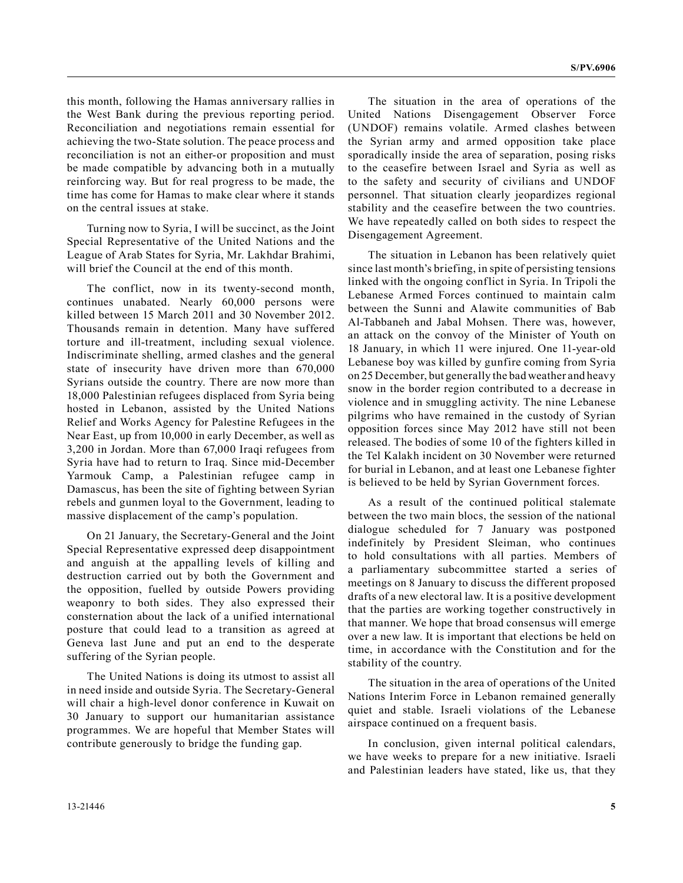this month, following the Hamas anniversary rallies in the West Bank during the previous reporting period. Reconciliation and negotiations remain essential for achieving the two-State solution. The peace process and reconciliation is not an either-or proposition and must be made compatible by advancing both in a mutually reinforcing way. But for real progress to be made, the time has come for Hamas to make clear where it stands on the central issues at stake.

Turning now to Syria, I will be succinct, as the Joint Special Representative of the United Nations and the League of Arab States for Syria, Mr. Lakhdar Brahimi, will brief the Council at the end of this month.

The conflict, now in its twenty-second month, continues unabated. Nearly 60,000 persons were killed between 15 March 2011 and 30 November 2012. Thousands remain in detention. Many have suffered torture and ill-treatment, including sexual violence. Indiscriminate shelling, armed clashes and the general state of insecurity have driven more than 670,000 Syrians outside the country. There are now more than 18,000 Palestinian refugees displaced from Syria being hosted in Lebanon, assisted by the United Nations Relief and Works Agency for Palestine Refugees in the Near East, up from 10,000 in early December, as well as 3,200 in Jordan. More than 67,000 Iraqi refugees from Syria have had to return to Iraq. Since mid-December Yarmouk Camp, a Palestinian refugee camp in Damascus, has been the site of fighting between Syrian rebels and gunmen loyal to the Government, leading to massive displacement of the camp's population.

On 21 January, the Secretary-General and the Joint Special Representative expressed deep disappointment and anguish at the appalling levels of killing and destruction carried out by both the Government and the opposition, fuelled by outside Powers providing weaponry to both sides. They also expressed their consternation about the lack of a unified international posture that could lead to a transition as agreed at Geneva last June and put an end to the desperate suffering of the Syrian people.

The United Nations is doing its utmost to assist all in need inside and outside Syria. The Secretary-General will chair a high-level donor conference in Kuwait on 30 January to support our humanitarian assistance programmes. We are hopeful that Member States will contribute generously to bridge the funding gap.

The situation in the area of operations of the United Nations Disengagement Observer Force (UNDOF) remains volatile. Armed clashes between the Syrian army and armed opposition take place sporadically inside the area of separation, posing risks to the ceasefire between Israel and Syria as well as to the safety and security of civilians and UNDOF personnel. That situation clearly jeopardizes regional stability and the ceasefire between the two countries. We have repeatedly called on both sides to respect the Disengagement Agreement.

The situation in Lebanon has been relatively quiet since last month's briefing, in spite of persisting tensions linked with the ongoing conflict in Syria. In Tripoli the Lebanese Armed Forces continued to maintain calm between the Sunni and Alawite communities of Bab Al-Tabbaneh and Jabal Mohsen. There was, however, an attack on the convoy of the Minister of Youth on 18 January, in which 11 were injured. One 11-year-old Lebanese boy was killed by gunfire coming from Syria on 25 December, but generally the bad weather and heavy snow in the border region contributed to a decrease in violence and in smuggling activity. The nine Lebanese pilgrims who have remained in the custody of Syrian opposition forces since May 2012 have still not been released. The bodies of some 10 of the fighters killed in the Tel Kalakh incident on 30 November were returned for burial in Lebanon, and at least one Lebanese fighter is believed to be held by Syrian Government forces.

As a result of the continued political stalemate between the two main blocs, the session of the national dialogue scheduled for 7 January was postponed indefinitely by President Sleiman, who continues to hold consultations with all parties. Members of a parliamentary subcommittee started a series of meetings on 8 January to discuss the different proposed drafts of a new electoral law. It is a positive development that the parties are working together constructively in that manner. We hope that broad consensus will emerge over a new law. It is important that elections be held on time, in accordance with the Constitution and for the stability of the country.

The situation in the area of operations of the United Nations Interim Force in Lebanon remained generally quiet and stable. Israeli violations of the Lebanese airspace continued on a frequent basis.

In conclusion, given internal political calendars, we have weeks to prepare for a new initiative. Israeli and Palestinian leaders have stated, like us, that they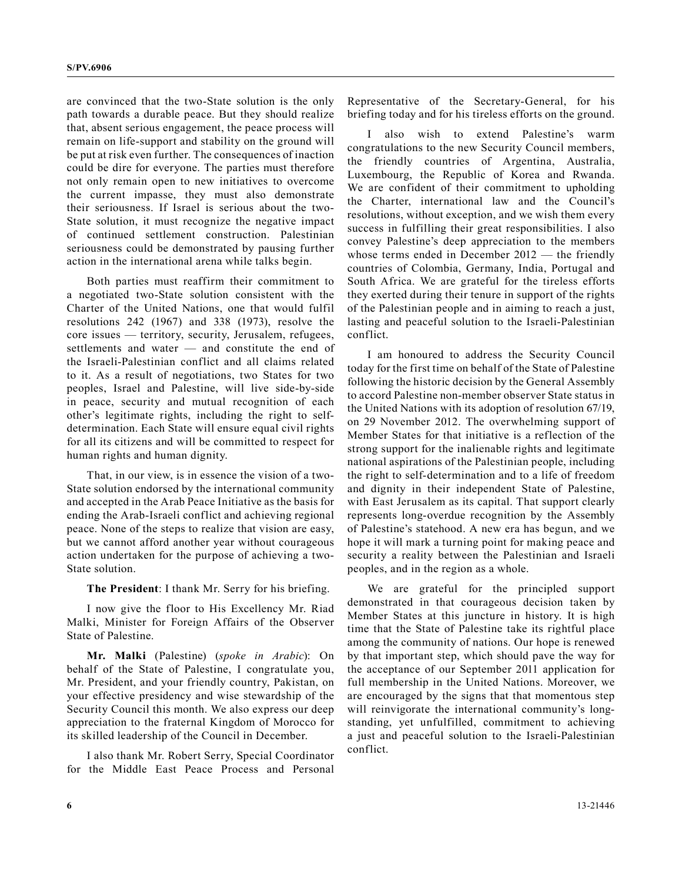are convinced that the two-State solution is the only path towards a durable peace. But they should realize that, absent serious engagement, the peace process will remain on life-support and stability on the ground will be put at risk even further. The consequences of inaction could be dire for everyone. The parties must therefore not only remain open to new initiatives to overcome the current impasse, they must also demonstrate their seriousness. If Israel is serious about the two-State solution, it must recognize the negative impact of continued settlement construction. Palestinian seriousness could be demonstrated by pausing further action in the international arena while talks begin.

Both parties must reaffirm their commitment to a negotiated two-State solution consistent with the Charter of the United Nations, one that would fulfil resolutions 242 (1967) and 338 (1973), resolve the core issues — territory, security, Jerusalem, refugees, settlements and water — and constitute the end of the Israeli-Palestinian conflict and all claims related to it. As a result of negotiations, two States for two peoples, Israel and Palestine, will live side-by-side in peace, security and mutual recognition of each other's legitimate rights, including the right to self-determination. Each State will ensure equal civil rights for all its citizens and will be committed to respect for human rights and human dignity.

That, in our view, is in essence the vision of a two-State solution endorsed by the international community and accepted in the Arab Peace Initiative as the basis for ending the Arab-Israeli conflict and achieving regional peace. None of the steps to realize that vision are easy, but we cannot afford another year without courageous action undertaken for the purpose of achieving a two-State solution.

**The President**: I thank Mr. Serry for his briefing.

I now give the floor to His Excellency Mr. Riad Malki, Minister for Foreign Affairs of the Observer State of Palestine.

**Mr. Malki** (Palestine) (*spoke in Arabic*): On behalf of the State of Palestine, I congratulate you, Mr. President, and your friendly country, Pakistan, on your effective presidency and wise stewardship of the Security Council this month. We also express our deep appreciation to the fraternal Kingdom of Morocco for its skilled leadership of the Council in December.

I also thank Mr. Robert Serry, Special Coordinator for the Middle East Peace Process and Personal Representative of the Secretary-General, for his briefing today and for his tireless efforts on the ground.

I also wish to extend Palestine's warm congratulations to the new Security Council members, the friendly countries of Argentina, Australia, Luxembourg, the Republic of Korea and Rwanda. We are confident of their commitment to upholding the Charter, international law and the Council's resolutions, without exception, and we wish them every success in fulfilling their great responsibilities. I also convey Palestine's deep appreciation to the members whose terms ended in December 2012 — the friendly countries of Colombia, Germany, India, Portugal and South Africa. We are grateful for the tireless efforts they exerted during their tenure in support of the rights of the Palestinian people and in aiming to reach a just, lasting and peaceful solution to the Israeli-Palestinian conflict.

I am honoured to address the Security Council today for the first time on behalf of the State of Palestine following the historic decision by the General Assembly to accord Palestine non-member observer State status in the United Nations with its adoption of resolution 67/19, on 29 November 2012. The overwhelming support of Member States for that initiative is a reflection of the strong support for the inalienable rights and legitimate national aspirations of the Palestinian people, including the right to self-determination and to a life of freedom and dignity in their independent State of Palestine, with East Jerusalem as its capital. That support clearly represents long-overdue recognition by the Assembly of Palestine's statehood. A new era has begun, and we hope it will mark a turning point for making peace and security a reality between the Palestinian and Israeli peoples, and in the region as a whole.

We are grateful for the principled support demonstrated in that courageous decision taken by Member States at this juncture in history. It is high time that the State of Palestine take its rightful place among the community of nations. Our hope is renewed by that important step, which should pave the way for the acceptance of our September 2011 application for full membership in the United Nations. Moreover, we are encouraged by the signs that that momentous step will reinvigorate the international community's long-standing, yet unfulfilled, commitment to achieving a just and peaceful solution to the Israeli-Palestinian conflict.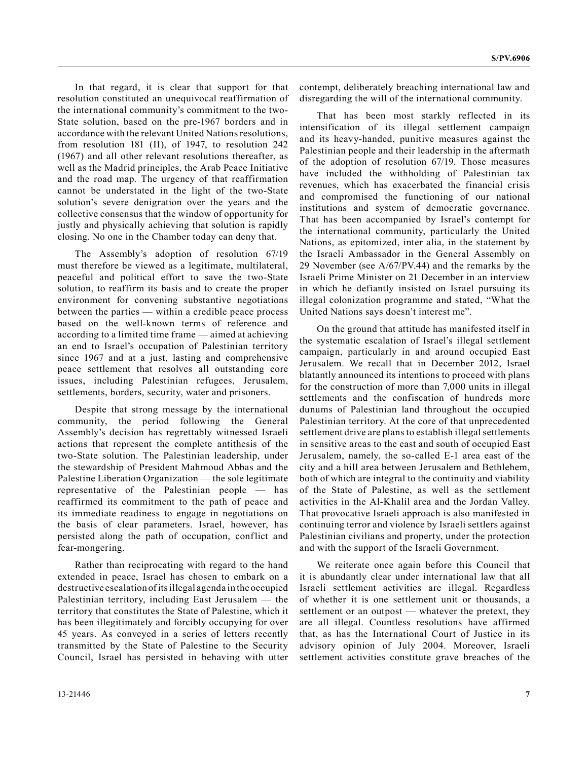In that regard, it is clear that support for that resolution constituted an unequivocal reaffirmation of the international community's commitment to the two-State solution, based on the pre-1967 borders and in accordance with the relevant United Nations resolutions, from resolution 181 (II), of 1947, to resolution 242 (1967) and all other relevant resolutions thereafter, as well as the Madrid principles, the Arab Peace Initiative and the road map. The urgency of that reaffirmation cannot be understated in the light of the two-State solution's severe denigration over the years and the collective consensus that the window of opportunity for justly and physically achieving that solution is rapidly closing. No one in the Chamber today can deny that.

The Assembly's adoption of resolution 67/19 must therefore be viewed as a legitimate, multilateral, peaceful and political effort to save the two-State solution, to reaffirm its basis and to create the proper environment for convening substantive negotiations between the parties — within a credible peace process based on the well-known terms of reference and according to a limited time frame — aimed at achieving an end to Israel's occupation of Palestinian territory since 1967 and at a just, lasting and comprehensive peace settlement that resolves all outstanding core issues, including Palestinian refugees, Jerusalem, settlements, borders, security, water and prisoners.

Despite that strong message by the international community, the period following the General Assembly's decision has regrettably witnessed Israeli actions that represent the complete antithesis of the two-State solution. The Palestinian leadership, under the stewardship of President Mahmoud Abbas and the Palestine Liberation Organization — the sole legitimate representative of the Palestinian people — has reaffirmed its commitment to the path of peace and its immediate readiness to engage in negotiations on the basis of clear parameters. Israel, however, has persisted along the path of occupation, conflict and fear-mongering.

Rather than reciprocating with regard to the hand extended in peace, Israel has chosen to embark on a destructive escalation of its illegal agenda in the occupied Palestinian territory, including East Jerusalem — the territory that constitutes the State of Palestine, which it has been illegitimately and forcibly occupying for over 45 years. As conveyed in a series of letters recently transmitted by the State of Palestine to the Security Council, Israel has persisted in behaving with utter contempt, deliberately breaching international law and disregarding the will of the international community.

That has been most starkly reflected in its intensification of its illegal settlement campaign and its heavy-handed, punitive measures against the Palestinian people and their leadership in the aftermath of the adoption of resolution 67/19. Those measures have included the withholding of Palestinian tax revenues, which has exacerbated the financial crisis and compromised the functioning of our national institutions and system of democratic governance. That has been accompanied by Israel's contempt for the international community, particularly the United Nations, as epitomized, inter alia, in the statement by the Israeli Ambassador in the General Assembly on 29 November (see A/67/PV.44) and the remarks by the Israeli Prime Minister on 21 December in an interview in which he defiantly insisted on Israel pursuing its illegal colonization programme and stated, "What the United Nations says doesn't interest me".

On the ground that attitude has manifested itself in the systematic escalation of Israel's illegal settlement campaign, particularly in and around occupied East Jerusalem. We recall that in December 2012, Israel blatantly announced its intentions to proceed with plans for the construction of more than 7,000 units in illegal settlements and the confiscation of hundreds more dunums of Palestinian land throughout the occupied Palestinian territory. At the core of that unprecedented settlement drive are plans to establish illegal settlements in sensitive areas to the east and south of occupied East Jerusalem, namely, the so-called E-1 area east of the city and a hill area between Jerusalem and Bethlehem, both of which are integral to the continuity and viability of the State of Palestine, as well as the settlement activities in the Al-Khalil area and the Jordan Valley. That provocative Israeli approach is also manifested in continuing terror and violence by Israeli settlers against Palestinian civilians and property, under the protection and with the support of the Israeli Government.

We reiterate once again before this Council that it is abundantly clear under international law that all Israeli settlement activities are illegal. Regardless of whether it is one settlement unit or thousands, a settlement or an outpost — whatever the pretext, they are all illegal. Countless resolutions have affirmed that, as has the International Court of Justice in its advisory opinion of July 2004. Moreover, Israeli settlement activities constitute grave breaches of the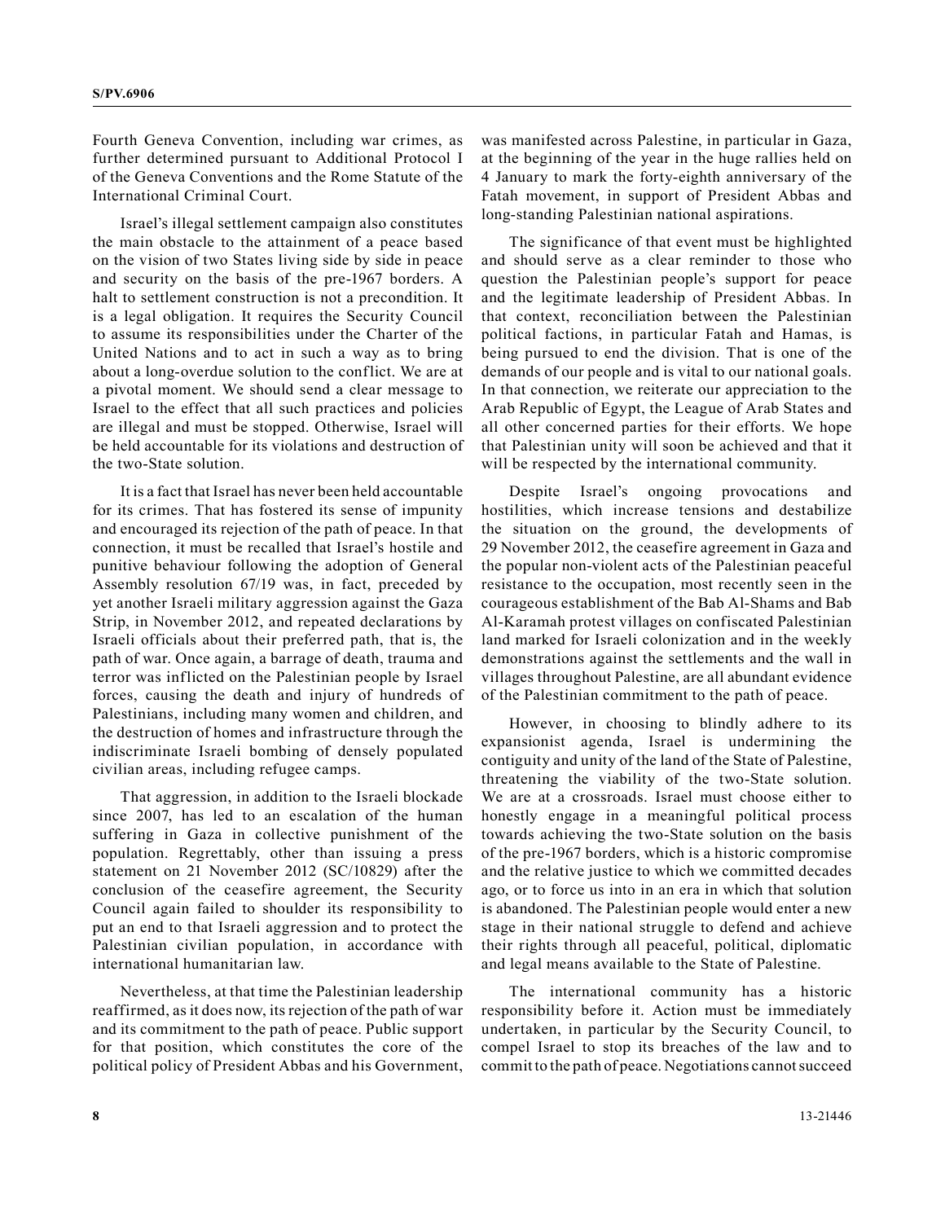Fourth Geneva Convention, including war crimes, as further determined pursuant to Additional Protocol I of the Geneva Conventions and the Rome Statute of the International Criminal Court.

Israel's illegal settlement campaign also constitutes the main obstacle to the attainment of a peace based on the vision of two States living side by side in peace and security on the basis of the pre-1967 borders. A halt to settlement construction is not a precondition. It is a legal obligation. It requires the Security Council to assume its responsibilities under the Charter of the United Nations and to act in such a way as to bring about a long-overdue solution to the conflict. We are at a pivotal moment. We should send a clear message to Israel to the effect that all such practices and policies are illegal and must be stopped. Otherwise, Israel will be held accountable for its violations and destruction of the two-State solution.

It is a fact that Israel has never been held accountable for its crimes. That has fostered its sense of impunity and encouraged its rejection of the path of peace. In that connection, it must be recalled that Israel's hostile and punitive behaviour following the adoption of General Assembly resolution 67/19 was, in fact, preceded by yet another Israeli military aggression against the Gaza Strip, in November 2012, and repeated declarations by Israeli officials about their preferred path, that is, the path of war. Once again, a barrage of death, trauma and terror was inflicted on the Palestinian people by Israel forces, causing the death and injury of hundreds of Palestinians, including many women and children, and the destruction of homes and infrastructure through the indiscriminate Israeli bombing of densely populated civilian areas, including refugee camps.

That aggression, in addition to the Israeli blockade since 2007, has led to an escalation of the human suffering in Gaza in collective punishment of the population. Regrettably, other than issuing a press statement on 21 November 2012 (SC/10829) after the conclusion of the ceasefire agreement, the Security Council again failed to shoulder its responsibility to put an end to that Israeli aggression and to protect the Palestinian civilian population, in accordance with international humanitarian law.

Nevertheless, at that time the Palestinian leadership reaffirmed, as it does now, its rejection of the path of war and its commitment to the path of peace. Public support for that position, which constitutes the core of the political policy of President Abbas and his Government, was manifested across Palestine, in particular in Gaza, at the beginning of the year in the huge rallies held on 4 January to mark the forty-eighth anniversary of the Fatah movement, in support of President Abbas and long-standing Palestinian national aspirations.

The significance of that event must be highlighted and should serve as a clear reminder to those who question the Palestinian people's support for peace and the legitimate leadership of President Abbas. In that context, reconciliation between the Palestinian political factions, in particular Fatah and Hamas, is being pursued to end the division. That is one of the demands of our people and is vital to our national goals. In that connection, we reiterate our appreciation to the Arab Republic of Egypt, the League of Arab States and all other concerned parties for their efforts. We hope that Palestinian unity will soon be achieved and that it will be respected by the international community.

Despite Israel's ongoing provocations and hostilities, which increase tensions and destabilize the situation on the ground, the developments of 29 November 2012, the ceasefire agreement in Gaza and the popular non-violent acts of the Palestinian peaceful resistance to the occupation, most recently seen in the courageous establishment of the Bab Al-Shams and Bab Al-Karamah protest villages on confiscated Palestinian land marked for Israeli colonization and in the weekly demonstrations against the settlements and the wall in villages throughout Palestine, are all abundant evidence of the Palestinian commitment to the path of peace.

However, in choosing to blindly adhere to its expansionist agenda, Israel is undermining the contiguity and unity of the land of the State of Palestine, threatening the viability of the two-State solution. We are at a crossroads. Israel must choose either to honestly engage in a meaningful political process towards achieving the two-State solution on the basis of the pre-1967 borders, which is a historic compromise and the relative justice to which we committed decades ago, or to force us into in an era in which that solution is abandoned. The Palestinian people would enter a new stage in their national struggle to defend and achieve their rights through all peaceful, political, diplomatic and legal means available to the State of Palestine.

The international community has a historic responsibility before it. Action must be immediately undertaken, in particular by the Security Council, to compel Israel to stop its breaches of the law and to commit to the path of peace. Negotiations cannot succeed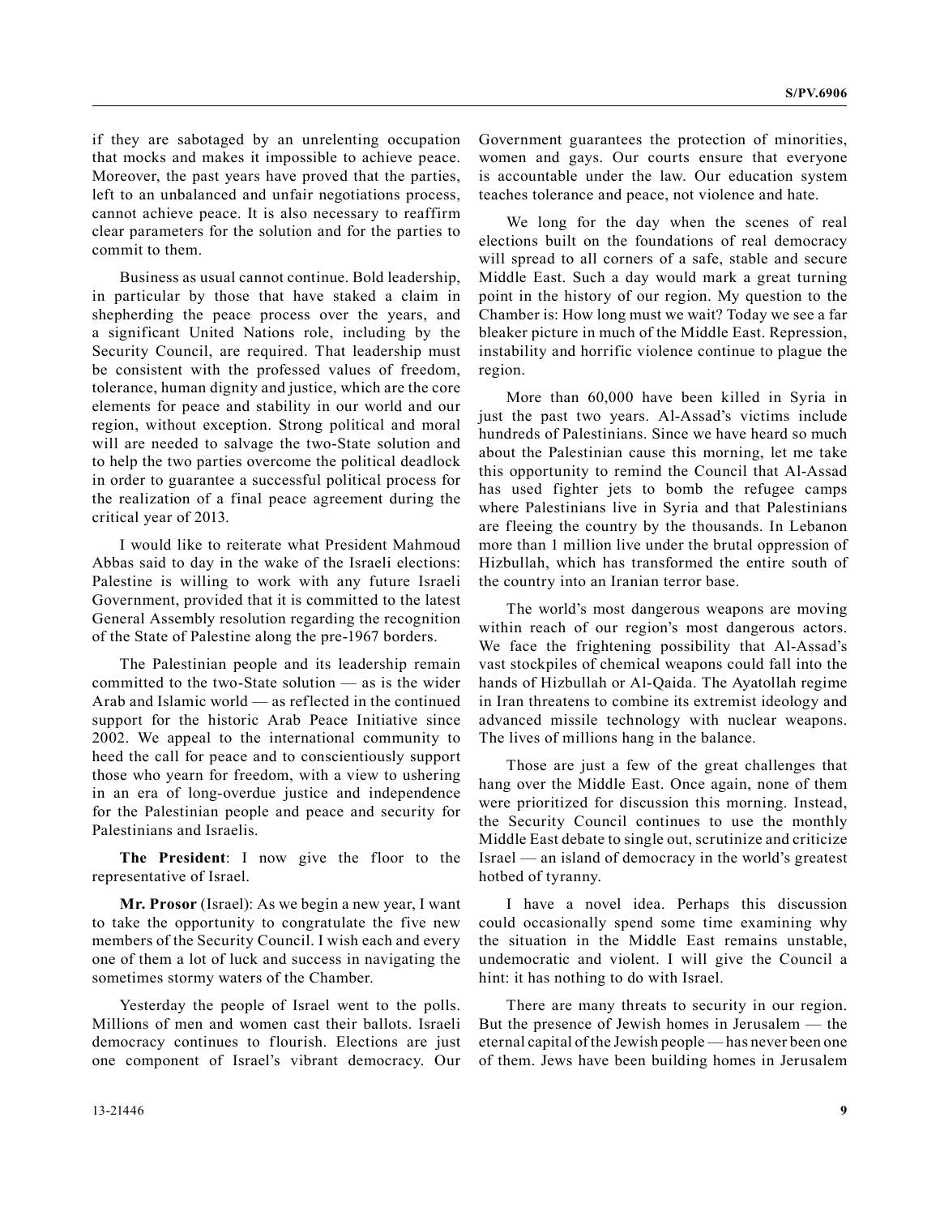if they are sabotaged by an unrelenting occupation that mocks and makes it impossible to achieve peace. Moreover, the past years have proved that the parties, left to an unbalanced and unfair negotiations process, cannot achieve peace. It is also necessary to reaffirm clear parameters for the solution and for the parties to commit to them.

Business as usual cannot continue. Bold leadership, in particular by those that have staked a claim in shepherding the peace process over the years, and a significant United Nations role, including by the Security Council, are required. That leadership must be consistent with the professed values of freedom, tolerance, human dignity and justice, which are the core elements for peace and stability in our world and our region, without exception. Strong political and moral will are needed to salvage the two-State solution and to help the two parties overcome the political deadlock in order to guarantee a successful political process for the realization of a final peace agreement during the critical year of 2013.

I would like to reiterate what President Mahmoud Abbas said to day in the wake of the Israeli elections: Palestine is willing to work with any future Israeli Government, provided that it is committed to the latest General Assembly resolution regarding the recognition of the State of Palestine along the pre-1967 borders.

The Palestinian people and its leadership remain committed to the two-State solution — as is the wider Arab and Islamic world — as reflected in the continued support for the historic Arab Peace Initiative since 2002. We appeal to the international community to heed the call for peace and to conscientiously support those who yearn for freedom, with a view to ushering in an era of long-overdue justice and independence for the Palestinian people and peace and security for Palestinians and Israelis.

**The President**: I now give the floor to the representative of Israel.

**Mr. Prosor** (Israel): As we begin a new year, I want to take the opportunity to congratulate the five new members of the Security Council. I wish each and every one of them a lot of luck and success in navigating the sometimes stormy waters of the Chamber.

Yesterday the people of Israel went to the polls. Millions of men and women cast their ballots. Israeli democracy continues to flourish. Elections are just one component of Israel's vibrant democracy. Our Government guarantees the protection of minorities, women and gays. Our courts ensure that everyone is accountable under the law. Our education system teaches tolerance and peace, not violence and hate.

We long for the day when the scenes of real elections built on the foundations of real democracy will spread to all corners of a safe, stable and secure Middle East. Such a day would mark a great turning point in the history of our region. My question to the Chamber is: How long must we wait? Today we see a far bleaker picture in much of the Middle East. Repression, instability and horrific violence continue to plague the region.

More than 60,000 have been killed in Syria in just the past two years. Al-Assad's victims include hundreds of Palestinians. Since we have heard so much about the Palestinian cause this morning, let me take this opportunity to remind the Council that Al-Assad has used fighter jets to bomb the refugee camps where Palestinians live in Syria and that Palestinians are fleeing the country by the thousands. In Lebanon more than 1 million live under the brutal oppression of Hizbullah, which has transformed the entire south of the country into an Iranian terror base.

The world's most dangerous weapons are moving within reach of our region's most dangerous actors. We face the frightening possibility that Al-Assad's vast stockpiles of chemical weapons could fall into the hands of Hizbullah or Al-Qaida. The Ayatollah regime in Iran threatens to combine its extremist ideology and advanced missile technology with nuclear weapons. The lives of millions hang in the balance.

Those are just a few of the great challenges that hang over the Middle East. Once again, none of them were prioritized for discussion this morning. Instead, the Security Council continues to use the monthly Middle East debate to single out, scrutinize and criticize Israel — an island of democracy in the world's greatest hotbed of tyranny.

I have a novel idea. Perhaps this discussion could occasionally spend some time examining why the situation in the Middle East remains unstable, undemocratic and violent. I will give the Council a hint: it has nothing to do with Israel.

There are many threats to security in our region. But the presence of Jewish homes in Jerusalem — the eternal capital of the Jewish people — has never been one of them. Jews have been building homes in Jerusalem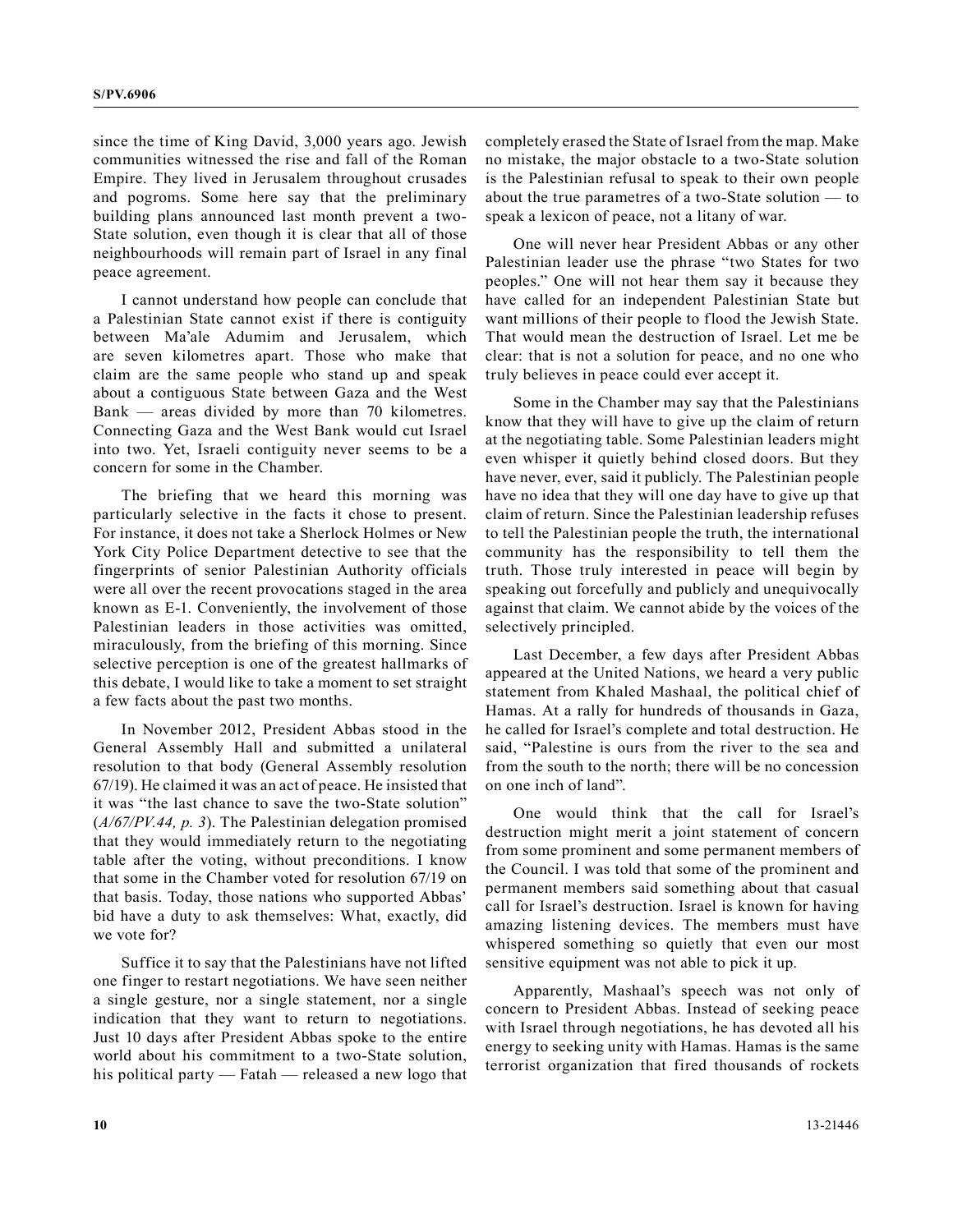since the time of King David, 3,000 years ago. Jewish communities witnessed the rise and fall of the Roman Empire. They lived in Jerusalem throughout crusades and pogroms. Some here say that the preliminary building plans announced last month prevent a two-State solution, even though it is clear that all of those neighbourhoods will remain part of Israel in any final peace agreement.

I cannot understand how people can conclude that a Palestinian State cannot exist if there is contiguity between Ma'ale Adumim and Jerusalem, which are seven kilometres apart. Those who make that claim are the same people who stand up and speak about a contiguous State between Gaza and the West Bank — areas divided by more than 70 kilometres. Connecting Gaza and the West Bank would cut Israel into two. Yet, Israeli contiguity never seems to be a concern for some in the Chamber.

The briefing that we heard this morning was particularly selective in the facts it chose to present. For instance, it does not take a Sherlock Holmes or New York City Police Department detective to see that the fingerprints of senior Palestinian Authority officials were all over the recent provocations staged in the area known as E-1. Conveniently, the involvement of those Palestinian leaders in those activities was omitted, miraculously, from the briefing of this morning. Since selective perception is one of the greatest hallmarks of this debate, I would like to take a moment to set straight a few facts about the past two months.

In November 2012, President Abbas stood in the General Assembly Hall and submitted a unilateral resolution to that body (General Assembly resolution 67/19). He claimed it was an act of peace. He insisted that it was "the last chance to save the two-State solution" (*A/67/PV.44, p. 3*). The Palestinian delegation promised that they would immediately return to the negotiating table after the voting, without preconditions. I know that some in the Chamber voted for resolution 67/19 on that basis. Today, those nations who supported Abbas' bid have a duty to ask themselves: What, exactly, did we vote for?

Suffice it to say that the Palestinians have not lifted one finger to restart negotiations. We have seen neither a single gesture, nor a single statement, nor a single indication that they want to return to negotiations. Just 10 days after President Abbas spoke to the entire world about his commitment to a two-State solution, his political party — Fatah — released a new logo that completely erased the State of Israel from the map. Make no mistake, the major obstacle to a two-State solution is the Palestinian refusal to speak to their own people about the true parametres of a two-State solution — to speak a lexicon of peace, not a litany of war.

One will never hear President Abbas or any other Palestinian leader use the phrase "two States for two peoples." One will not hear them say it because they have called for an independent Palestinian State but want millions of their people to flood the Jewish State. That would mean the destruction of Israel. Let me be clear: that is not a solution for peace, and no one who truly believes in peace could ever accept it.

Some in the Chamber may say that the Palestinians know that they will have to give up the claim of return at the negotiating table. Some Palestinian leaders might even whisper it quietly behind closed doors. But they have never, ever, said it publicly. The Palestinian people have no idea that they will one day have to give up that claim of return. Since the Palestinian leadership refuses to tell the Palestinian people the truth, the international community has the responsibility to tell them the truth. Those truly interested in peace will begin by speaking out forcefully and publicly and unequivocally against that claim. We cannot abide by the voices of the selectively principled.

Last December, a few days after President Abbas appeared at the United Nations, we heard a very public statement from Khaled Mashaal, the political chief of Hamas. At a rally for hundreds of thousands in Gaza, he called for Israel's complete and total destruction. He said, "Palestine is ours from the river to the sea and from the south to the north; there will be no concession on one inch of land".

One would think that the call for Israel's destruction might merit a joint statement of concern from some prominent and some permanent members of the Council. I was told that some of the prominent and permanent members said something about that casual call for Israel's destruction. Israel is known for having amazing listening devices. The members must have whispered something so quietly that even our most sensitive equipment was not able to pick it up.

Apparently, Mashaal's speech was not only of concern to President Abbas. Instead of seeking peace with Israel through negotiations, he has devoted all his energy to seeking unity with Hamas. Hamas is the same terrorist organization that fired thousands of rockets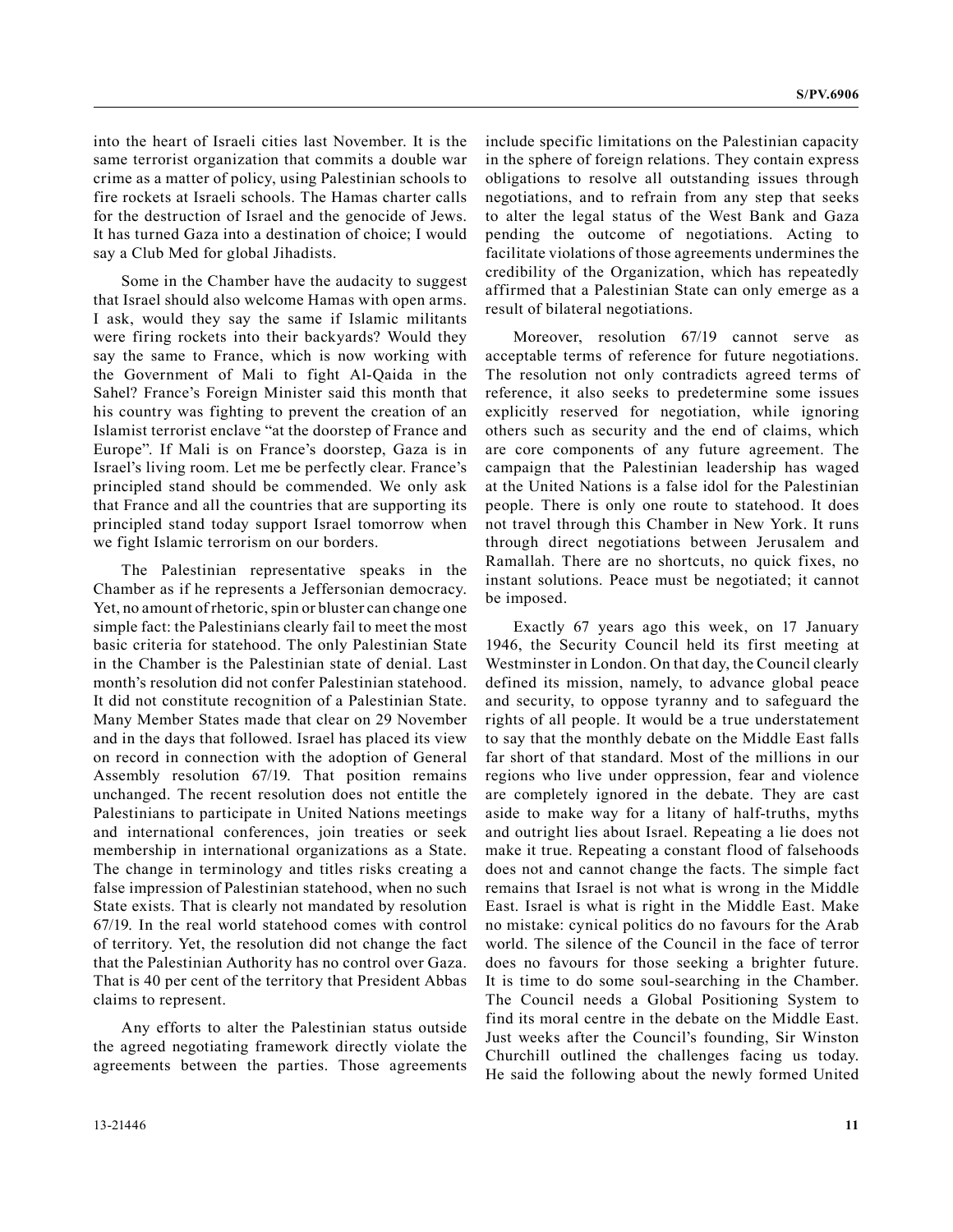into the heart of Israeli cities last November. It is the same terrorist organization that commits a double war crime as a matter of policy, using Palestinian schools to fire rockets at Israeli schools. The Hamas charter calls for the destruction of Israel and the genocide of Jews. It has turned Gaza into a destination of choice; I would say a Club Med for global Jihadists.

Some in the Chamber have the audacity to suggest that Israel should also welcome Hamas with open arms. I ask, would they say the same if Islamic militants were firing rockets into their backyards? Would they say the same to France, which is now working with the Government of Mali to fight Al-Qaida in the Sahel? France's Foreign Minister said this month that his country was fighting to prevent the creation of an Islamist terrorist enclave "at the doorstep of France and Europe". If Mali is on France's doorstep, Gaza is in Israel's living room. Let me be perfectly clear. France's principled stand should be commended. We only ask that France and all the countries that are supporting its principled stand today support Israel tomorrow when we fight Islamic terrorism on our borders.

The Palestinian representative speaks in the Chamber as if he represents a Jeffersonian democracy. Yet, no amount of rhetoric, spin or bluster can change one simple fact: the Palestinians clearly fail to meet the most basic criteria for statehood. The only Palestinian State in the Chamber is the Palestinian state of denial. Last month's resolution did not confer Palestinian statehood. It did not constitute recognition of a Palestinian State. Many Member States made that clear on 29 November and in the days that followed. Israel has placed its view on record in connection with the adoption of General Assembly resolution 67/19. That position remains unchanged. The recent resolution does not entitle the Palestinians to participate in United Nations meetings and international conferences, join treaties or seek membership in international organizations as a State. The change in terminology and titles risks creating a false impression of Palestinian statehood, when no such State exists. That is clearly not mandated by resolution 67/19. In the real world statehood comes with control of territory. Yet, the resolution did not change the fact that the Palestinian Authority has no control over Gaza. That is 40 per cent of the territory that President Abbas claims to represent.

Any efforts to alter the Palestinian status outside the agreed negotiating framework directly violate the agreements between the parties. Those agreements include specific limitations on the Palestinian capacity in the sphere of foreign relations. They contain express obligations to resolve all outstanding issues through negotiations, and to refrain from any step that seeks to alter the legal status of the West Bank and Gaza pending the outcome of negotiations. Acting to facilitate violations of those agreements undermines the credibility of the Organization, which has repeatedly affirmed that a Palestinian State can only emerge as a result of bilateral negotiations.

Moreover, resolution 67/19 cannot serve as acceptable terms of reference for future negotiations. The resolution not only contradicts agreed terms of reference, it also seeks to predetermine some issues explicitly reserved for negotiation, while ignoring others such as security and the end of claims, which are core components of any future agreement. The campaign that the Palestinian leadership has waged at the United Nations is a false idol for the Palestinian people. There is only one route to statehood. It does not travel through this Chamber in New York. It runs through direct negotiations between Jerusalem and Ramallah. There are no shortcuts, no quick fixes, no instant solutions. Peace must be negotiated; it cannot be imposed.

Exactly 67 years ago this week, on 17 January 1946, the Security Council held its first meeting at Westminster in London. On that day, the Council clearly defined its mission, namely, to advance global peace and security, to oppose tyranny and to safeguard the rights of all people. It would be a true understatement to say that the monthly debate on the Middle East falls far short of that standard. Most of the millions in our regions who live under oppression, fear and violence are completely ignored in the debate. They are cast aside to make way for a litany of half-truths, myths and outright lies about Israel. Repeating a lie does not make it true. Repeating a constant flood of falsehoods does not and cannot change the facts. The simple fact remains that Israel is not what is wrong in the Middle East. Israel is what is right in the Middle East. Make no mistake: cynical politics do no favours for the Arab world. The silence of the Council in the face of terror does no favours for those seeking a brighter future. It is time to do some soul-searching in the Chamber. The Council needs a Global Positioning System to find its moral centre in the debate on the Middle East. Just weeks after the Council's founding, Sir Winston Churchill outlined the challenges facing us today. He said the following about the newly formed United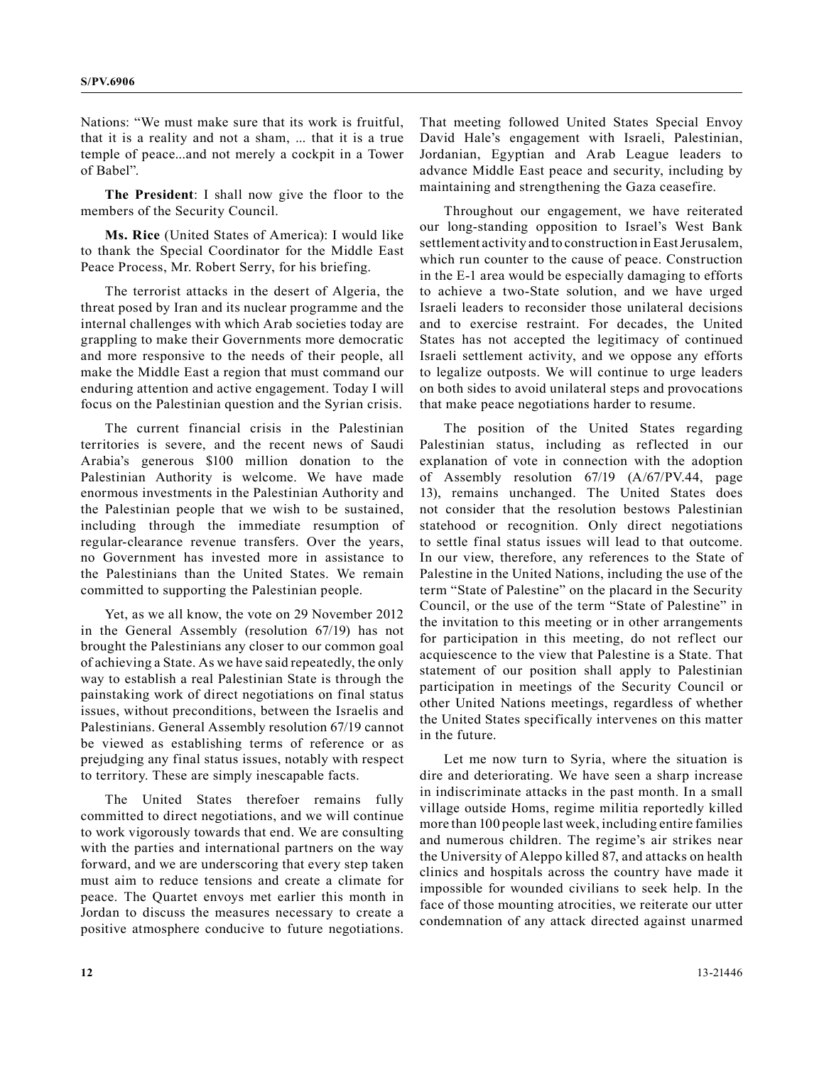Nations: "We must make sure that its work is fruitful, that it is a reality and not a sham, ... that it is a true temple of peace...and not merely a cockpit in a Tower of Babel".

**The President**: I shall now give the floor to the members of the Security Council.

**Ms. Rice** (United States of America): I would like to thank the Special Coordinator for the Middle East Peace Process, Mr. Robert Serry, for his briefing.

The terrorist attacks in the desert of Algeria, the threat posed by Iran and its nuclear programme and the internal challenges with which Arab societies today are grappling to make their Governments more democratic and more responsive to the needs of their people, all make the Middle East a region that must command our enduring attention and active engagement. Today I will focus on the Palestinian question and the Syrian crisis.

The current financial crisis in the Palestinian territories is severe, and the recent news of Saudi Arabia's generous $100 million donation to the Palestinian Authority is welcome. We have made enormous investments in the Palestinian Authority and the Palestinian people that we wish to be sustained, including through the immediate resumption of regular-clearance revenue transfers. Over the years, no Government has invested more in assistance to the Palestinians than the United States. We remain committed to supporting the Palestinian people.

Yet, as we all know, the vote on 29 November 2012 in the General Assembly (resolution 67/19) has not brought the Palestinians any closer to our common goal of achieving a State. As we have said repeatedly, the only way to establish a real Palestinian State is through the painstaking work of direct negotiations on final status issues, without preconditions, between the Israelis and Palestinians. General Assembly resolution 67/19 cannot be viewed as establishing terms of reference or as prejudging any final status issues, notably with respect to territory. These are simply inescapable facts.

The United States therefoer remains fully committed to direct negotiations, and we will continue to work vigorously towards that end. We are consulting with the parties and international partners on the way forward, and we are underscoring that every step taken must aim to reduce tensions and create a climate for peace. The Quartet envoys met earlier this month in Jordan to discuss the measures necessary to create a positive atmosphere conducive to future negotiations. That meeting followed United States Special Envoy David Hale's engagement with Israeli, Palestinian, Jordanian, Egyptian and Arab League leaders to advance Middle East peace and security, including by maintaining and strengthening the Gaza ceasefire.

Throughout our engagement, we have reiterated our long-standing opposition to Israel's West Bank settlement activity and to construction in East Jerusalem, which run counter to the cause of peace. Construction in the E-1 area would be especially damaging to efforts to achieve a two-State solution, and we have urged Israeli leaders to reconsider those unilateral decisions and to exercise restraint. For decades, the United States has not accepted the legitimacy of continued Israeli settlement activity, and we oppose any efforts to legalize outposts. We will continue to urge leaders on both sides to avoid unilateral steps and provocations that make peace negotiations harder to resume.

The position of the United States regarding Palestinian status, including as reflected in our explanation of vote in connection with the adoption of Assembly resolution 67/19 (A/67/PV.44, page 13), remains unchanged. The United States does not consider that the resolution bestows Palestinian statehood or recognition. Only direct negotiations to settle final status issues will lead to that outcome. In our view, therefore, any references to the State of Palestine in the United Nations, including the use of the term "State of Palestine" on the placard in the Security Council, or the use of the term "State of Palestine" in the invitation to this meeting or in other arrangements for participation in this meeting, do not reflect our acquiescence to the view that Palestine is a State. That statement of our position shall apply to Palestinian participation in meetings of the Security Council or other United Nations meetings, regardless of whether the United States specifically intervenes on this matter in the future.

Let me now turn to Syria, where the situation is dire and deteriorating. We have seen a sharp increase in indiscriminate attacks in the past month. In a small village outside Homs, regime militia reportedly killed more than 100 people last week, including entire families and numerous children. The regime's air strikes near the University of Aleppo killed 87, and attacks on health clinics and hospitals across the country have made it impossible for wounded civilians to seek help. In the face of those mounting atrocities, we reiterate our utter condemnation of any attack directed against unarmed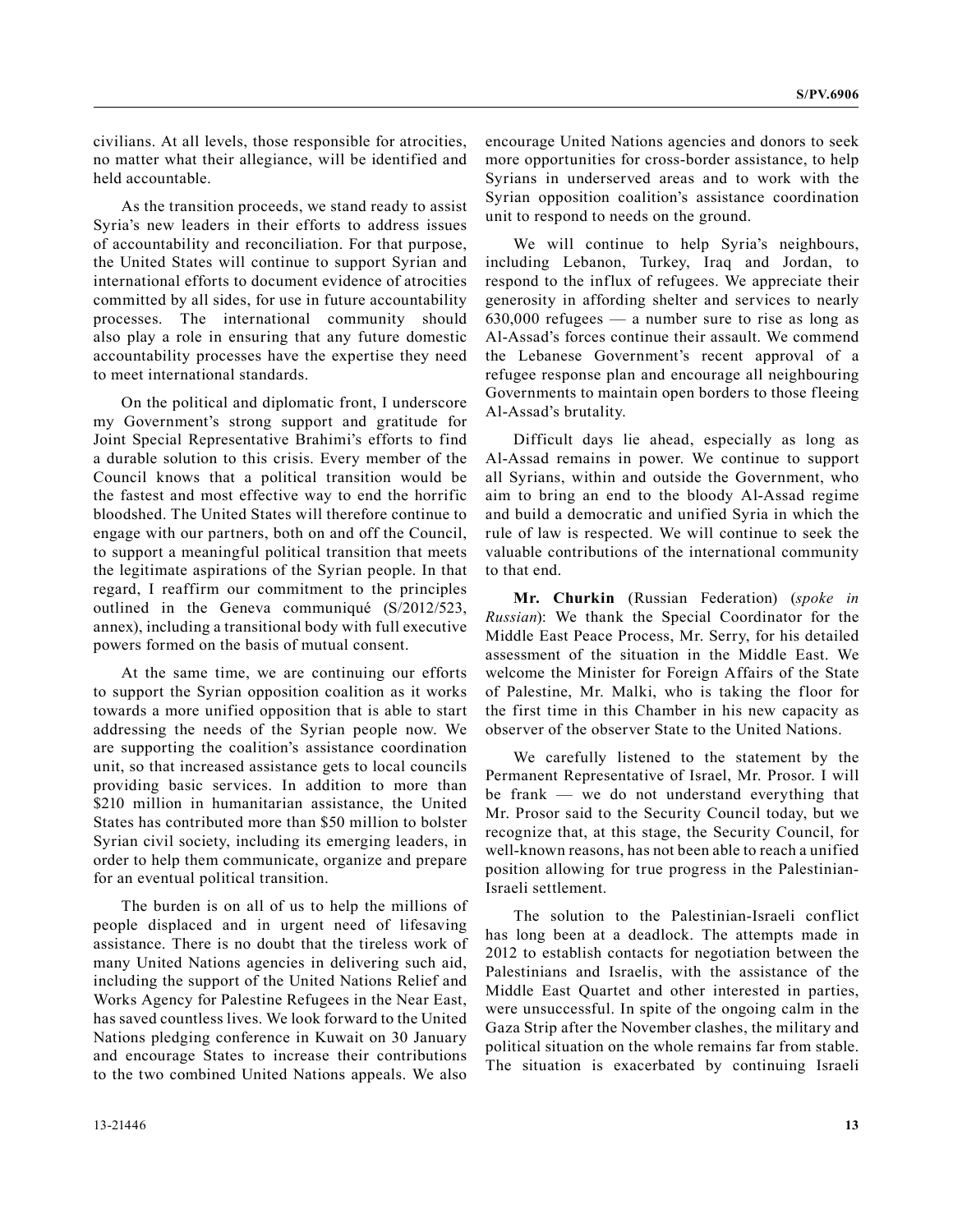civilians. At all levels, those responsible for atrocities, no matter what their allegiance, will be identified and held accountable.

As the transition proceeds, we stand ready to assist Syria's new leaders in their efforts to address issues of accountability and reconciliation. For that purpose, the United States will continue to support Syrian and international efforts to document evidence of atrocities committed by all sides, for use in future accountability processes. The international community should also play a role in ensuring that any future domestic accountability processes have the expertise they need to meet international standards.

On the political and diplomatic front, I underscore my Government's strong support and gratitude for Joint Special Representative Brahimi's efforts to find a durable solution to this crisis. Every member of the Council knows that a political transition would be the fastest and most effective way to end the horrific bloodshed. The United States will therefore continue to engage with our partners, both on and off the Council, to support a meaningful political transition that meets the legitimate aspirations of the Syrian people. In that regard, I reaffirm our commitment to the principles outlined in the Geneva communiqué (S/2012/523, annex), including a transitional body with full executive powers formed on the basis of mutual consent.

At the same time, we are continuing our efforts to support the Syrian opposition coalition as it works towards a more unified opposition that is able to start addressing the needs of the Syrian people now. We are supporting the coalition's assistance coordination unit, so that increased assistance gets to local councils providing basic services. In addition to more than $210 million in humanitarian assistance, the United States has contributed more than $50 million to bolster Syrian civil society, including its emerging leaders, in order to help them communicate, organize and prepare for an eventual political transition.

The burden is on all of us to help the millions of people displaced and in urgent need of lifesaving assistance. There is no doubt that the tireless work of many United Nations agencies in delivering such aid, including the support of the United Nations Relief and Works Agency for Palestine Refugees in the Near East, has saved countless lives. We look forward to the United Nations pledging conference in Kuwait on 30 January and encourage States to increase their contributions to the two combined United Nations appeals. We also encourage United Nations agencies and donors to seek more opportunities for cross-border assistance, to help Syrians in underserved areas and to work with the Syrian opposition coalition's assistance coordination unit to respond to needs on the ground.

We will continue to help Syria's neighbours, including Lebanon, Turkey, Iraq and Jordan, to respond to the influx of refugees. We appreciate their generosity in affording shelter and services to nearly 630,000 refugees — a number sure to rise as long as Al-Assad's forces continue their assault. We commend the Lebanese Government's recent approval of a refugee response plan and encourage all neighbouring Governments to maintain open borders to those fleeing Al-Assad's brutality.

Difficult days lie ahead, especially as long as Al-Assad remains in power. We continue to support all Syrians, within and outside the Government, who aim to bring an end to the bloody Al-Assad regime and build a democratic and unified Syria in which the rule of law is respected. We will continue to seek the valuable contributions of the international community to that end.

**Mr. Churkin** (Russian Federation) (*spoke in Russian*): We thank the Special Coordinator for the Middle East Peace Process, Mr. Serry, for his detailed assessment of the situation in the Middle East. We welcome the Minister for Foreign Affairs of the State of Palestine, Mr. Malki, who is taking the floor for the first time in this Chamber in his new capacity as observer of the observer State to the United Nations.

We carefully listened to the statement by the Permanent Representative of Israel, Mr. Prosor. I will be frank — we do not understand everything that Mr. Prosor said to the Security Council today, but we recognize that, at this stage, the Security Council, for well-known reasons, has not been able to reach a unified position allowing for true progress in the Palestinian-Israeli settlement.

The solution to the Palestinian-Israeli conflict has long been at a deadlock. The attempts made in 2012 to establish contacts for negotiation between the Palestinians and Israelis, with the assistance of the Middle East Quartet and other interested in parties, were unsuccessful. In spite of the ongoing calm in the Gaza Strip after the November clashes, the military and political situation on the whole remains far from stable. The situation is exacerbated by continuing Israeli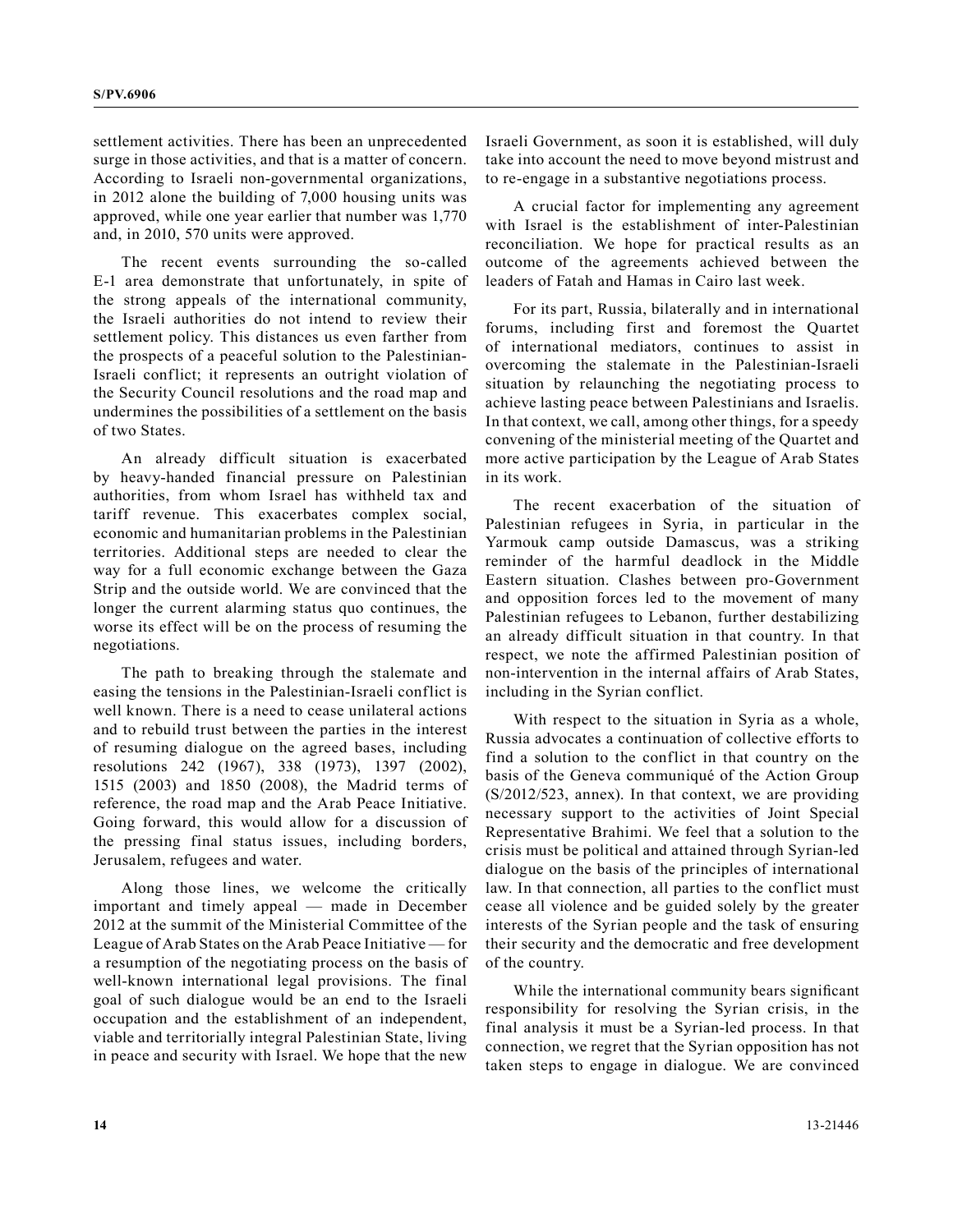settlement activities. There has been an unprecedented surge in those activities, and that is a matter of concern. According to Israeli non-governmental organizations, in 2012 alone the building of 7,000 housing units was approved, while one year earlier that number was 1,770 and, in 2010, 570 units were approved.

The recent events surrounding the so-called E-1 area demonstrate that unfortunately, in spite of the strong appeals of the international community, the Israeli authorities do not intend to review their settlement policy. This distances us even farther from the prospects of a peaceful solution to the Palestinian-Israeli conflict; it represents an outright violation of the Security Council resolutions and the road map and undermines the possibilities of a settlement on the basis of two States.

An already difficult situation is exacerbated by heavy-handed financial pressure on Palestinian authorities, from whom Israel has withheld tax and tariff revenue. This exacerbates complex social, economic and humanitarian problems in the Palestinian territories. Additional steps are needed to clear the way for a full economic exchange between the Gaza Strip and the outside world. We are convinced that the longer the current alarming status quo continues, the worse its effect will be on the process of resuming the negotiations.

The path to breaking through the stalemate and easing the tensions in the Palestinian-Israeli conflict is well known. There is a need to cease unilateral actions and to rebuild trust between the parties in the interest of resuming dialogue on the agreed bases, including resolutions 242 (1967), 338 (1973), 1397 (2002), 1515 (2003) and 1850 (2008), the Madrid terms of reference, the road map and the Arab Peace Initiative. Going forward, this would allow for a discussion of the pressing final status issues, including borders, Jerusalem, refugees and water.

Along those lines, we welcome the critically important and timely appeal — made in December 2012 at the summit of the Ministerial Committee of the League of Arab States on the Arab Peace Initiative — for a resumption of the negotiating process on the basis of well-known international legal provisions. The final goal of such dialogue would be an end to the Israeli occupation and the establishment of an independent, viable and territorially integral Palestinian State, living in peace and security with Israel. We hope that the new Israeli Government, as soon it is established, will duly take into account the need to move beyond mistrust and to re-engage in a substantive negotiations process.

A crucial factor for implementing any agreement with Israel is the establishment of inter-Palestinian reconciliation. We hope for practical results as an outcome of the agreements achieved between the leaders of Fatah and Hamas in Cairo last week.

For its part, Russia, bilaterally and in international forums, including first and foremost the Quartet of international mediators, continues to assist in overcoming the stalemate in the Palestinian-Israeli situation by relaunching the negotiating process to achieve lasting peace between Palestinians and Israelis. In that context, we call, among other things, for a speedy convening of the ministerial meeting of the Quartet and more active participation by the League of Arab States in its work.

The recent exacerbation of the situation of Palestinian refugees in Syria, in particular in the Yarmouk camp outside Damascus, was a striking reminder of the harmful deadlock in the Middle Eastern situation. Clashes between pro-Government and opposition forces led to the movement of many Palestinian refugees to Lebanon, further destabilizing an already difficult situation in that country. In that respect, we note the affirmed Palestinian position of non-intervention in the internal affairs of Arab States, including in the Syrian conflict.

With respect to the situation in Syria as a whole, Russia advocates a continuation of collective efforts to find a solution to the conflict in that country on the basis of the Geneva communiqué of the Action Group (S/2012/523, annex). In that context, we are providing necessary support to the activities of Joint Special Representative Brahimi. We feel that a solution to the crisis must be political and attained through Syrian-led dialogue on the basis of the principles of international law. In that connection, all parties to the conflict must cease all violence and be guided solely by the greater interests of the Syrian people and the task of ensuring their security and the democratic and free development of the country.

While the international community bears significant responsibility for resolving the Syrian crisis, in the final analysis it must be a Syrian-led process. In that connection, we regret that the Syrian opposition has not taken steps to engage in dialogue. We are convinced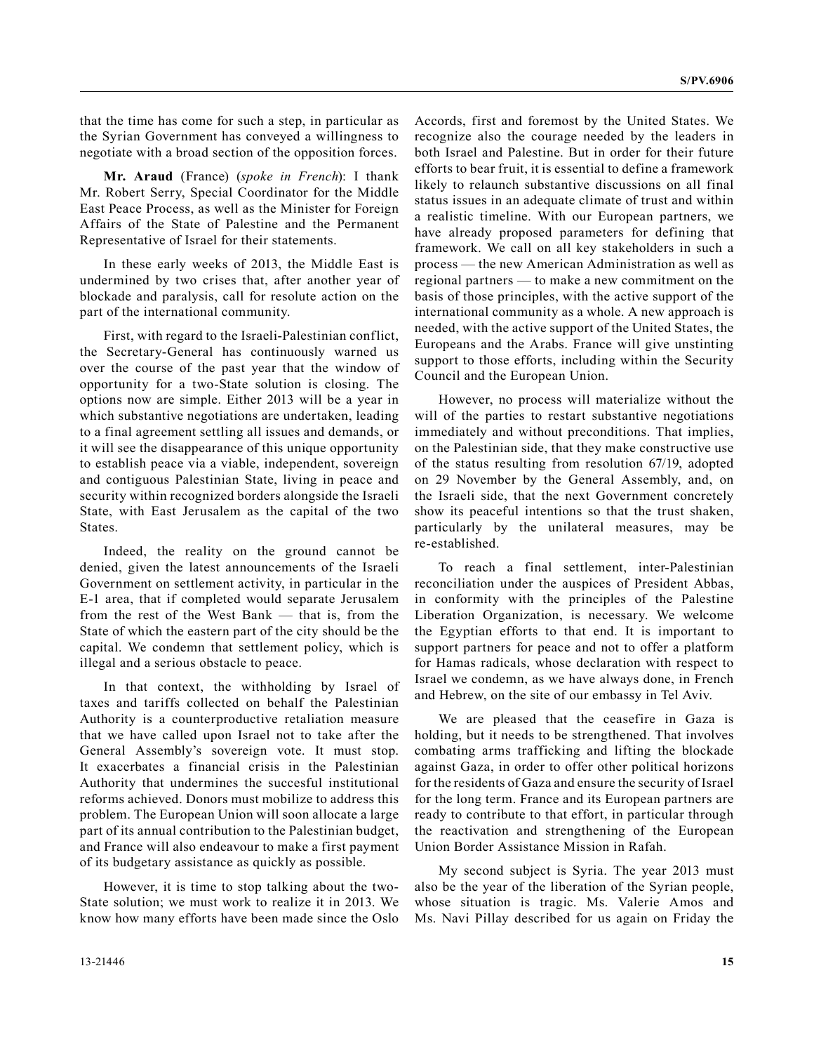that the time has come for such a step, in particular as the Syrian Government has conveyed a willingness to negotiate with a broad section of the opposition forces.

**Mr. Araud** (France) (*spoke in French*): I thank Mr. Robert Serry, Special Coordinator for the Middle East Peace Process, as well as the Minister for Foreign Affairs of the State of Palestine and the Permanent Representative of Israel for their statements.

In these early weeks of 2013, the Middle East is undermined by two crises that, after another year of blockade and paralysis, call for resolute action on the part of the international community.

First, with regard to the Israeli-Palestinian conflict, the Secretary-General has continuously warned us over the course of the past year that the window of opportunity for a two-State solution is closing. The options now are simple. Either 2013 will be a year in which substantive negotiations are undertaken, leading to a final agreement settling all issues and demands, or it will see the disappearance of this unique opportunity to establish peace via a viable, independent, sovereign and contiguous Palestinian State, living in peace and security within recognized borders alongside the Israeli State, with East Jerusalem as the capital of the two States.

Indeed, the reality on the ground cannot be denied, given the latest announcements of the Israeli Government on settlement activity, in particular in the E-1 area, that if completed would separate Jerusalem from the rest of the West Bank — that is, from the State of which the eastern part of the city should be the capital. We condemn that settlement policy, which is illegal and a serious obstacle to peace.

In that context, the withholding by Israel of taxes and tariffs collected on behalf the Palestinian Authority is a counterproductive retaliation measure that we have called upon Israel not to take after the General Assembly's sovereign vote. It must stop. It exacerbates a financial crisis in the Palestinian Authority that undermines the succesful institutional reforms achieved. Donors must mobilize to address this problem. The European Union will soon allocate a large part of its annual contribution to the Palestinian budget, and France will also endeavour to make a first payment of its budgetary assistance as quickly as possible.

However, it is time to stop talking about the two-State solution; we must work to realize it in 2013. We know how many efforts have been made since the Oslo Accords, first and foremost by the United States. We recognize also the courage needed by the leaders in both Israel and Palestine. But in order for their future efforts to bear fruit, it is essential to define a framework likely to relaunch substantive discussions on all final status issues in an adequate climate of trust and within a realistic timeline. With our European partners, we have already proposed parameters for defining that framework. We call on all key stakeholders in such a process — the new American Administration as well as regional partners — to make a new commitment on the basis of those principles, with the active support of the international community as a whole. A new approach is needed, with the active support of the United States, the Europeans and the Arabs. France will give unstinting support to those efforts, including within the Security Council and the European Union.

However, no process will materialize without the will of the parties to restart substantive negotiations immediately and without preconditions. That implies, on the Palestinian side, that they make constructive use of the status resulting from resolution 67/19, adopted on 29 November by the General Assembly, and, on the Israeli side, that the next Government concretely show its peaceful intentions so that the trust shaken, particularly by the unilateral measures, may be re-established.

To reach a final settlement, inter-Palestinian reconciliation under the auspices of President Abbas, in conformity with the principles of the Palestine Liberation Organization, is necessary. We welcome the Egyptian efforts to that end. It is important to support partners for peace and not to offer a platform for Hamas radicals, whose declaration with respect to Israel we condemn, as we have always done, in French and Hebrew, on the site of our embassy in Tel Aviv.

We are pleased that the ceasefire in Gaza is holding, but it needs to be strengthened. That involves combating arms trafficking and lifting the blockade against Gaza, in order to offer other political horizons for the residents of Gaza and ensure the security of Israel for the long term. France and its European partners are ready to contribute to that effort, in particular through the reactivation and strengthening of the European Union Border Assistance Mission in Rafah.

My second subject is Syria. The year 2013 must also be the year of the liberation of the Syrian people, whose situation is tragic. Ms. Valerie Amos and Ms. Navi Pillay described for us again on Friday the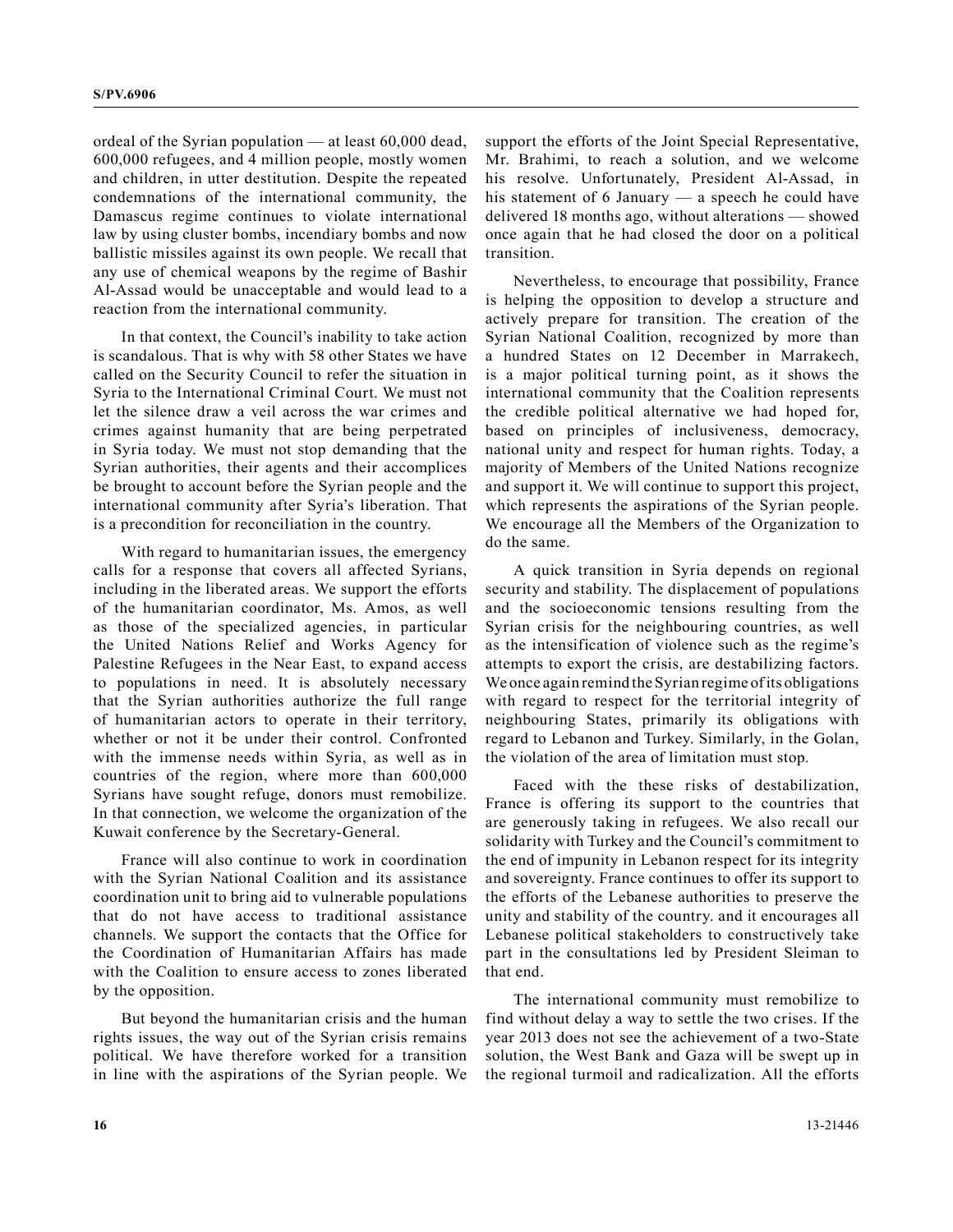ordeal of the Syrian population — at least 60,000 dead, 600,000 refugees, and 4 million people, mostly women and children, in utter destitution. Despite the repeated condemnations of the international community, the Damascus regime continues to violate international law by using cluster bombs, incendiary bombs and now ballistic missiles against its own people. We recall that any use of chemical weapons by the regime of Bashir Al-Assad would be unacceptable and would lead to a reaction from the international community.

In that context, the Council's inability to take action is scandalous. That is why with 58 other States we have called on the Security Council to refer the situation in Syria to the International Criminal Court. We must not let the silence draw a veil across the war crimes and crimes against humanity that are being perpetrated in Syria today. We must not stop demanding that the Syrian authorities, their agents and their accomplices be brought to account before the Syrian people and the international community after Syria's liberation. That is a precondition for reconciliation in the country.

With regard to humanitarian issues, the emergency calls for a response that covers all affected Syrians, including in the liberated areas. We support the efforts of the humanitarian coordinator, Ms. Amos, as well as those of the specialized agencies, in particular the United Nations Relief and Works Agency for Palestine Refugees in the Near East, to expand access to populations in need. It is absolutely necessary that the Syrian authorities authorize the full range of humanitarian actors to operate in their territory, whether or not it be under their control. Confronted with the immense needs within Syria, as well as in countries of the region, where more than 600,000 Syrians have sought refuge, donors must remobilize. In that connection, we welcome the organization of the Kuwait conference by the Secretary-General.

France will also continue to work in coordination with the Syrian National Coalition and its assistance coordination unit to bring aid to vulnerable populations that do not have access to traditional assistance channels. We support the contacts that the Office for the Coordination of Humanitarian Affairs has made with the Coalition to ensure access to zones liberated by the opposition.

But beyond the humanitarian crisis and the human rights issues, the way out of the Syrian crisis remains political. We have therefore worked for a transition in line with the aspirations of the Syrian people. We support the efforts of the Joint Special Representative, Mr. Brahimi, to reach a solution, and we welcome his resolve. Unfortunately, President Al-Assad, in his statement of 6 January — a speech he could have delivered 18 months ago, without alterations — showed once again that he had closed the door on a political transition.

Nevertheless, to encourage that possibility, France is helping the opposition to develop a structure and actively prepare for transition. The creation of the Syrian National Coalition, recognized by more than a hundred States on 12 December in Marrakech, is a major political turning point, as it shows the international community that the Coalition represents the credible political alternative we had hoped for, based on principles of inclusiveness, democracy, national unity and respect for human rights. Today, a majority of Members of the United Nations recognize and support it. We will continue to support this project, which represents the aspirations of the Syrian people. We encourage all the Members of the Organization to do the same.

A quick transition in Syria depends on regional security and stability. The displacement of populations and the socioeconomic tensions resulting from the Syrian crisis for the neighbouring countries, as well as the intensification of violence such as the regime's attempts to export the crisis, are destabilizing factors. We once again remind the Syrian regime of its obligations with regard to respect for the territorial integrity of neighbouring States, primarily its obligations with regard to Lebanon and Turkey. Similarly, in the Golan, the violation of the area of limitation must stop.

Faced with the these risks of destabilization, France is offering its support to the countries that are generously taking in refugees. We also recall our solidarity with Turkey and the Council's commitment to the end of impunity in Lebanon respect for its integrity and sovereignty. France continues to offer its support to the efforts of the Lebanese authorities to preserve the unity and stability of the country. and it encourages all Lebanese political stakeholders to constructively take part in the consultations led by President Sleiman to that end.

The international community must remobilize to find without delay a way to settle the two crises. If the year 2013 does not see the achievement of a two-State solution, the West Bank and Gaza will be swept up in the regional turmoil and radicalization. All the efforts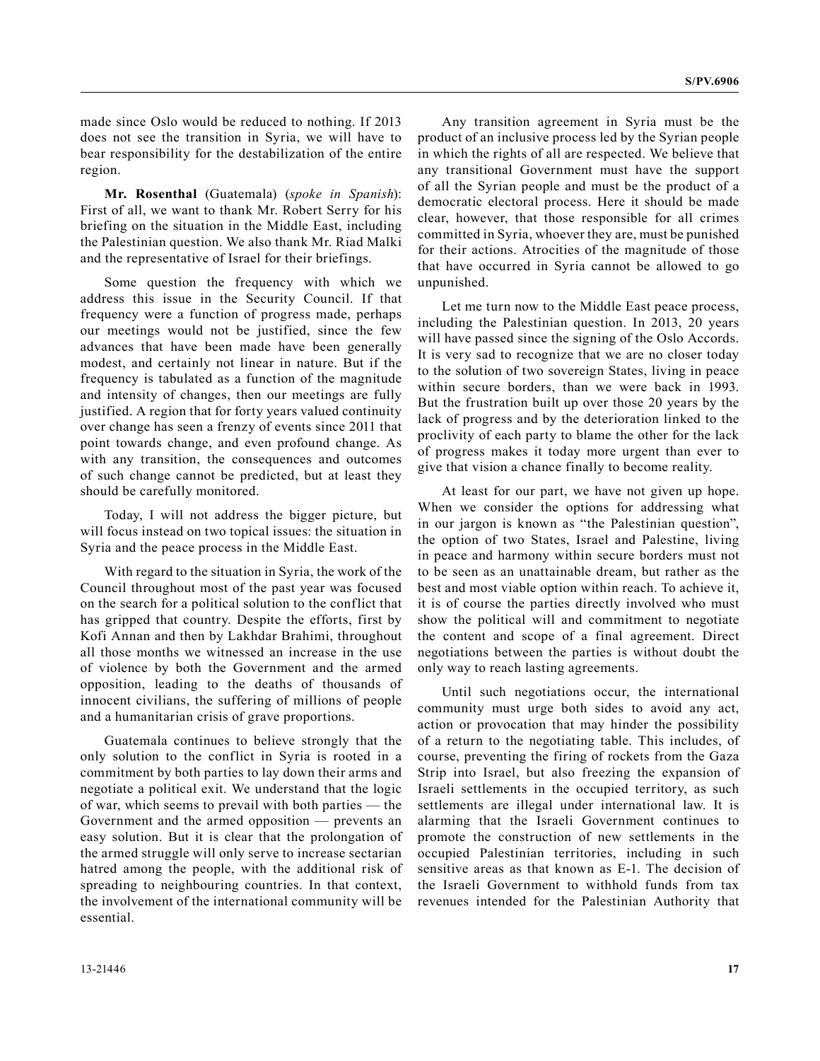made since Oslo would be reduced to nothing. If 2013 does not see the transition in Syria, we will have to bear responsibility for the destabilization of the entire region.

**Mr. Rosenthal** (Guatemala) (*spoke in Spanish*): First of all, we want to thank Mr. Robert Serry for his briefing on the situation in the Middle East, including the Palestinian question. We also thank Mr. Riad Malki and the representative of Israel for their briefings.

Some question the frequency with which we address this issue in the Security Council. If that frequency were a function of progress made, perhaps our meetings would not be justified, since the few advances that have been made have been generally modest, and certainly not linear in nature. But if the frequency is tabulated as a function of the magnitude and intensity of changes, then our meetings are fully justified. A region that for forty years valued continuity over change has seen a frenzy of events since 2011 that point towards change, and even profound change. As with any transition, the consequences and outcomes of such change cannot be predicted, but at least they should be carefully monitored.

Today, I will not address the bigger picture, but will focus instead on two topical issues: the situation in Syria and the peace process in the Middle East.

With regard to the situation in Syria, the work of the Council throughout most of the past year was focused on the search for a political solution to the conflict that has gripped that country. Despite the efforts, first by Kofi Annan and then by Lakhdar Brahimi, throughout all those months we witnessed an increase in the use of violence by both the Government and the armed opposition, leading to the deaths of thousands of innocent civilians, the suffering of millions of people and a humanitarian crisis of grave proportions.

Guatemala continues to believe strongly that the only solution to the conflict in Syria is rooted in a commitment by both parties to lay down their arms and negotiate a political exit. We understand that the logic of war, which seems to prevail with both parties — the Government and the armed opposition — prevents an easy solution. But it is clear that the prolongation of the armed struggle will only serve to increase sectarian hatred among the people, with the additional risk of spreading to neighbouring countries. In that context, the involvement of the international community will be essential.

Any transition agreement in Syria must be the product of an inclusive process led by the Syrian people in which the rights of all are respected. We believe that any transitional Government must have the support of all the Syrian people and must be the product of a democratic electoral process. Here it should be made clear, however, that those responsible for all crimes committed in Syria, whoever they are, must be punished for their actions. Atrocities of the magnitude of those that have occurred in Syria cannot be allowed to go unpunished.

Let me turn now to the Middle East peace process, including the Palestinian question. In 2013, 20 years will have passed since the signing of the Oslo Accords. It is very sad to recognize that we are no closer today to the solution of two sovereign States, living in peace within secure borders, than we were back in 1993. But the frustration built up over those 20 years by the lack of progress and by the deterioration linked to the proclivity of each party to blame the other for the lack of progress makes it today more urgent than ever to give that vision a chance finally to become reality.

At least for our part, we have not given up hope. When we consider the options for addressing what in our jargon is known as "the Palestinian question", the option of two States, Israel and Palestine, living in peace and harmony within secure borders must not to be seen as an unattainable dream, but rather as the best and most viable option within reach. To achieve it, it is of course the parties directly involved who must show the political will and commitment to negotiate the content and scope of a final agreement. Direct negotiations between the parties is without doubt the only way to reach lasting agreements.

Until such negotiations occur, the international community must urge both sides to avoid any act, action or provocation that may hinder the possibility of a return to the negotiating table. This includes, of course, preventing the firing of rockets from the Gaza Strip into Israel, but also freezing the expansion of Israeli settlements in the occupied territory, as such settlements are illegal under international law. It is alarming that the Israeli Government continues to promote the construction of new settlements in the occupied Palestinian territories, including in such sensitive areas as that known as E-1. The decision of the Israeli Government to withhold funds from tax revenues intended for the Palestinian Authority that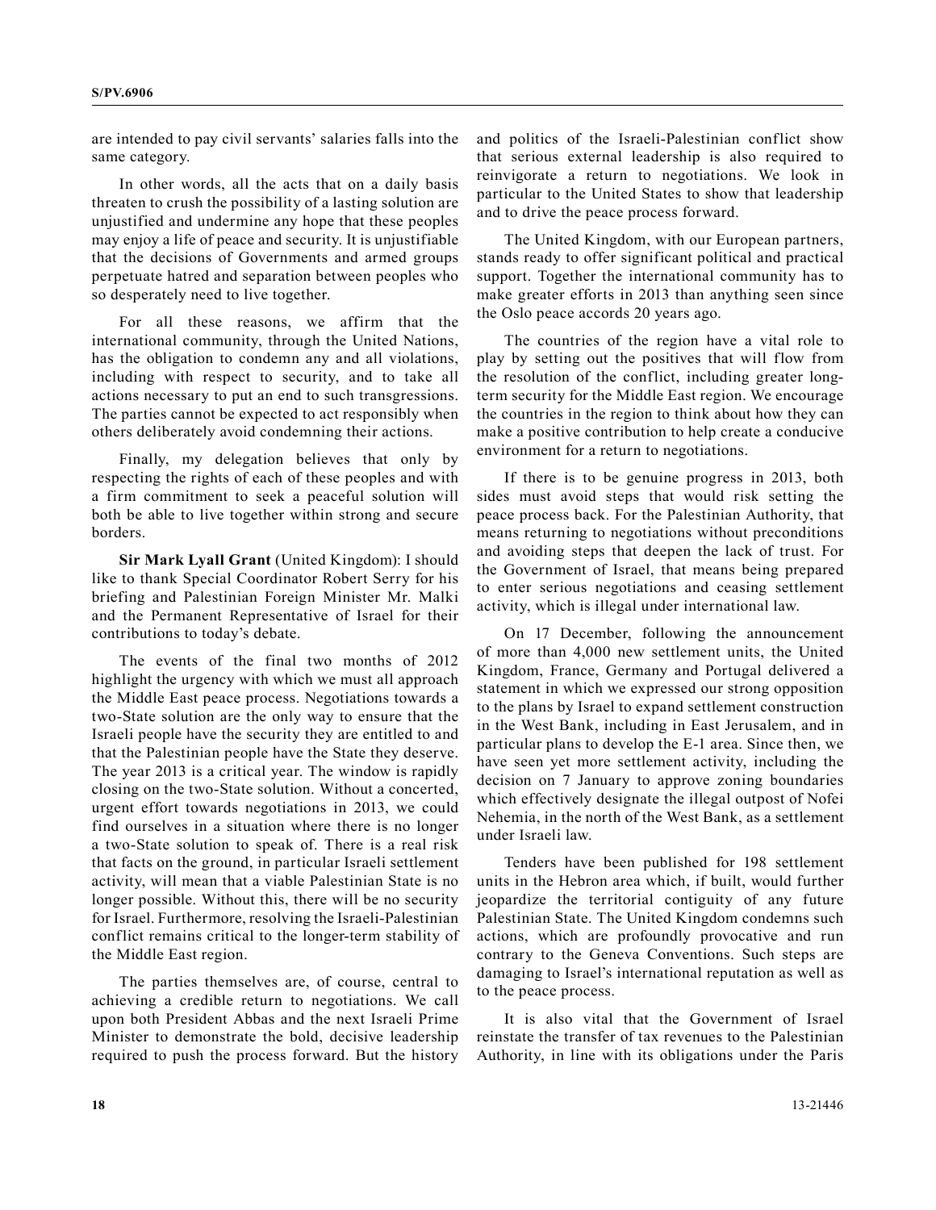are intended to pay civil servants' salaries falls into the same category.

In other words, all the acts that on a daily basis threaten to crush the possibility of a lasting solution are unjustified and undermine any hope that these peoples may enjoy a life of peace and security. It is unjustifiable that the decisions of Governments and armed groups perpetuate hatred and separation between peoples who so desperately need to live together.

For all these reasons, we affirm that the international community, through the United Nations, has the obligation to condemn any and all violations, including with respect to security, and to take all actions necessary to put an end to such transgressions. The parties cannot be expected to act responsibly when others deliberately avoid condemning their actions.

Finally, my delegation believes that only by respecting the rights of each of these peoples and with a firm commitment to seek a peaceful solution will both be able to live together within strong and secure borders.

**Sir Mark Lyall Grant** (United Kingdom): I should like to thank Special Coordinator Robert Serry for his briefing and Palestinian Foreign Minister Mr. Malki and the Permanent Representative of Israel for their contributions to today's debate.

The events of the final two months of 2012 highlight the urgency with which we must all approach the Middle East peace process. Negotiations towards a two-State solution are the only way to ensure that the Israeli people have the security they are entitled to and that the Palestinian people have the State they deserve. The year 2013 is a critical year. The window is rapidly closing on the two-State solution. Without a concerted, urgent effort towards negotiations in 2013, we could find ourselves in a situation where there is no longer a two-State solution to speak of. There is a real risk that facts on the ground, in particular Israeli settlement activity, will mean that a viable Palestinian State is no longer possible. Without this, there will be no security for Israel. Furthermore, resolving the Israeli-Palestinian conflict remains critical to the longer-term stability of the Middle East region.

The parties themselves are, of course, central to achieving a credible return to negotiations. We call upon both President Abbas and the next Israeli Prime Minister to demonstrate the bold, decisive leadership required to push the process forward. But the history and politics of the Israeli-Palestinian conflict show that serious external leadership is also required to reinvigorate a return to negotiations. We look in particular to the United States to show that leadership and to drive the peace process forward.

The United Kingdom, with our European partners, stands ready to offer significant political and practical support. Together the international community has to make greater efforts in 2013 than anything seen since the Oslo peace accords 20 years ago.

The countries of the region have a vital role to play by setting out the positives that will flow from the resolution of the conflict, including greater long-term security for the Middle East region. We encourage the countries in the region to think about how they can make a positive contribution to help create a conducive environment for a return to negotiations.

If there is to be genuine progress in 2013, both sides must avoid steps that would risk setting the peace process back. For the Palestinian Authority, that means returning to negotiations without preconditions and avoiding steps that deepen the lack of trust. For the Government of Israel, that means being prepared to enter serious negotiations and ceasing settlement activity, which is illegal under international law.

On 17 December, following the announcement of more than 4,000 new settlement units, the United Kingdom, France, Germany and Portugal delivered a statement in which we expressed our strong opposition to the plans by Israel to expand settlement construction in the West Bank, including in East Jerusalem, and in particular plans to develop the E-1 area. Since then, we have seen yet more settlement activity, including the decision on 7 January to approve zoning boundaries which effectively designate the illegal outpost of Nofei Nehemia, in the north of the West Bank, as a settlement under Israeli law.

Tenders have been published for 198 settlement units in the Hebron area which, if built, would further jeopardize the territorial contiguity of any future Palestinian State. The United Kingdom condemns such actions, which are profoundly provocative and run contrary to the Geneva Conventions. Such steps are damaging to Israel's international reputation as well as to the peace process.

It is also vital that the Government of Israel reinstate the transfer of tax revenues to the Palestinian Authority, in line with its obligations under the Paris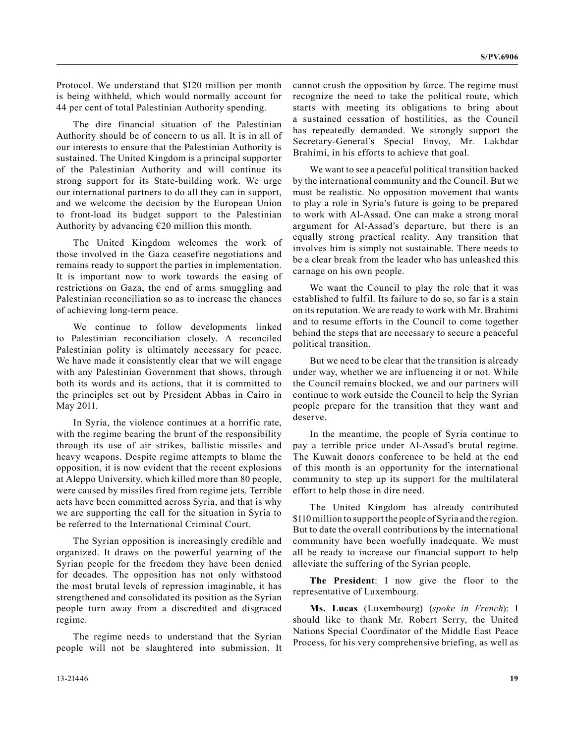Protocol. We understand that $120 million per month is being withheld, which would normally account for 44 per cent of total Palestinian Authority spending.

The dire financial situation of the Palestinian Authority should be of concern to us all. It is in all of our interests to ensure that the Palestinian Authority is sustained. The United Kingdom is a principal supporter of the Palestinian Authority and will continue its strong support for its State-building work. We urge our international partners to do all they can in support, and we welcome the decision by the European Union to front-load its budget support to the Palestinian Authority by advancing €20 million this month.

The United Kingdom welcomes the work of those involved in the Gaza ceasefire negotiations and remains ready to support the parties in implementation. It is important now to work towards the easing of restrictions on Gaza, the end of arms smuggling and Palestinian reconciliation so as to increase the chances of achieving long-term peace.

We continue to follow developments linked to Palestinian reconciliation closely. A reconciled Palestinian polity is ultimately necessary for peace. We have made it consistently clear that we will engage with any Palestinian Government that shows, through both its words and its actions, that it is committed to the principles set out by President Abbas in Cairo in May 2011.

In Syria, the violence continues at a horrific rate, with the regime bearing the brunt of the responsibility through its use of air strikes, ballistic missiles and heavy weapons. Despite regime attempts to blame the opposition, it is now evident that the recent explosions at Aleppo University, which killed more than 80 people, were caused by missiles fired from regime jets. Terrible acts have been committed across Syria, and that is why we are supporting the call for the situation in Syria to be referred to the International Criminal Court.

The Syrian opposition is increasingly credible and organized. It draws on the powerful yearning of the Syrian people for the freedom they have been denied for decades. The opposition has not only withstood the most brutal levels of repression imaginable, it has strengthened and consolidated its position as the Syrian people turn away from a discredited and disgraced regime.

The regime needs to understand that the Syrian people will not be slaughtered into submission. It cannot crush the opposition by force. The regime must recognize the need to take the political route, which starts with meeting its obligations to bring about a sustained cessation of hostilities, as the Council has repeatedly demanded. We strongly support the Secretary-General's Special Envoy, Mr. Lakhdar Brahimi, in his efforts to achieve that goal.

We want to see a peaceful political transition backed by the international community and the Council. But we must be realistic. No opposition movement that wants to play a role in Syria's future is going to be prepared to work with Al-Assad. One can make a strong moral argument for Al-Assad's departure, but there is an equally strong practical reality. Any transition that involves him is simply not sustainable. There needs to be a clear break from the leader who has unleashed this carnage on his own people.

We want the Council to play the role that it was established to fulfil. Its failure to do so, so far is a stain on its reputation. We are ready to work with Mr. Brahimi and to resume efforts in the Council to come together behind the steps that are necessary to secure a peaceful political transition.

But we need to be clear that the transition is already under way, whether we are influencing it or not. While the Council remains blocked, we and our partners will continue to work outside the Council to help the Syrian people prepare for the transition that they want and deserve.

In the meantime, the people of Syria continue to pay a terrible price under Al-Assad's brutal regime. The Kuwait donors conference to be held at the end of this month is an opportunity for the international community to step up its support for the multilateral effort to help those in dire need.

The United Kingdom has already contributed $110 million to support the people of Syria and the region. But to date the overall contributions by the international community have been woefully inadequate. We must all be ready to increase our financial support to help alleviate the suffering of the Syrian people.

**The President**: I now give the floor to the representative of Luxembourg.

**Ms. Lucas** (Luxembourg) (*spoke in French*): I should like to thank Mr. Robert Serry, the United Nations Special Coordinator of the Middle East Peace Process, for his very comprehensive briefing, as well as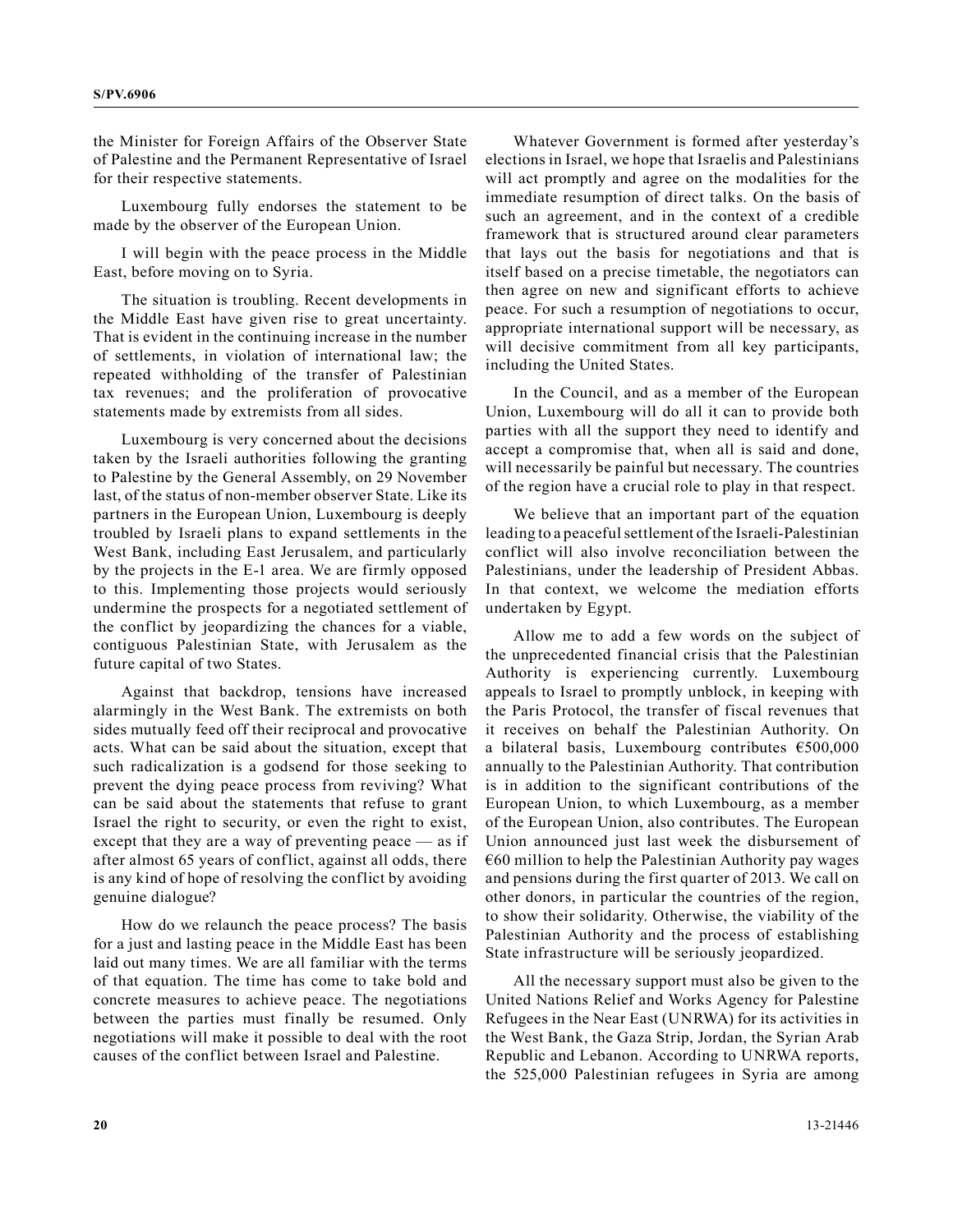the Minister for Foreign Affairs of the Observer State of Palestine and the Permanent Representative of Israel for their respective statements.

Luxembourg fully endorses the statement to be made by the observer of the European Union.

I will begin with the peace process in the Middle East, before moving on to Syria.

The situation is troubling. Recent developments in the Middle East have given rise to great uncertainty. That is evident in the continuing increase in the number of settlements, in violation of international law; the repeated withholding of the transfer of Palestinian tax revenues; and the proliferation of provocative statements made by extremists from all sides.

Luxembourg is very concerned about the decisions taken by the Israeli authorities following the granting to Palestine by the General Assembly, on 29 November last, of the status of non-member observer State. Like its partners in the European Union, Luxembourg is deeply troubled by Israeli plans to expand settlements in the West Bank, including East Jerusalem, and particularly by the projects in the E-1 area. We are firmly opposed to this. Implementing those projects would seriously undermine the prospects for a negotiated settlement of the conflict by jeopardizing the chances for a viable, contiguous Palestinian State, with Jerusalem as the future capital of two States.

Against that backdrop, tensions have increased alarmingly in the West Bank. The extremists on both sides mutually feed off their reciprocal and provocative acts. What can be said about the situation, except that such radicalization is a godsend for those seeking to prevent the dying peace process from reviving? What can be said about the statements that refuse to grant Israel the right to security, or even the right to exist, except that they are a way of preventing peace — as if after almost 65 years of conflict, against all odds, there is any kind of hope of resolving the conflict by avoiding genuine dialogue?

How do we relaunch the peace process? The basis for a just and lasting peace in the Middle East has been laid out many times. We are all familiar with the terms of that equation. The time has come to take bold and concrete measures to achieve peace. The negotiations between the parties must finally be resumed. Only negotiations will make it possible to deal with the root causes of the conflict between Israel and Palestine.

Whatever Government is formed after yesterday's elections in Israel, we hope that Israelis and Palestinians will act promptly and agree on the modalities for the immediate resumption of direct talks. On the basis of such an agreement, and in the context of a credible framework that is structured around clear parameters that lays out the basis for negotiations and that is itself based on a precise timetable, the negotiators can then agree on new and significant efforts to achieve peace. For such a resumption of negotiations to occur, appropriate international support will be necessary, as will decisive commitment from all key participants, including the United States.

In the Council, and as a member of the European Union, Luxembourg will do all it can to provide both parties with all the support they need to identify and accept a compromise that, when all is said and done, will necessarily be painful but necessary. The countries of the region have a crucial role to play in that respect.

We believe that an important part of the equation leading to a peaceful settlement of the Israeli-Palestinian conflict will also involve reconciliation between the Palestinians, under the leadership of President Abbas. In that context, we welcome the mediation efforts undertaken by Egypt.

Allow me to add a few words on the subject of the unprecedented financial crisis that the Palestinian Authority is experiencing currently. Luxembourg appeals to Israel to promptly unblock, in keeping with the Paris Protocol, the transfer of fiscal revenues that it receives on behalf the Palestinian Authority. On a bilateral basis, Luxembourg contributes €500,000 annually to the Palestinian Authority. That contribution is in addition to the significant contributions of the European Union, to which Luxembourg, as a member of the European Union, also contributes. The European Union announced just last week the disbursement of €60 million to help the Palestinian Authority pay wages and pensions during the first quarter of 2013. We call on other donors, in particular the countries of the region, to show their solidarity. Otherwise, the viability of the Palestinian Authority and the process of establishing State infrastructure will be seriously jeopardized.

All the necessary support must also be given to the United Nations Relief and Works Agency for Palestine Refugees in the Near East (UNRWA) for its activities in the West Bank, the Gaza Strip, Jordan, the Syrian Arab Republic and Lebanon. According to UNRWA reports, the 525,000 Palestinian refugees in Syria are among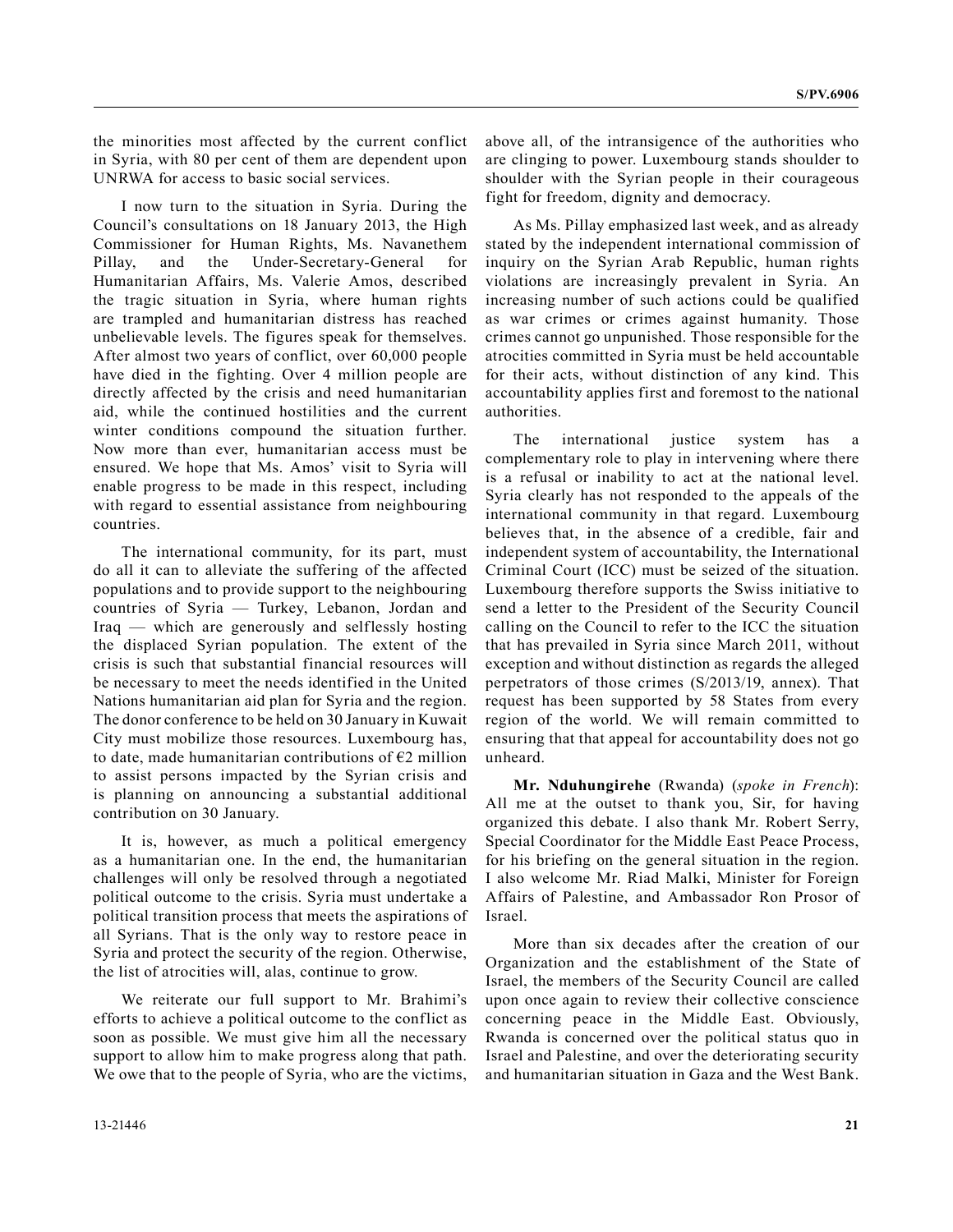the minorities most affected by the current conflict in Syria, with 80 per cent of them are dependent upon UNRWA for access to basic social services.

I now turn to the situation in Syria. During the Council's consultations on 18 January 2013, the High Commissioner for Human Rights, Ms. Navanethem Pillay, and the Under-Secretary-General for Humanitarian Affairs, Ms. Valerie Amos, described the tragic situation in Syria, where human rights are trampled and humanitarian distress has reached unbelievable levels. The figures speak for themselves. After almost two years of conflict, over 60,000 people have died in the fighting. Over 4 million people are directly affected by the crisis and need humanitarian aid, while the continued hostilities and the current winter conditions compound the situation further. Now more than ever, humanitarian access must be ensured. We hope that Ms. Amos' visit to Syria will enable progress to be made in this respect, including with regard to essential assistance from neighbouring countries.

The international community, for its part, must do all it can to alleviate the suffering of the affected populations and to provide support to the neighbouring countries of Syria — Turkey, Lebanon, Jordan and Iraq — which are generously and selflessly hosting the displaced Syrian population. The extent of the crisis is such that substantial financial resources will be necessary to meet the needs identified in the United Nations humanitarian aid plan for Syria and the region. The donor conference to be held on 30 January in Kuwait City must mobilize those resources. Luxembourg has, to date, made humanitarian contributions of €2 million to assist persons impacted by the Syrian crisis and is planning on announcing a substantial additional contribution on 30 January.

It is, however, as much a political emergency as a humanitarian one. In the end, the humanitarian challenges will only be resolved through a negotiated political outcome to the crisis. Syria must undertake a political transition process that meets the aspirations of all Syrians. That is the only way to restore peace in Syria and protect the security of the region. Otherwise, the list of atrocities will, alas, continue to grow.

We reiterate our full support to Mr. Brahimi's efforts to achieve a political outcome to the conflict as soon as possible. We must give him all the necessary support to allow him to make progress along that path. We owe that to the people of Syria, who are the victims, above all, of the intransigence of the authorities who are clinging to power. Luxembourg stands shoulder to shoulder with the Syrian people in their courageous fight for freedom, dignity and democracy.

As Ms. Pillay emphasized last week, and as already stated by the independent international commission of inquiry on the Syrian Arab Republic, human rights violations are increasingly prevalent in Syria. An increasing number of such actions could be qualified as war crimes or crimes against humanity. Those crimes cannot go unpunished. Those responsible for the atrocities committed in Syria must be held accountable for their acts, without distinction of any kind. This accountability applies first and foremost to the national authorities.

The international justice system has a complementary role to play in intervening where there is a refusal or inability to act at the national level. Syria clearly has not responded to the appeals of the international community in that regard. Luxembourg believes that, in the absence of a credible, fair and independent system of accountability, the International Criminal Court (ICC) must be seized of the situation. Luxembourg therefore supports the Swiss initiative to send a letter to the President of the Security Council calling on the Council to refer to the ICC the situation that has prevailed in Syria since March 2011, without exception and without distinction as regards the alleged perpetrators of those crimes (S/2013/19, annex). That request has been supported by 58 States from every region of the world. We will remain committed to ensuring that that appeal for accountability does not go unheard.

**Mr. Nduhungirehe** (Rwanda) (*spoke in French*): All me at the outset to thank you, Sir, for having organized this debate. I also thank Mr. Robert Serry, Special Coordinator for the Middle East Peace Process, for his briefing on the general situation in the region. I also welcome Mr. Riad Malki, Minister for Foreign Affairs of Palestine, and Ambassador Ron Prosor of Israel.

More than six decades after the creation of our Organization and the establishment of the State of Israel, the members of the Security Council are called upon once again to review their collective conscience concerning peace in the Middle East. Obviously, Rwanda is concerned over the political status quo in Israel and Palestine, and over the deteriorating security and humanitarian situation in Gaza and the West Bank.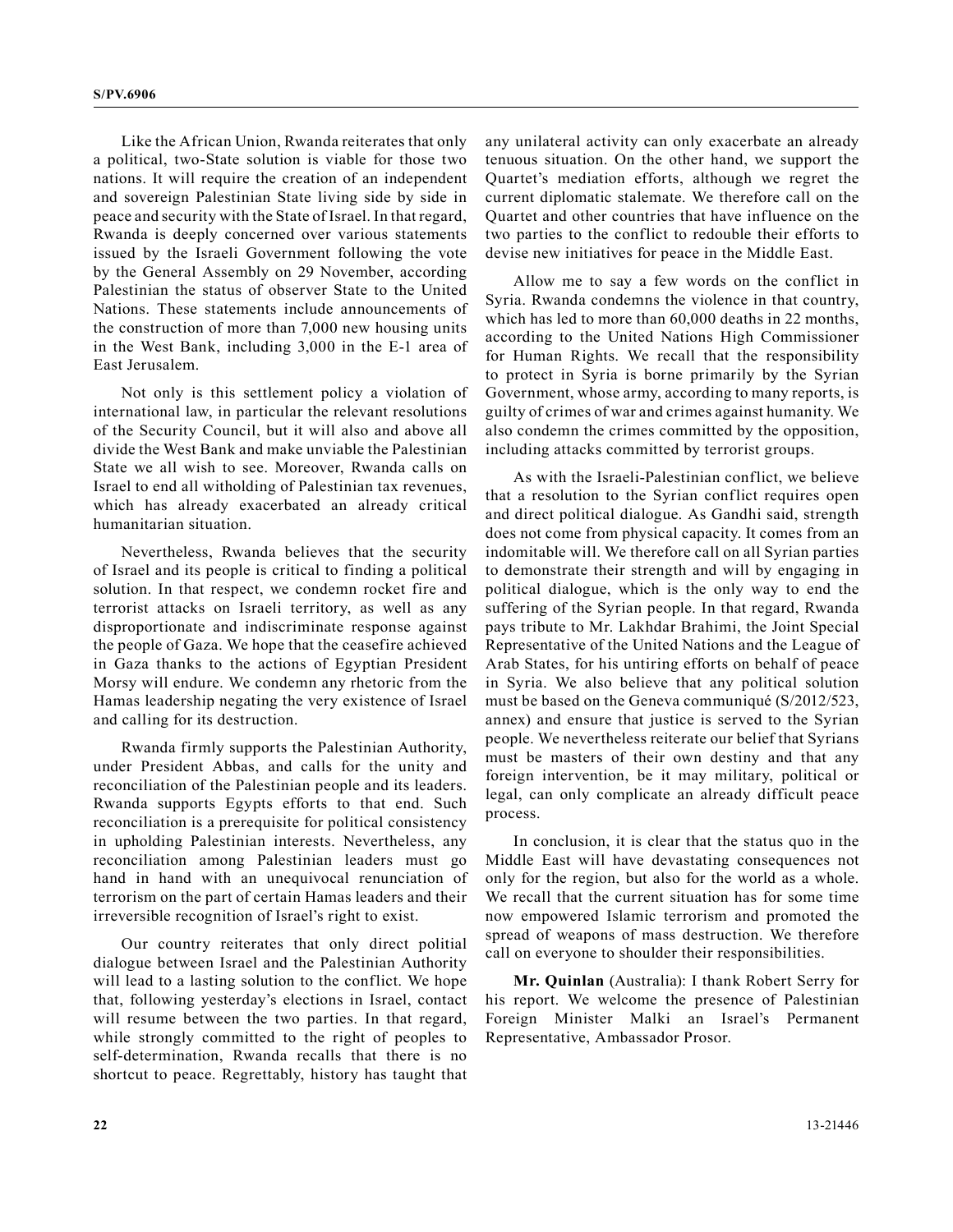Like the African Union, Rwanda reiterates that only a political, two-State solution is viable for those two nations. It will require the creation of an independent and sovereign Palestinian State living side by side in peace and security with the State of Israel. In that regard, Rwanda is deeply concerned over various statements issued by the Israeli Government following the vote by the General Assembly on 29 November, according Palestinian the status of observer State to the United Nations. These statements include announcements of the construction of more than 7,000 new housing units in the West Bank, including 3,000 in the E-1 area of East Jerusalem.

Not only is this settlement policy a violation of international law, in particular the relevant resolutions of the Security Council, but it will also and above all divide the West Bank and make unviable the Palestinian State we all wish to see. Moreover, Rwanda calls on Israel to end all witholding of Palestinian tax revenues, which has already exacerbated an already critical humanitarian situation.

Nevertheless, Rwanda believes that the security of Israel and its people is critical to finding a political solution. In that respect, we condemn rocket fire and terrorist attacks on Israeli territory, as well as any disproportionate and indiscriminate response against the people of Gaza. We hope that the ceasefire achieved in Gaza thanks to the actions of Egyptian President Morsy will endure. We condemn any rhetoric from the Hamas leadership negating the very existence of Israel and calling for its destruction.

Rwanda firmly supports the Palestinian Authority, under President Abbas, and calls for the unity and reconciliation of the Palestinian people and its leaders. Rwanda supports Egypts efforts to that end. Such reconciliation is a prerequisite for political consistency in upholding Palestinian interests. Nevertheless, any reconciliation among Palestinian leaders must go hand in hand with an unequivocal renunciation of terrorism on the part of certain Hamas leaders and their irreversible recognition of Israel's right to exist.

Our country reiterates that only direct politial dialogue between Israel and the Palestinian Authority will lead to a lasting solution to the conflict. We hope that, following yesterday's elections in Israel, contact will resume between the two parties. In that regard, while strongly committed to the right of peoples to self-determination, Rwanda recalls that there is no shortcut to peace. Regrettably, history has taught that any unilateral activity can only exacerbate an already tenuous situation. On the other hand, we support the Quartet's mediation efforts, although we regret the current diplomatic stalemate. We therefore call on the Quartet and other countries that have influence on the two parties to the conflict to redouble their efforts to devise new initiatives for peace in the Middle East.

Allow me to say a few words on the conflict in Syria. Rwanda condemns the violence in that country, which has led to more than 60,000 deaths in 22 months, according to the United Nations High Commissioner for Human Rights. We recall that the responsibility to protect in Syria is borne primarily by the Syrian Government, whose army, according to many reports, is guilty of crimes of war and crimes against humanity. We also condemn the crimes committed by the opposition, including attacks committed by terrorist groups.

As with the Israeli-Palestinian conflict, we believe that a resolution to the Syrian conflict requires open and direct political dialogue. As Gandhi said, strength does not come from physical capacity. It comes from an indomitable will. We therefore call on all Syrian parties to demonstrate their strength and will by engaging in political dialogue, which is the only way to end the suffering of the Syrian people. In that regard, Rwanda pays tribute to Mr. Lakhdar Brahimi, the Joint Special Representative of the United Nations and the League of Arab States, for his untiring efforts on behalf of peace in Syria. We also believe that any political solution must be based on the Geneva communiqué (S/2012/523, annex) and ensure that justice is served to the Syrian people. We nevertheless reiterate our belief that Syrians must be masters of their own destiny and that any foreign intervention, be it may military, political or legal, can only complicate an already difficult peace process.

In conclusion, it is clear that the status quo in the Middle East will have devastating consequences not only for the region, but also for the world as a whole. We recall that the current situation has for some time now empowered Islamic terrorism and promoted the spread of weapons of mass destruction. We therefore call on everyone to shoulder their responsibilities.

**Mr. Quinlan** (Australia): I thank Robert Serry for his report. We welcome the presence of Palestinian Foreign Minister Malki an Israel's Permanent Representative, Ambassador Prosor.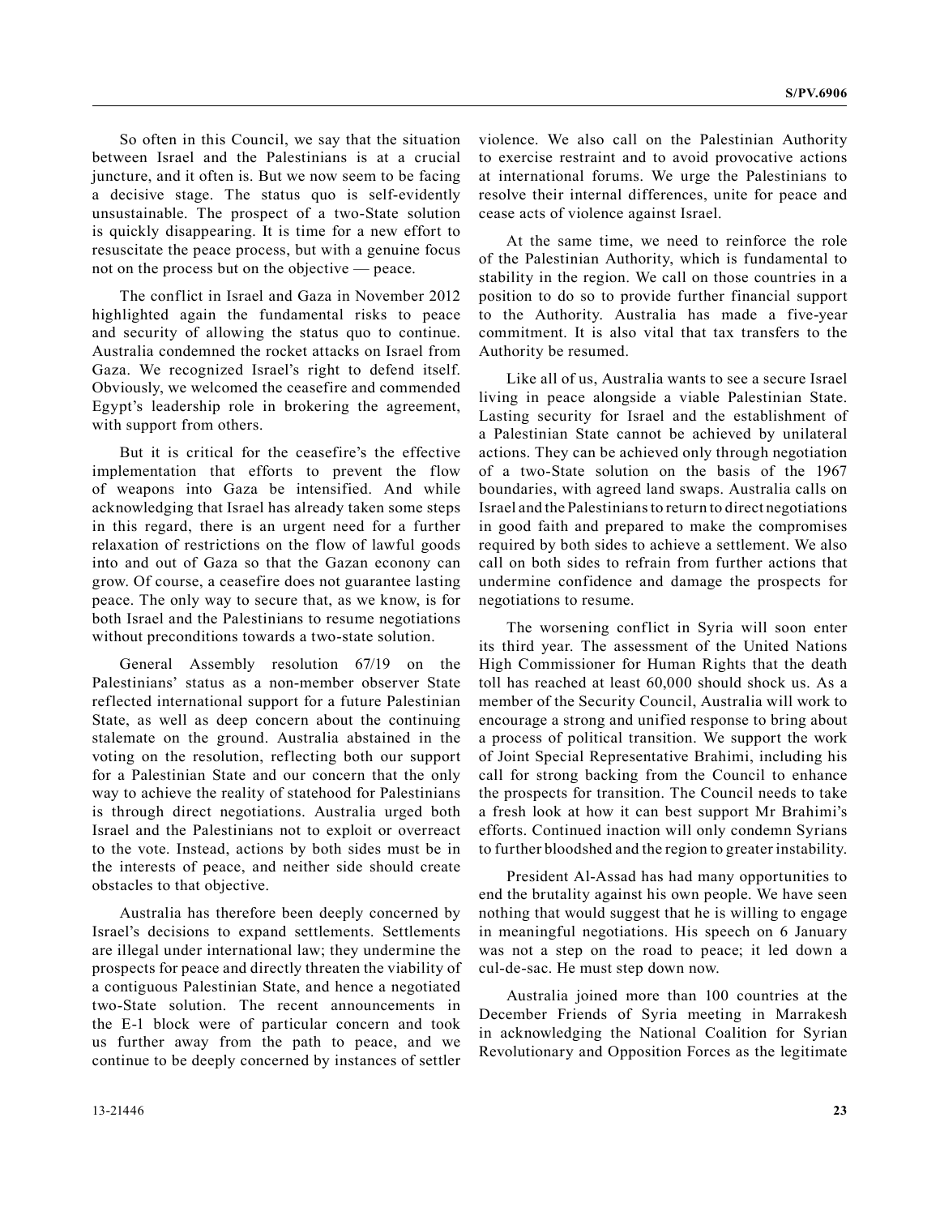So often in this Council, we say that the situation between Israel and the Palestinians is at a crucial juncture, and it often is. But we now seem to be facing a decisive stage. The status quo is self-evidently unsustainable. The prospect of a two-State solution is quickly disappearing. It is time for a new effort to resuscitate the peace process, but with a genuine focus not on the process but on the objective — peace.

The conflict in Israel and Gaza in November 2012 highlighted again the fundamental risks to peace and security of allowing the status quo to continue. Australia condemned the rocket attacks on Israel from Gaza. We recognized Israel's right to defend itself. Obviously, we welcomed the ceasefire and commended Egypt's leadership role in brokering the agreement, with support from others.

But it is critical for the ceasefire's the effective implementation that efforts to prevent the flow of weapons into Gaza be intensified. And while acknowledging that Israel has already taken some steps in this regard, there is an urgent need for a further relaxation of restrictions on the flow of lawful goods into and out of Gaza so that the Gazan econony can grow. Of course, a ceasefire does not guarantee lasting peace. The only way to secure that, as we know, is for both Israel and the Palestinians to resume negotiations without preconditions towards a two-state solution.

General Assembly resolution 67/19 on the Palestinians' status as a non-member observer State reflected international support for a future Palestinian State, as well as deep concern about the continuing stalemate on the ground. Australia abstained in the voting on the resolution, reflecting both our support for a Palestinian State and our concern that the only way to achieve the reality of statehood for Palestinians is through direct negotiations. Australia urged both Israel and the Palestinians not to exploit or overreact to the vote. Instead, actions by both sides must be in the interests of peace, and neither side should create obstacles to that objective.

Australia has therefore been deeply concerned by Israel's decisions to expand settlements. Settlements are illegal under international law; they undermine the prospects for peace and directly threaten the viability of a contiguous Palestinian State, and hence a negotiated two-State solution. The recent announcements in the E-1 block were of particular concern and took us further away from the path to peace, and we continue to be deeply concerned by instances of settler violence. We also call on the Palestinian Authority to exercise restraint and to avoid provocative actions at international forums. We urge the Palestinians to resolve their internal differences, unite for peace and cease acts of violence against Israel.

At the same time, we need to reinforce the role of the Palestinian Authority, which is fundamental to stability in the region. We call on those countries in a position to do so to provide further financial support to the Authority. Australia has made a five-year commitment. It is also vital that tax transfers to the Authority be resumed.

Like all of us, Australia wants to see a secure Israel living in peace alongside a viable Palestinian State. Lasting security for Israel and the establishment of a Palestinian State cannot be achieved by unilateral actions. They can be achieved only through negotiation of a two-State solution on the basis of the 1967 boundaries, with agreed land swaps. Australia calls on Israel and the Palestinians to return to direct negotiations in good faith and prepared to make the compromises required by both sides to achieve a settlement. We also call on both sides to refrain from further actions that undermine confidence and damage the prospects for negotiations to resume.

The worsening conflict in Syria will soon enter its third year. The assessment of the United Nations High Commissioner for Human Rights that the death toll has reached at least 60,000 should shock us. As a member of the Security Council, Australia will work to encourage a strong and unified response to bring about a process of political transition. We support the work of Joint Special Representative Brahimi, including his call for strong backing from the Council to enhance the prospects for transition. The Council needs to take a fresh look at how it can best support Mr Brahimi's efforts. Continued inaction will only condemn Syrians to further bloodshed and the region to greater instability.

President Al-Assad has had many opportunities to end the brutality against his own people. We have seen nothing that would suggest that he is willing to engage in meaningful negotiations. His speech on 6 January was not a step on the road to peace; it led down a cul-de-sac. He must step down now.

Australia joined more than 100 countries at the December Friends of Syria meeting in Marrakesh in acknowledging the National Coalition for Syrian Revolutionary and Opposition Forces as the legitimate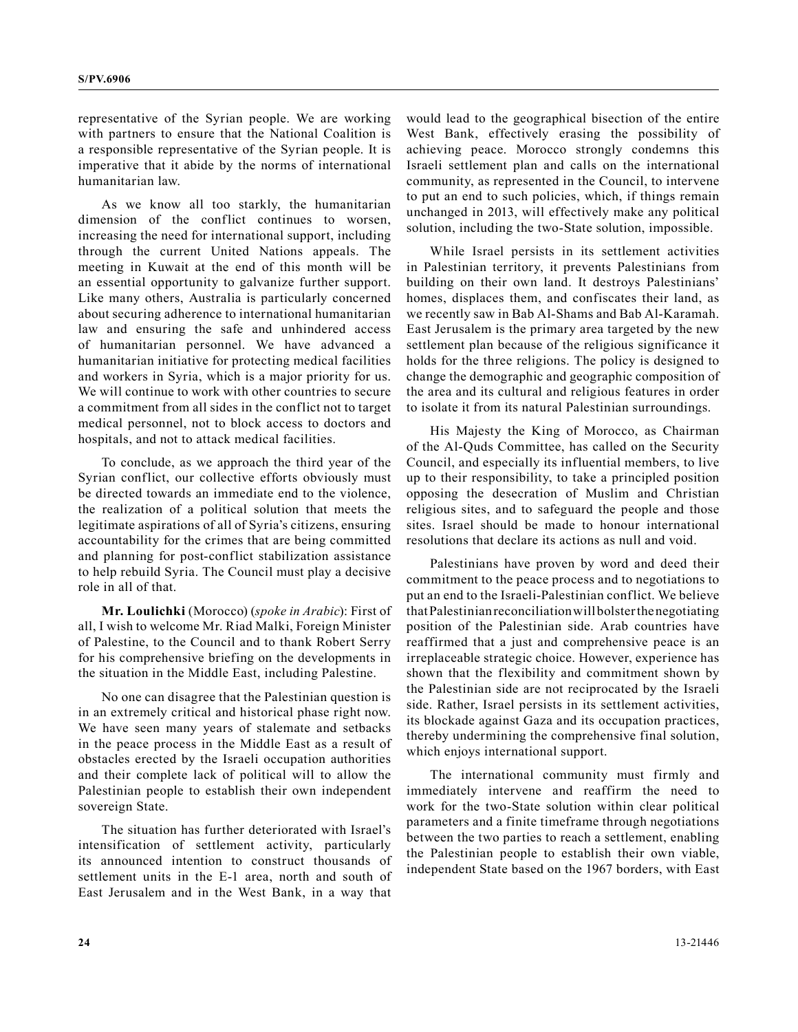representative of the Syrian people. We are working with partners to ensure that the National Coalition is a responsible representative of the Syrian people. It is imperative that it abide by the norms of international humanitarian law.

As we know all too starkly, the humanitarian dimension of the conflict continues to worsen, increasing the need for international support, including through the current United Nations appeals. The meeting in Kuwait at the end of this month will be an essential opportunity to galvanize further support. Like many others, Australia is particularly concerned about securing adherence to international humanitarian law and ensuring the safe and unhindered access of humanitarian personnel. We have advanced a humanitarian initiative for protecting medical facilities and workers in Syria, which is a major priority for us. We will continue to work with other countries to secure a commitment from all sides in the conflict not to target medical personnel, not to block access to doctors and hospitals, and not to attack medical facilities.

To conclude, as we approach the third year of the Syrian conflict, our collective efforts obviously must be directed towards an immediate end to the violence, the realization of a political solution that meets the legitimate aspirations of all of Syria's citizens, ensuring accountability for the crimes that are being committed and planning for post-conflict stabilization assistance to help rebuild Syria. The Council must play a decisive role in all of that.

**Mr. Loulichki** (Morocco) (*spoke in Arabic*): First of all, I wish to welcome Mr. Riad Malki, Foreign Minister of Palestine, to the Council and to thank Robert Serry for his comprehensive briefing on the developments in the situation in the Middle East, including Palestine.

No one can disagree that the Palestinian question is in an extremely critical and historical phase right now. We have seen many years of stalemate and setbacks in the peace process in the Middle East as a result of obstacles erected by the Israeli occupation authorities and their complete lack of political will to allow the Palestinian people to establish their own independent sovereign State.

The situation has further deteriorated with Israel's intensification of settlement activity, particularly its announced intention to construct thousands of settlement units in the E-1 area, north and south of East Jerusalem and in the West Bank, in a way that would lead to the geographical bisection of the entire West Bank, effectively erasing the possibility of achieving peace. Morocco strongly condemns this Israeli settlement plan and calls on the international community, as represented in the Council, to intervene to put an end to such policies, which, if things remain unchanged in 2013, will effectively make any political solution, including the two-State solution, impossible.

While Israel persists in its settlement activities in Palestinian territory, it prevents Palestinians from building on their own land. It destroys Palestinians' homes, displaces them, and confiscates their land, as we recently saw in Bab Al-Shams and Bab Al-Karamah. East Jerusalem is the primary area targeted by the new settlement plan because of the religious significance it holds for the three religions. The policy is designed to change the demographic and geographic composition of the area and its cultural and religious features in order to isolate it from its natural Palestinian surroundings.

His Majesty the King of Morocco, as Chairman of the Al-Quds Committee, has called on the Security Council, and especially its influential members, to live up to their responsibility, to take a principled position opposing the desecration of Muslim and Christian religious sites, and to safeguard the people and those sites. Israel should be made to honour international resolutions that declare its actions as null and void.

Palestinians have proven by word and deed their commitment to the peace process and to negotiations to put an end to the Israeli-Palestinian conflict. We believe that Palestinian reconciliation will bolster the negotiating position of the Palestinian side. Arab countries have reaffirmed that a just and comprehensive peace is an irreplaceable strategic choice. However, experience has shown that the flexibility and commitment shown by the Palestinian side are not reciprocated by the Israeli side. Rather, Israel persists in its settlement activities, its blockade against Gaza and its occupation practices, thereby undermining the comprehensive final solution, which enjoys international support.

The international community must firmly and immediately intervene and reaffirm the need to work for the two-State solution within clear political parameters and a finite timeframe through negotiations between the two parties to reach a settlement, enabling the Palestinian people to establish their own viable, independent State based on the 1967 borders, with East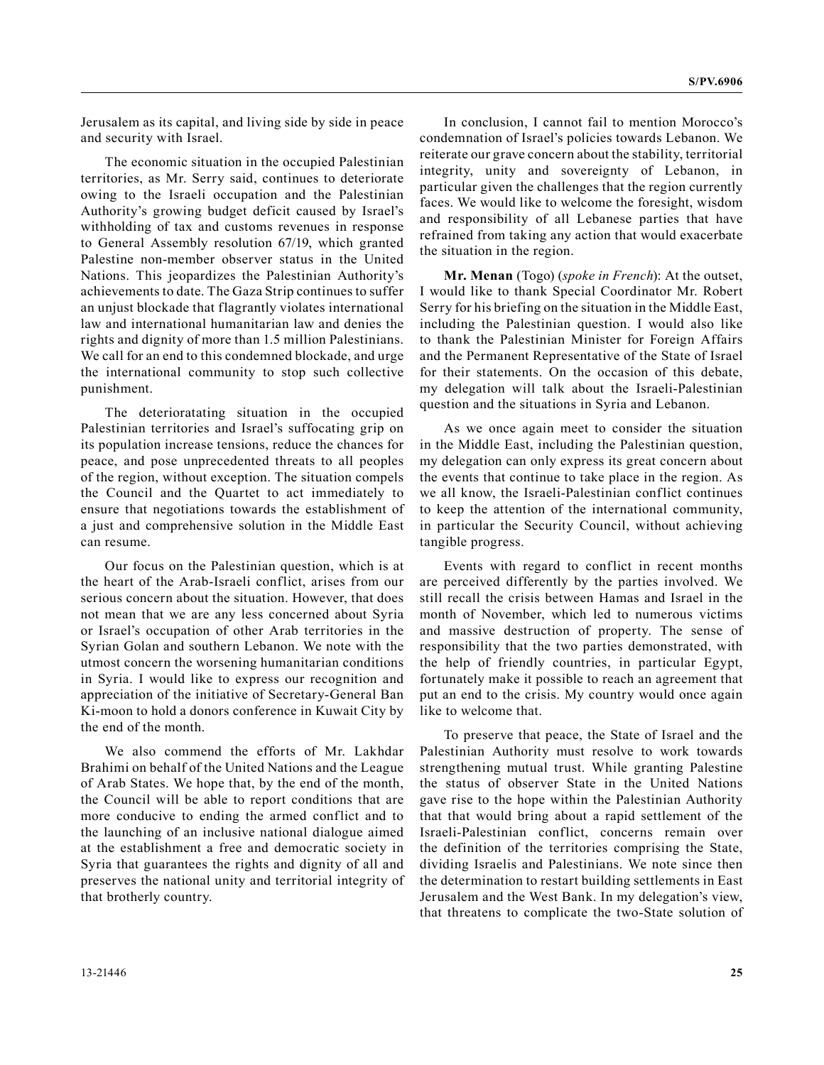Jerusalem as its capital, and living side by side in peace and security with Israel.

The economic situation in the occupied Palestinian territories, as Mr. Serry said, continues to deteriorate owing to the Israeli occupation and the Palestinian Authority's growing budget deficit caused by Israel's withholding of tax and customs revenues in response to General Assembly resolution 67/19, which granted Palestine non-member observer status in the United Nations. This jeopardizes the Palestinian Authority's achievements to date. The Gaza Strip continues to suffer an unjust blockade that flagrantly violates international law and international humanitarian law and denies the rights and dignity of more than 1.5 million Palestinians. We call for an end to this condemned blockade, and urge the international community to stop such collective punishment.

The deterioratating situation in the occupied Palestinian territories and Israel's suffocating grip on its population increase tensions, reduce the chances for peace, and pose unprecedented threats to all peoples of the region, without exception. The situation compels the Council and the Quartet to act immediately to ensure that negotiations towards the establishment of a just and comprehensive solution in the Middle East can resume.

Our focus on the Palestinian question, which is at the heart of the Arab-Israeli conflict, arises from our serious concern about the situation. However, that does not mean that we are any less concerned about Syria or Israel's occupation of other Arab territories in the Syrian Golan and southern Lebanon. We note with the utmost concern the worsening humanitarian conditions in Syria. I would like to express our recognition and appreciation of the initiative of Secretary-General Ban Ki-moon to hold a donors conference in Kuwait City by the end of the month.

We also commend the efforts of Mr. Lakhdar Brahimi on behalf of the United Nations and the League of Arab States. We hope that, by the end of the month, the Council will be able to report conditions that are more conducive to ending the armed conflict and to the launching of an inclusive national dialogue aimed at the establishment a free and democratic society in Syria that guarantees the rights and dignity of all and preserves the national unity and territorial integrity of that brotherly country.

In conclusion, I cannot fail to mention Morocco's condemnation of Israel's policies towards Lebanon. We reiterate our grave concern about the stability, territorial integrity, unity and sovereignty of Lebanon, in particular given the challenges that the region currently faces. We would like to welcome the foresight, wisdom and responsibility of all Lebanese parties that have refrained from taking any action that would exacerbate the situation in the region.

**Mr. Menan** (Togo) (*spoke in French*): At the outset, I would like to thank Special Coordinator Mr. Robert Serry for his briefing on the situation in the Middle East, including the Palestinian question. I would also like to thank the Palestinian Minister for Foreign Affairs and the Permanent Representative of the State of Israel for their statements. On the occasion of this debate, my delegation will talk about the Israeli-Palestinian question and the situations in Syria and Lebanon.

As we once again meet to consider the situation in the Middle East, including the Palestinian question, my delegation can only express its great concern about the events that continue to take place in the region. As we all know, the Israeli-Palestinian conflict continues to keep the attention of the international community, in particular the Security Council, without achieving tangible progress.

Events with regard to conflict in recent months are perceived differently by the parties involved. We still recall the crisis between Hamas and Israel in the month of November, which led to numerous victims and massive destruction of property. The sense of responsibility that the two parties demonstrated, with the help of friendly countries, in particular Egypt, fortunately make it possible to reach an agreement that put an end to the crisis. My country would once again like to welcome that.

To preserve that peace, the State of Israel and the Palestinian Authority must resolve to work towards strengthening mutual trust. While granting Palestine the status of observer State in the United Nations gave rise to the hope within the Palestinian Authority that that would bring about a rapid settlement of the Israeli-Palestinian conflict, concerns remain over the definition of the territories comprising the State, dividing Israelis and Palestinians. We note since then the determination to restart building settlements in East Jerusalem and the West Bank. In my delegation's view, that threatens to complicate the two-State solution of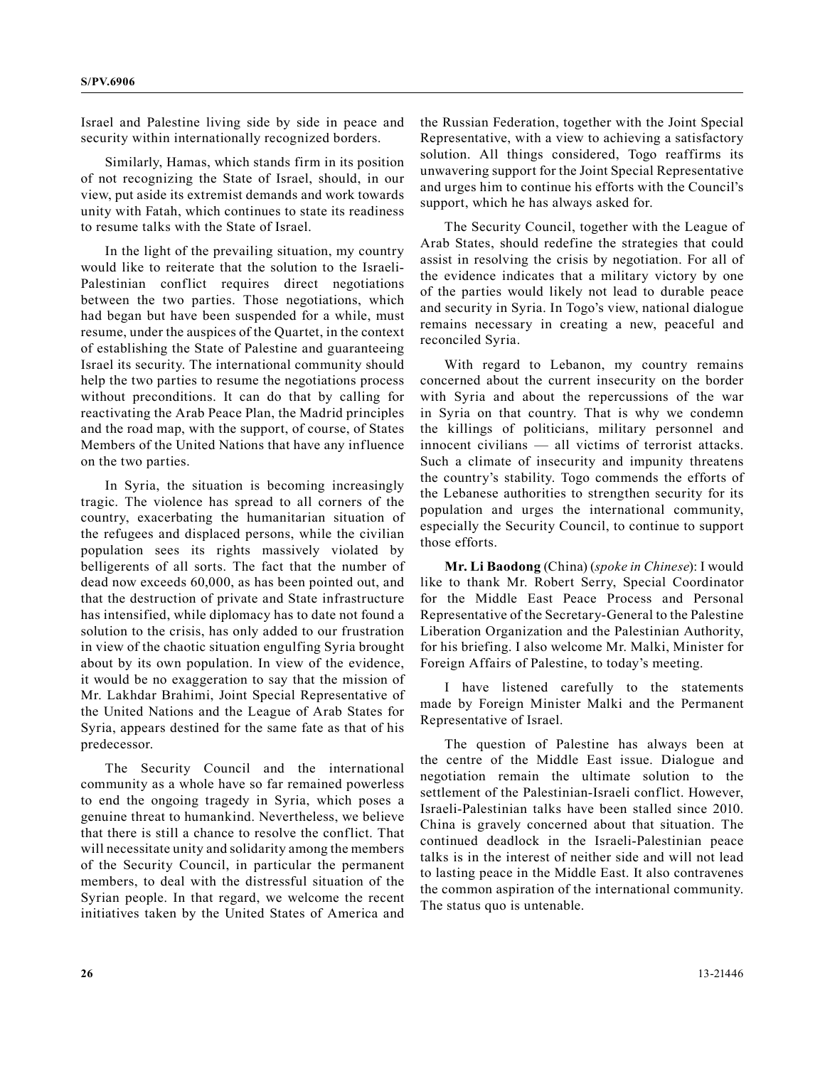Israel and Palestine living side by side in peace and security within internationally recognized borders.

Similarly, Hamas, which stands firm in its position of not recognizing the State of Israel, should, in our view, put aside its extremist demands and work towards unity with Fatah, which continues to state its readiness to resume talks with the State of Israel.

In the light of the prevailing situation, my country would like to reiterate that the solution to the Israeli-Palestinian conflict requires direct negotiations between the two parties. Those negotiations, which had began but have been suspended for a while, must resume, under the auspices of the Quartet, in the context of establishing the State of Palestine and guaranteeing Israel its security. The international community should help the two parties to resume the negotiations process without preconditions. It can do that by calling for reactivating the Arab Peace Plan, the Madrid principles and the road map, with the support, of course, of States Members of the United Nations that have any influence on the two parties.

In Syria, the situation is becoming increasingly tragic. The violence has spread to all corners of the country, exacerbating the humanitarian situation of the refugees and displaced persons, while the civilian population sees its rights massively violated by belligerents of all sorts. The fact that the number of dead now exceeds 60,000, as has been pointed out, and that the destruction of private and State infrastructure has intensified, while diplomacy has to date not found a solution to the crisis, has only added to our frustration in view of the chaotic situation engulfing Syria brought about by its own population. In view of the evidence, it would be no exaggeration to say that the mission of Mr. Lakhdar Brahimi, Joint Special Representative of the United Nations and the League of Arab States for Syria, appears destined for the same fate as that of his predecessor.

The Security Council and the international community as a whole have so far remained powerless to end the ongoing tragedy in Syria, which poses a genuine threat to humankind. Nevertheless, we believe that there is still a chance to resolve the conflict. That will necessitate unity and solidarity among the members of the Security Council, in particular the permanent members, to deal with the distressful situation of the Syrian people. In that regard, we welcome the recent initiatives taken by the United States of America and the Russian Federation, together with the Joint Special Representative, with a view to achieving a satisfactory solution. All things considered, Togo reaffirms its unwavering support for the Joint Special Representative and urges him to continue his efforts with the Council's support, which he has always asked for.

The Security Council, together with the League of Arab States, should redefine the strategies that could assist in resolving the crisis by negotiation. For all of the evidence indicates that a military victory by one of the parties would likely not lead to durable peace and security in Syria. In Togo's view, national dialogue remains necessary in creating a new, peaceful and reconciled Syria.

With regard to Lebanon, my country remains concerned about the current insecurity on the border with Syria and about the repercussions of the war in Syria on that country. That is why we condemn the killings of politicians, military personnel and innocent civilians — all victims of terrorist attacks. Such a climate of insecurity and impunity threatens the country's stability. Togo commends the efforts of the Lebanese authorities to strengthen security for its population and urges the international community, especially the Security Council, to continue to support those efforts.

**Mr. Li Baodong** (China) (*spoke in Chinese*): I would like to thank Mr. Robert Serry, Special Coordinator for the Middle East Peace Process and Personal Representative of the Secretary-General to the Palestine Liberation Organization and the Palestinian Authority, for his briefing. I also welcome Mr. Malki, Minister for Foreign Affairs of Palestine, to today's meeting.

I have listened carefully to the statements made by Foreign Minister Malki and the Permanent Representative of Israel.

The question of Palestine has always been at the centre of the Middle East issue. Dialogue and negotiation remain the ultimate solution to the settlement of the Palestinian-Israeli conflict. However, Israeli-Palestinian talks have been stalled since 2010. China is gravely concerned about that situation. The continued deadlock in the Israeli-Palestinian peace talks is in the interest of neither side and will not lead to lasting peace in the Middle East. It also contravenes the common aspiration of the international community. The status quo is untenable.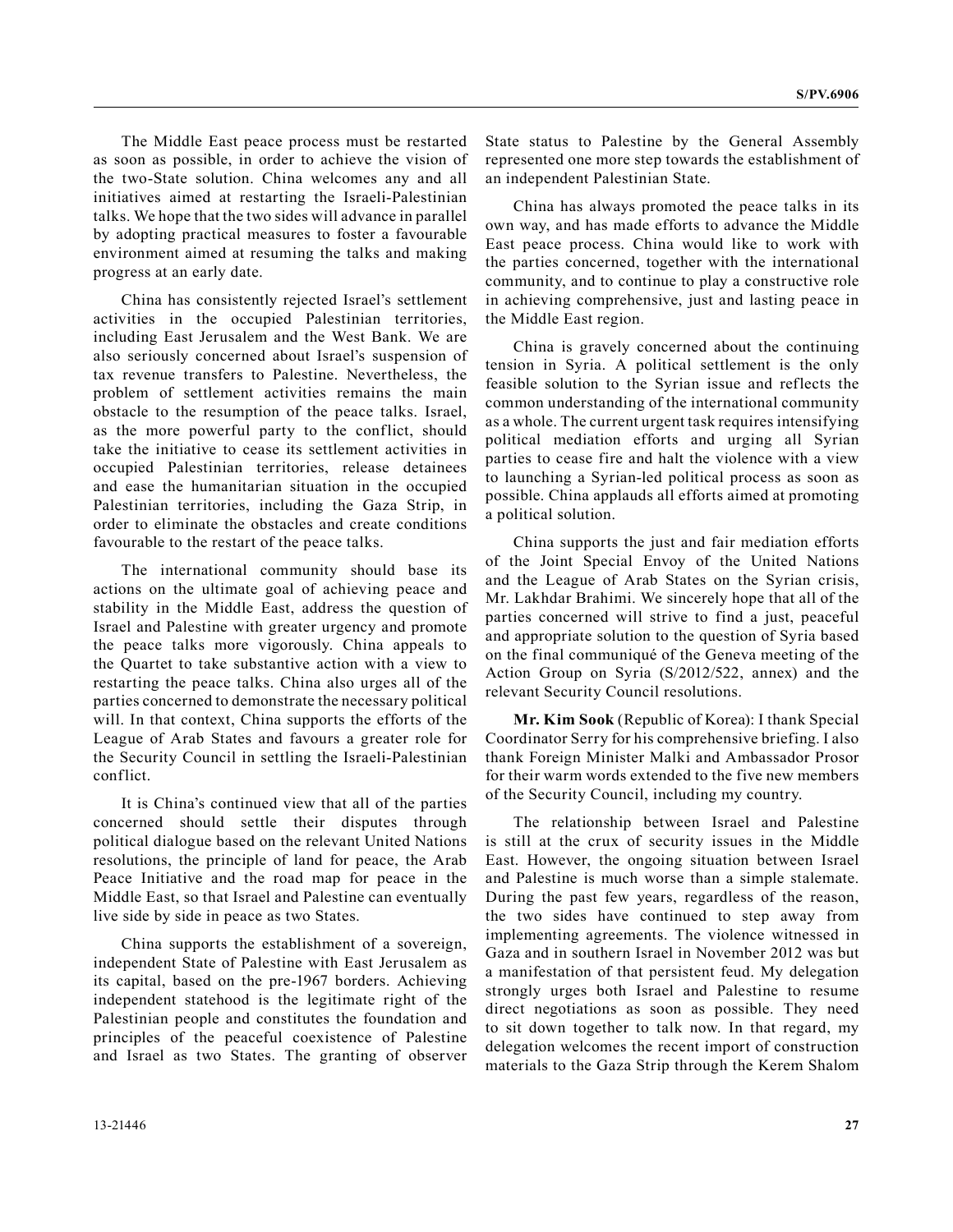The Middle East peace process must be restarted as soon as possible, in order to achieve the vision of the two-State solution. China welcomes any and all initiatives aimed at restarting the Israeli-Palestinian talks. We hope that the two sides will advance in parallel by adopting practical measures to foster a favourable environment aimed at resuming the talks and making progress at an early date.

China has consistently rejected Israel's settlement activities in the occupied Palestinian territories, including East Jerusalem and the West Bank. We are also seriously concerned about Israel's suspension of tax revenue transfers to Palestine. Nevertheless, the problem of settlement activities remains the main obstacle to the resumption of the peace talks. Israel, as the more powerful party to the conflict, should take the initiative to cease its settlement activities in occupied Palestinian territories, release detainees and ease the humanitarian situation in the occupied Palestinian territories, including the Gaza Strip, in order to eliminate the obstacles and create conditions favourable to the restart of the peace talks.

The international community should base its actions on the ultimate goal of achieving peace and stability in the Middle East, address the question of Israel and Palestine with greater urgency and promote the peace talks more vigorously. China appeals to the Quartet to take substantive action with a view to restarting the peace talks. China also urges all of the parties concerned to demonstrate the necessary political will. In that context, China supports the efforts of the League of Arab States and favours a greater role for the Security Council in settling the Israeli-Palestinian conflict.

It is China's continued view that all of the parties concerned should settle their disputes through political dialogue based on the relevant United Nations resolutions, the principle of land for peace, the Arab Peace Initiative and the road map for peace in the Middle East, so that Israel and Palestine can eventually live side by side in peace as two States.

China supports the establishment of a sovereign, independent State of Palestine with East Jerusalem as its capital, based on the pre-1967 borders. Achieving independent statehood is the legitimate right of the Palestinian people and constitutes the foundation and principles of the peaceful coexistence of Palestine and Israel as two States. The granting of observer State status to Palestine by the General Assembly represented one more step towards the establishment of an independent Palestinian State.

China has always promoted the peace talks in its own way, and has made efforts to advance the Middle East peace process. China would like to work with the parties concerned, together with the international community, and to continue to play a constructive role in achieving comprehensive, just and lasting peace in the Middle East region.

China is gravely concerned about the continuing tension in Syria. A political settlement is the only feasible solution to the Syrian issue and reflects the common understanding of the international community as a whole. The current urgent task requires intensifying political mediation efforts and urging all Syrian parties to cease fire and halt the violence with a view to launching a Syrian-led political process as soon as possible. China applauds all efforts aimed at promoting a political solution.

China supports the just and fair mediation efforts of the Joint Special Envoy of the United Nations and the League of Arab States on the Syrian crisis, Mr. Lakhdar Brahimi. We sincerely hope that all of the parties concerned will strive to find a just, peaceful and appropriate solution to the question of Syria based on the final communiqué of the Geneva meeting of the Action Group on Syria (S/2012/522, annex) and the relevant Security Council resolutions.

**Mr. Kim Sook** (Republic of Korea): I thank Special Coordinator Serry for his comprehensive briefing. I also thank Foreign Minister Malki and Ambassador Prosor for their warm words extended to the five new members of the Security Council, including my country.

The relationship between Israel and Palestine is still at the crux of security issues in the Middle East. However, the ongoing situation between Israel and Palestine is much worse than a simple stalemate. During the past few years, regardless of the reason, the two sides have continued to step away from implementing agreements. The violence witnessed in Gaza and in southern Israel in November 2012 was but a manifestation of that persistent feud. My delegation strongly urges both Israel and Palestine to resume direct negotiations as soon as possible. They need to sit down together to talk now. In that regard, my delegation welcomes the recent import of construction materials to the Gaza Strip through the Kerem Shalom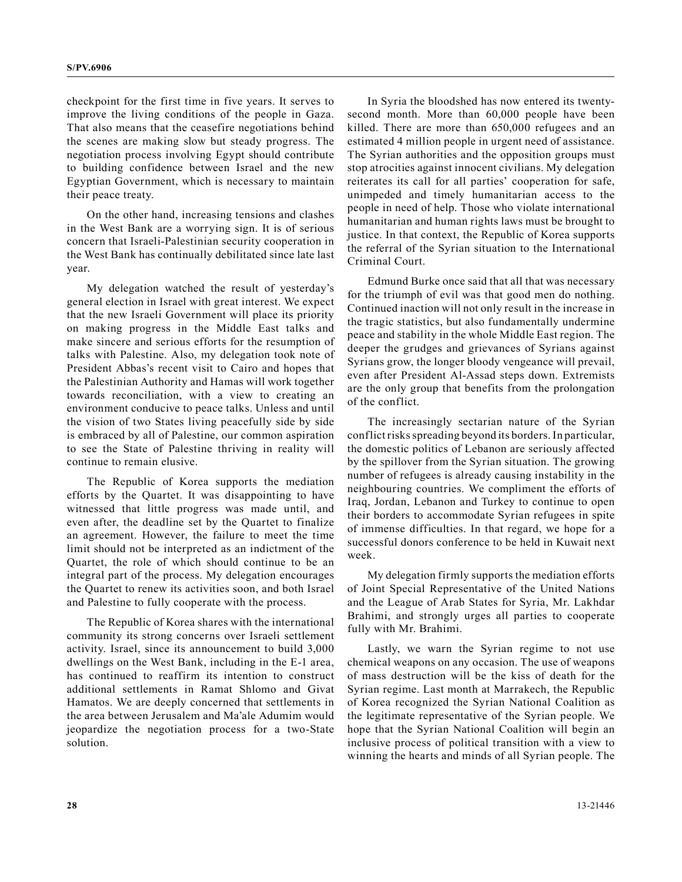checkpoint for the first time in five years. It serves to improve the living conditions of the people in Gaza. That also means that the ceasefire negotiations behind the scenes are making slow but steady progress. The negotiation process involving Egypt should contribute to building confidence between Israel and the new Egyptian Government, which is necessary to maintain their peace treaty.

On the other hand, increasing tensions and clashes in the West Bank are a worrying sign. It is of serious concern that Israeli-Palestinian security cooperation in the West Bank has continually debilitated since late last year.

My delegation watched the result of yesterday's general election in Israel with great interest. We expect that the new Israeli Government will place its priority on making progress in the Middle East talks and make sincere and serious efforts for the resumption of talks with Palestine. Also, my delegation took note of President Abbas's recent visit to Cairo and hopes that the Palestinian Authority and Hamas will work together towards reconciliation, with a view to creating an environment conducive to peace talks. Unless and until the vision of two States living peacefully side by side is embraced by all of Palestine, our common aspiration to see the State of Palestine thriving in reality will continue to remain elusive.

The Republic of Korea supports the mediation efforts by the Quartet. It was disappointing to have witnessed that little progress was made until, and even after, the deadline set by the Quartet to finalize an agreement. However, the failure to meet the time limit should not be interpreted as an indictment of the Quartet, the role of which should continue to be an integral part of the process. My delegation encourages the Quartet to renew its activities soon, and both Israel and Palestine to fully cooperate with the process.

The Republic of Korea shares with the international community its strong concerns over Israeli settlement activity. Israel, since its announcement to build 3,000 dwellings on the West Bank, including in the E-1 area, has continued to reaffirm its intention to construct additional settlements in Ramat Shlomo and Givat Hamatos. We are deeply concerned that settlements in the area between Jerusalem and Ma'ale Adumim would jeopardize the negotiation process for a two-State solution.

In Syria the bloodshed has now entered its twenty-second month. More than 60,000 people have been killed. There are more than 650,000 refugees and an estimated 4 million people in urgent need of assistance. The Syrian authorities and the opposition groups must stop atrocities against innocent civilians. My delegation reiterates its call for all parties' cooperation for safe, unimpeded and timely humanitarian access to the people in need of help. Those who violate international humanitarian and human rights laws must be brought to justice. In that context, the Republic of Korea supports the referral of the Syrian situation to the International Criminal Court.

Edmund Burke once said that all that was necessary for the triumph of evil was that good men do nothing. Continued inaction will not only result in the increase in the tragic statistics, but also fundamentally undermine peace and stability in the whole Middle East region. The deeper the grudges and grievances of Syrians against Syrians grow, the longer bloody vengeance will prevail, even after President Al-Assad steps down. Extremists are the only group that benefits from the prolongation of the conflict.

The increasingly sectarian nature of the Syrian conflict risks spreading beyond its borders. In particular, the domestic politics of Lebanon are seriously affected by the spillover from the Syrian situation. The growing number of refugees is already causing instability in the neighbouring countries. We compliment the efforts of Iraq, Jordan, Lebanon and Turkey to continue to open their borders to accommodate Syrian refugees in spite of immense difficulties. In that regard, we hope for a successful donors conference to be held in Kuwait next week.

My delegation firmly supports the mediation efforts of Joint Special Representative of the United Nations and the League of Arab States for Syria, Mr. Lakhdar Brahimi, and strongly urges all parties to cooperate fully with Mr. Brahimi.

Lastly, we warn the Syrian regime to not use chemical weapons on any occasion. The use of weapons of mass destruction will be the kiss of death for the Syrian regime. Last month at Marrakech, the Republic of Korea recognized the Syrian National Coalition as the legitimate representative of the Syrian people. We hope that the Syrian National Coalition will begin an inclusive process of political transition with a view to winning the hearts and minds of all Syrian people. The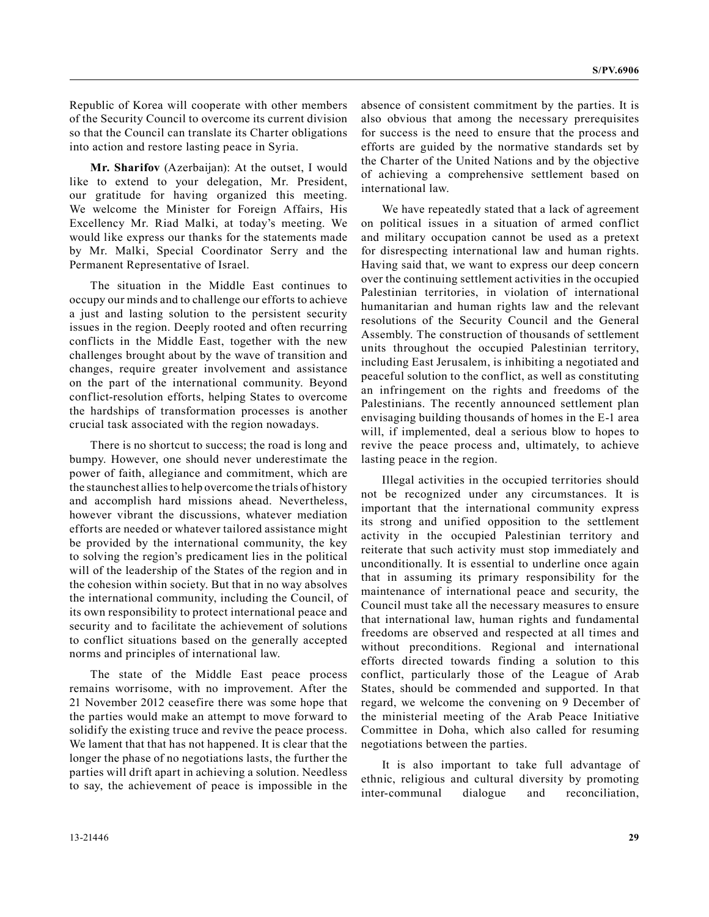Republic of Korea will cooperate with other members of the Security Council to overcome its current division so that the Council can translate its Charter obligations into action and restore lasting peace in Syria.

**Mr. Sharifov** (Azerbaijan): At the outset, I would like to extend to your delegation, Mr. President, our gratitude for having organized this meeting. We welcome the Minister for Foreign Affairs, His Excellency Mr. Riad Malki, at today's meeting. We would like express our thanks for the statements made by Mr. Malki, Special Coordinator Serry and the Permanent Representative of Israel.

The situation in the Middle East continues to occupy our minds and to challenge our efforts to achieve a just and lasting solution to the persistent security issues in the region. Deeply rooted and often recurring conflicts in the Middle East, together with the new challenges brought about by the wave of transition and changes, require greater involvement and assistance on the part of the international community. Beyond conflict-resolution efforts, helping States to overcome the hardships of transformation processes is another crucial task associated with the region nowadays.

There is no shortcut to success; the road is long and bumpy. However, one should never underestimate the power of faith, allegiance and commitment, which are the staunchest allies to help overcome the trials of history and accomplish hard missions ahead. Nevertheless, however vibrant the discussions, whatever mediation efforts are needed or whatever tailored assistance might be provided by the international community, the key to solving the region's predicament lies in the political will of the leadership of the States of the region and in the cohesion within society. But that in no way absolves the international community, including the Council, of its own responsibility to protect international peace and security and to facilitate the achievement of solutions to conflict situations based on the generally accepted norms and principles of international law.

The state of the Middle East peace process remains worrisome, with no improvement. After the 21 November 2012 ceasefire there was some hope that the parties would make an attempt to move forward to solidify the existing truce and revive the peace process. We lament that that has not happened. It is clear that the longer the phase of no negotiations lasts, the further the parties will drift apart in achieving a solution. Needless to say, the achievement of peace is impossible in the absence of consistent commitment by the parties. It is also obvious that among the necessary prerequisites for success is the need to ensure that the process and efforts are guided by the normative standards set by the Charter of the United Nations and by the objective of achieving a comprehensive settlement based on international law.

We have repeatedly stated that a lack of agreement on political issues in a situation of armed conflict and military occupation cannot be used as a pretext for disrespecting international law and human rights. Having said that, we want to express our deep concern over the continuing settlement activities in the occupied Palestinian territories, in violation of international humanitarian and human rights law and the relevant resolutions of the Security Council and the General Assembly. The construction of thousands of settlement units throughout the occupied Palestinian territory, including East Jerusalem, is inhibiting a negotiated and peaceful solution to the conflict, as well as constituting an infringement on the rights and freedoms of the Palestinians. The recently announced settlement plan envisaging building thousands of homes in the E-1 area will, if implemented, deal a serious blow to hopes to revive the peace process and, ultimately, to achieve lasting peace in the region.

Illegal activities in the occupied territories should not be recognized under any circumstances. It is important that the international community express its strong and unified opposition to the settlement activity in the occupied Palestinian territory and reiterate that such activity must stop immediately and unconditionally. It is essential to underline once again that in assuming its primary responsibility for the maintenance of international peace and security, the Council must take all the necessary measures to ensure that international law, human rights and fundamental freedoms are observed and respected at all times and without preconditions. Regional and international efforts directed towards finding a solution to this conflict, particularly those of the League of Arab States, should be commended and supported. In that regard, we welcome the convening on 9 December of the ministerial meeting of the Arab Peace Initiative Committee in Doha, which also called for resuming negotiations between the parties.

It is also important to take full advantage of ethnic, religious and cultural diversity by promoting inter-communal dialogue and reconciliation,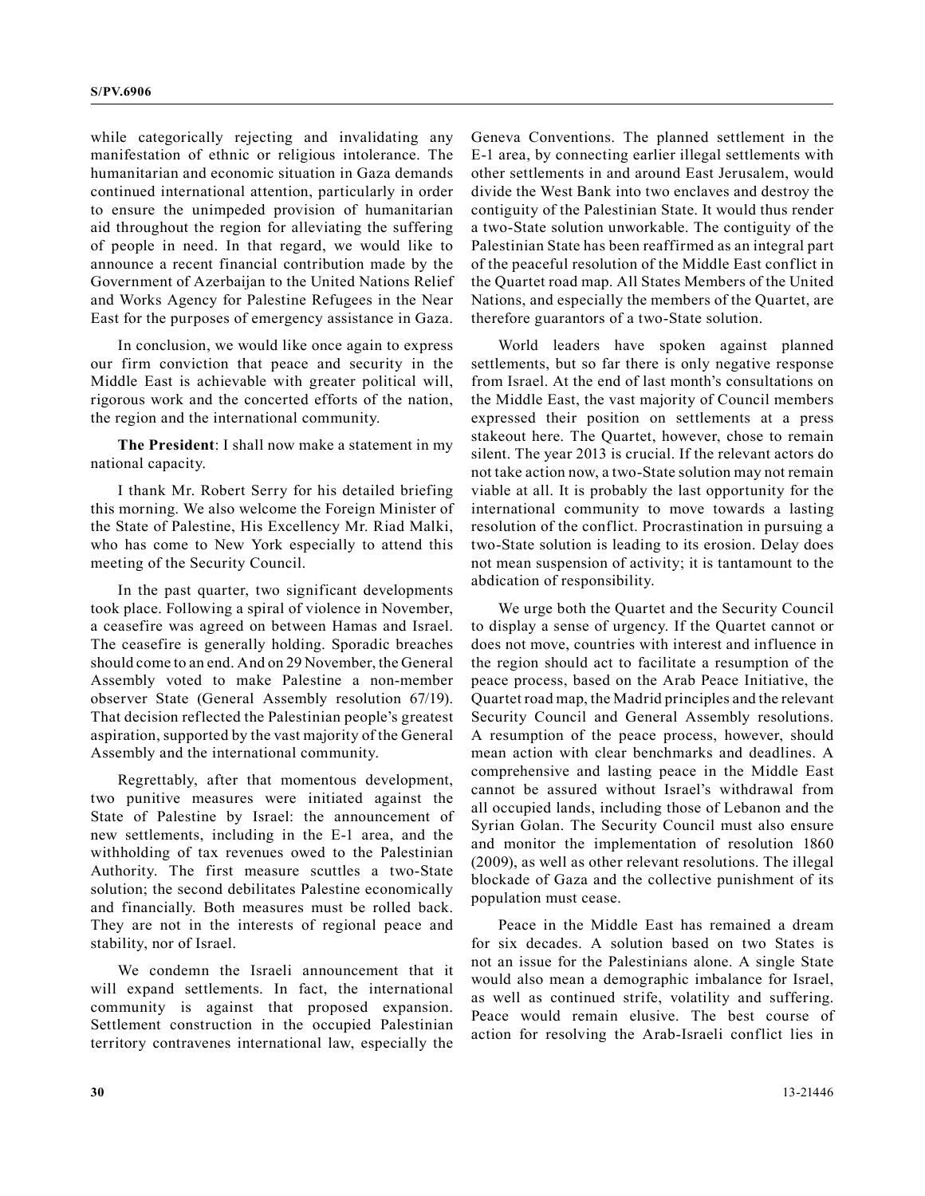while categorically rejecting and invalidating any manifestation of ethnic or religious intolerance. The humanitarian and economic situation in Gaza demands continued international attention, particularly in order to ensure the unimpeded provision of humanitarian aid throughout the region for alleviating the suffering of people in need. In that regard, we would like to announce a recent financial contribution made by the Government of Azerbaijan to the United Nations Relief and Works Agency for Palestine Refugees in the Near East for the purposes of emergency assistance in Gaza.

In conclusion, we would like once again to express our firm conviction that peace and security in the Middle East is achievable with greater political will, rigorous work and the concerted efforts of the nation, the region and the international community.

**The President**: I shall now make a statement in my national capacity.

I thank Mr. Robert Serry for his detailed briefing this morning. We also welcome the Foreign Minister of the State of Palestine, His Excellency Mr. Riad Malki, who has come to New York especially to attend this meeting of the Security Council.

In the past quarter, two significant developments took place. Following a spiral of violence in November, a ceasefire was agreed on between Hamas and Israel. The ceasefire is generally holding. Sporadic breaches should come to an end. And on 29 November, the General Assembly voted to make Palestine a non-member observer State (General Assembly resolution 67/19). That decision reflected the Palestinian people's greatest aspiration, supported by the vast majority of the General Assembly and the international community.

Regrettably, after that momentous development, two punitive measures were initiated against the State of Palestine by Israel: the announcement of new settlements, including in the E-1 area, and the withholding of tax revenues owed to the Palestinian Authority. The first measure scuttles a two-State solution; the second debilitates Palestine economically and financially. Both measures must be rolled back. They are not in the interests of regional peace and stability, nor of Israel.

We condemn the Israeli announcement that it will expand settlements. In fact, the international community is against that proposed expansion. Settlement construction in the occupied Palestinian territory contravenes international law, especially the Geneva Conventions. The planned settlement in the E-1 area, by connecting earlier illegal settlements with other settlements in and around East Jerusalem, would divide the West Bank into two enclaves and destroy the contiguity of the Palestinian State. It would thus render a two-State solution unworkable. The contiguity of the Palestinian State has been reaffirmed as an integral part of the peaceful resolution of the Middle East conflict in the Quartet road map. All States Members of the United Nations, and especially the members of the Quartet, are therefore guarantors of a two-State solution.

World leaders have spoken against planned settlements, but so far there is only negative response from Israel. At the end of last month's consultations on the Middle East, the vast majority of Council members expressed their position on settlements at a press stakeout here. The Quartet, however, chose to remain silent. The year 2013 is crucial. If the relevant actors do not take action now, a two-State solution may not remain viable at all. It is probably the last opportunity for the international community to move towards a lasting resolution of the conflict. Procrastination in pursuing a two-State solution is leading to its erosion. Delay does not mean suspension of activity; it is tantamount to the abdication of responsibility.

We urge both the Quartet and the Security Council to display a sense of urgency. If the Quartet cannot or does not move, countries with interest and influence in the region should act to facilitate a resumption of the peace process, based on the Arab Peace Initiative, the Quartet road map, the Madrid principles and the relevant Security Council and General Assembly resolutions. A resumption of the peace process, however, should mean action with clear benchmarks and deadlines. A comprehensive and lasting peace in the Middle East cannot be assured without Israel's withdrawal from all occupied lands, including those of Lebanon and the Syrian Golan. The Security Council must also ensure and monitor the implementation of resolution 1860 (2009), as well as other relevant resolutions. The illegal blockade of Gaza and the collective punishment of its population must cease.

Peace in the Middle East has remained a dream for six decades. A solution based on two States is not an issue for the Palestinians alone. A single State would also mean a demographic imbalance for Israel, as well as continued strife, volatility and suffering. Peace would remain elusive. The best course of action for resolving the Arab-Israeli conflict lies in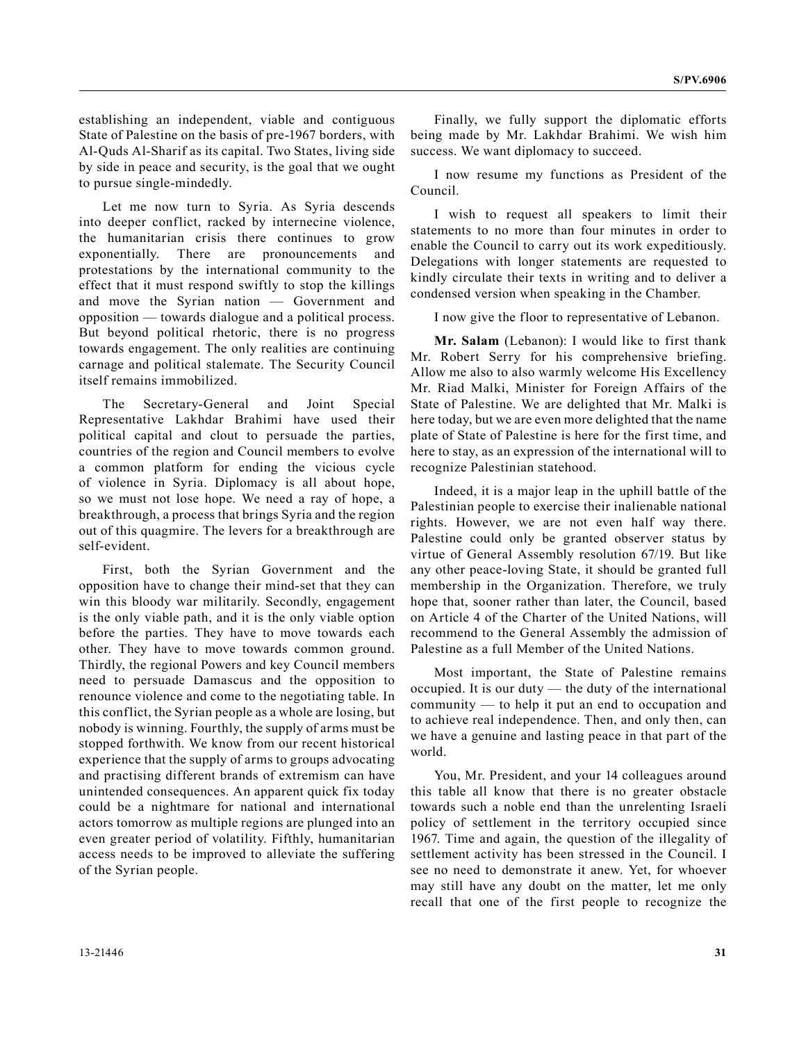establishing an independent, viable and contiguous State of Palestine on the basis of pre-1967 borders, with Al-Quds Al-Sharif as its capital. Two States, living side by side in peace and security, is the goal that we ought to pursue single-mindedly.

Let me now turn to Syria. As Syria descends into deeper conflict, racked by internecine violence, the humanitarian crisis there continues to grow exponentially. There are pronouncements and protestations by the international community to the effect that it must respond swiftly to stop the killings and move the Syrian nation — Government and opposition — towards dialogue and a political process. But beyond political rhetoric, there is no progress towards engagement. The only realities are continuing carnage and political stalemate. The Security Council itself remains immobilized.

The Secretary-General and Joint Special Representative Lakhdar Brahimi have used their political capital and clout to persuade the parties, countries of the region and Council members to evolve a common platform for ending the vicious cycle of violence in Syria. Diplomacy is all about hope, so we must not lose hope. We need a ray of hope, a breakthrough, a process that brings Syria and the region out of this quagmire. The levers for a breakthrough are self-evident.

First, both the Syrian Government and the opposition have to change their mind-set that they can win this bloody war militarily. Secondly, engagement is the only viable path, and it is the only viable option before the parties. They have to move towards each other. They have to move towards common ground. Thirdly, the regional Powers and key Council members need to persuade Damascus and the opposition to renounce violence and come to the negotiating table. In this conflict, the Syrian people as a whole are losing, but nobody is winning. Fourthly, the supply of arms must be stopped forthwith. We know from our recent historical experience that the supply of arms to groups advocating and practising different brands of extremism can have unintended consequences. An apparent quick fix today could be a nightmare for national and international actors tomorrow as multiple regions are plunged into an even greater period of volatility. Fifthly, humanitarian access needs to be improved to alleviate the suffering of the Syrian people.

Finally, we fully support the diplomatic efforts being made by Mr. Lakhdar Brahimi. We wish him success. We want diplomacy to succeed.

I now resume my functions as President of the Council.

I wish to request all speakers to limit their statements to no more than four minutes in order to enable the Council to carry out its work expeditiously. Delegations with longer statements are requested to kindly circulate their texts in writing and to deliver a condensed version when speaking in the Chamber.

I now give the floor to representative of Lebanon.

**Mr. Salam** (Lebanon): I would like to first thank Mr. Robert Serry for his comprehensive briefing. Allow me also to also warmly welcome His Excellency Mr. Riad Malki, Minister for Foreign Affairs of the State of Palestine. We are delighted that Mr. Malki is here today, but we are even more delighted that the name plate of State of Palestine is here for the first time, and here to stay, as an expression of the international will to recognize Palestinian statehood.

Indeed, it is a major leap in the uphill battle of the Palestinian people to exercise their inalienable national rights. However, we are not even half way there. Palestine could only be granted observer status by virtue of General Assembly resolution 67/19. But like any other peace-loving State, it should be granted full membership in the Organization. Therefore, we truly hope that, sooner rather than later, the Council, based on Article 4 of the Charter of the United Nations, will recommend to the General Assembly the admission of Palestine as a full Member of the United Nations.

Most important, the State of Palestine remains occupied. It is our duty — the duty of the international community — to help it put an end to occupation and to achieve real independence. Then, and only then, can we have a genuine and lasting peace in that part of the world.

You, Mr. President, and your 14 colleagues around this table all know that there is no greater obstacle towards such a noble end than the unrelenting Israeli policy of settlement in the territory occupied since 1967. Time and again, the question of the illegality of settlement activity has been stressed in the Council. I see no need to demonstrate it anew. Yet, for whoever may still have any doubt on the matter, let me only recall that one of the first people to recognize the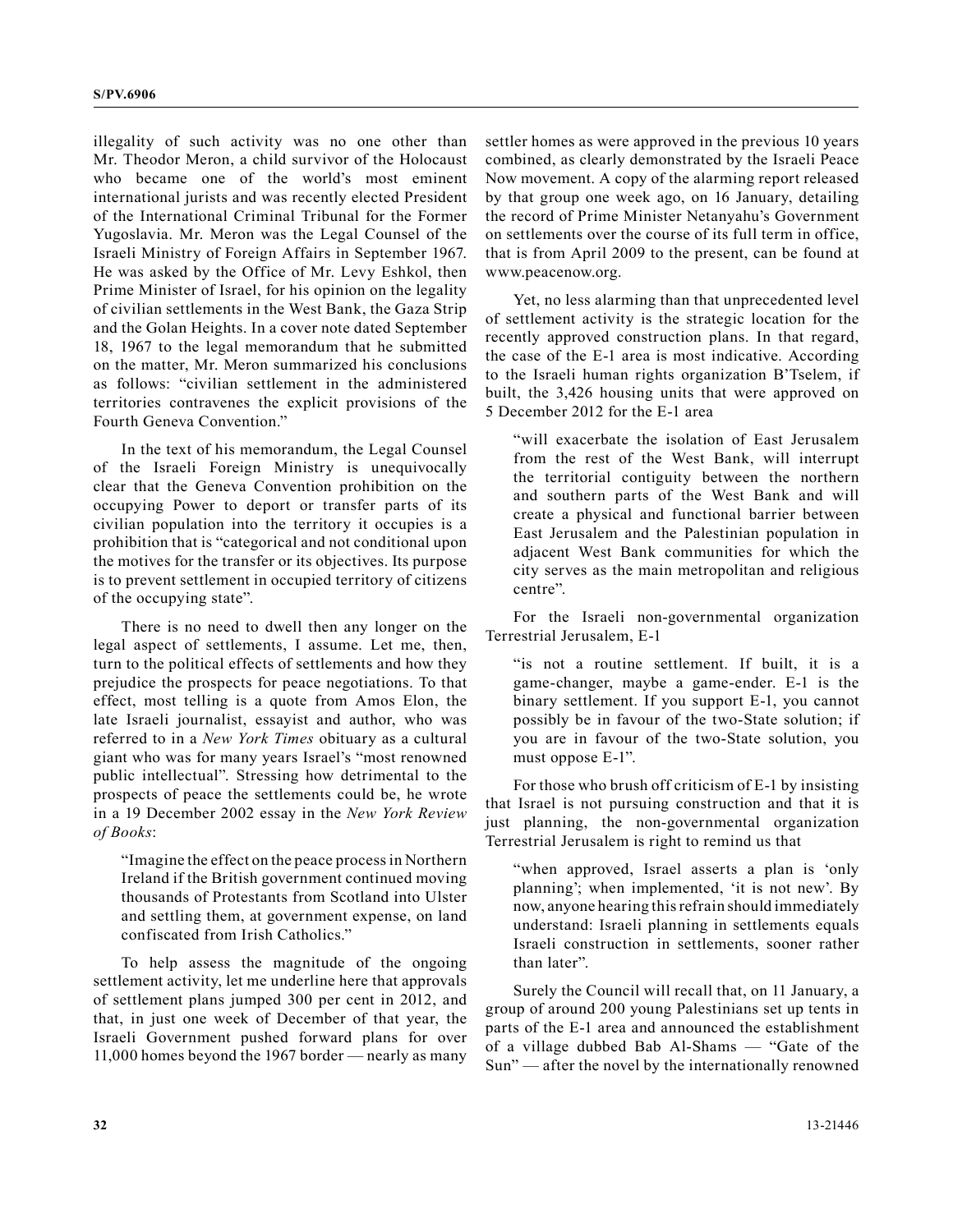illegality of such activity was no one other than Mr. Theodor Meron, a child survivor of the Holocaust who became one of the world's most eminent international jurists and was recently elected President of the International Criminal Tribunal for the Former Yugoslavia. Mr. Meron was the Legal Counsel of the Israeli Ministry of Foreign Affairs in September 1967. He was asked by the Office of Mr. Levy Eshkol, then Prime Minister of Israel, for his opinion on the legality of civilian settlements in the West Bank, the Gaza Strip and the Golan Heights. In a cover note dated September 18, 1967 to the legal memorandum that he submitted on the matter, Mr. Meron summarized his conclusions as follows: "civilian settlement in the administered territories contravenes the explicit provisions of the Fourth Geneva Convention."

In the text of his memorandum, the Legal Counsel of the Israeli Foreign Ministry is unequivocally clear that the Geneva Convention prohibition on the occupying Power to deport or transfer parts of its civilian population into the territory it occupies is a prohibition that is "categorical and not conditional upon the motives for the transfer or its objectives. Its purpose is to prevent settlement in occupied territory of citizens of the occupying state".

There is no need to dwell then any longer on the legal aspect of settlements, I assume. Let me, then, turn to the political effects of settlements and how they prejudice the prospects for peace negotiations. To that effect, most telling is a quote from Amos Elon, the late Israeli journalist, essayist and author, who was referred to in a *New York Times* obituary as a cultural giant who was for many years Israel's "most renowned public intellectual". Stressing how detrimental to the prospects of peace the settlements could be, he wrote in a 19 December 2002 essay in the *New York Review of Books*:

> "Imagine the effect on the peace process in Northern Ireland if the British government continued moving thousands of Protestants from Scotland into Ulster and settling them, at government expense, on land confiscated from Irish Catholics."

To help assess the magnitude of the ongoing settlement activity, let me underline here that approvals of settlement plans jumped 300 per cent in 2012, and that, in just one week of December of that year, the Israeli Government pushed forward plans for over 11,000 homes beyond the 1967 border — nearly as many settler homes as were approved in the previous 10 years combined, as clearly demonstrated by the Israeli Peace Now movement. A copy of the alarming report released by that group one week ago, on 16 January, detailing the record of Prime Minister Netanyahu's Government on settlements over the course of its full term in office, that is from April 2009 to the present, can be found at www.peacenow.org.

Yet, no less alarming than that unprecedented level of settlement activity is the strategic location for the recently approved construction plans. In that regard, the case of the E-1 area is most indicative. According to the Israeli human rights organization B'Tselem, if built, the 3,426 housing units that were approved on 5 December 2012 for the E-1 area

> "will exacerbate the isolation of East Jerusalem from the rest of the West Bank, will interrupt the territorial contiguity between the northern and southern parts of the West Bank and will create a physical and functional barrier between East Jerusalem and the Palestinian population in adjacent West Bank communities for which the city serves as the main metropolitan and religious centre".

For the Israeli non-governmental organization Terrestrial Jerusalem, E-1

> "is not a routine settlement. If built, it is a game-changer, maybe a game-ender. E-1 is the binary settlement. If you support E-1, you cannot possibly be in favour of the two-State solution; if you are in favour of the two-State solution, you must oppose E-1".

For those who brush off criticism of E-1 by insisting that Israel is not pursuing construction and that it is just planning, the non-governmental organization Terrestrial Jerusalem is right to remind us that

> "when approved, Israel asserts a plan is 'only planning'; when implemented, 'it is not new'. By now, anyone hearing this refrain should immediately understand: Israeli planning in settlements equals Israeli construction in settlements, sooner rather than later".

Surely the Council will recall that, on 11 January, a group of around 200 young Palestinians set up tents in parts of the E-1 area and announced the establishment of a village dubbed Bab Al-Shams — "Gate of the Sun" — after the novel by the internationally renowned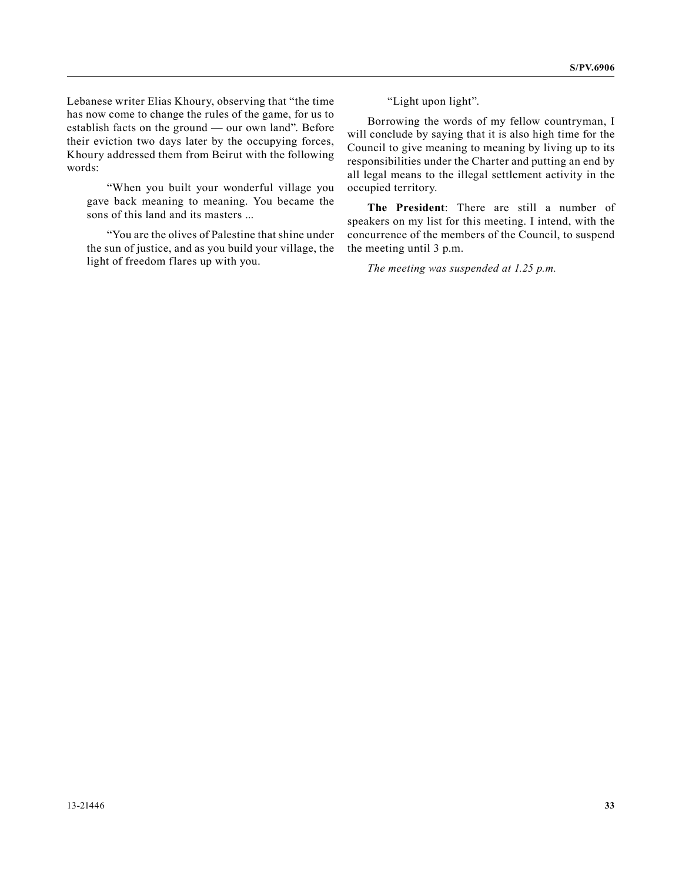Lebanese writer Elias Khoury, observing that "the time has now come to change the rules of the game, for us to establish facts on the ground — our own land". Before their eviction two days later by the occupying forces, Khoury addressed them from Beirut with the following words:

> "When you built your wonderful village you gave back meaning to meaning. You became the sons of this land and its masters ...
>
> "You are the olives of Palestine that shine under the sun of justice, and as you build your village, the light of freedom flares up with you.
>
> "Light upon light".

Borrowing the words of my fellow countryman, I will conclude by saying that it is also high time for the Council to give meaning to meaning by living up to its responsibilities under the Charter and putting an end by all legal means to the illegal settlement activity in the occupied territory.

**The President**: There are still a number of speakers on my list for this meeting. I intend, with the concurrence of the members of the Council, to suspend the meeting until 3 p.m.

*The meeting was suspended at 1.25 p.m.*